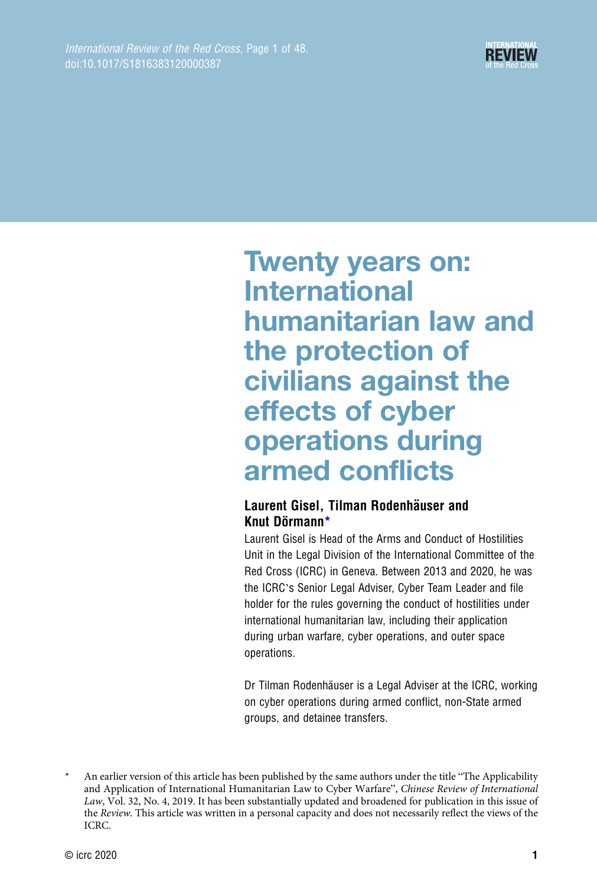# Twenty years on: International humanitarian law and the protection of civilians against the effects of cyber operations during armed conflicts

**Laurent Gisel, Tilman Rodenhäuser and Knut Dörmann***

Laurent Gisel is Head of the Arms and Conduct of Hostilities Unit in the Legal Division of the International Committee of the Red Cross (ICRC) in Geneva. Between 2013 and 2020, he was the ICRC's Senior Legal Adviser, Cyber Team Leader and file holder for the rules governing the conduct of hostilities under international humanitarian law, including their application during urban warfare, cyber operations, and outer space operations.

Dr Tilman Rodenhäuser is a Legal Adviser at the ICRC, working on cyber operations during armed conflict, non-State armed groups, and detainee transfers.

\* An earlier version of this article has been published by the same authors under the title "The Applicability and Application of International Humanitarian Law to Cyber Warfare", *Chinese Review of International Law*, Vol. 32, No. 4, 2019. It has been substantially updated and broadened for publication in this issue of the *Review*. This article was written in a personal capacity and does not necessarily reflect the views of the ICRC.

© icrc 2020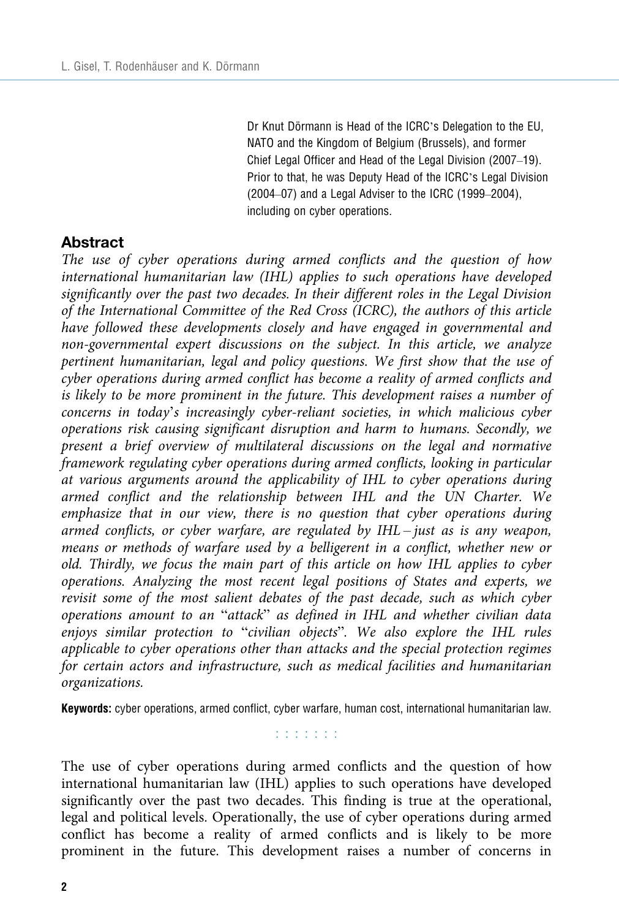Dr Knut Dörmann is Head of the ICRC's Delegation to the EU, NATO and the Kingdom of Belgium (Brussels), and former Chief Legal Officer and Head of the Legal Division (2007–19). Prior to that, he was Deputy Head of the ICRC's Legal Division (2004–07) and a Legal Adviser to the ICRC (1999–2004), including on cyber operations.

## Abstract

*The use of cyber operations during armed conflicts and the question of how international humanitarian law (IHL) applies to such operations have developed significantly over the past two decades. In their different roles in the Legal Division of the International Committee of the Red Cross (ICRC), the authors of this article have followed these developments closely and have engaged in governmental and non-governmental expert discussions on the subject. In this article, we analyze pertinent humanitarian, legal and policy questions. We first show that the use of cyber operations during armed conflict has become a reality of armed conflicts and is likely to be more prominent in the future. This development raises a number of concerns in today's increasingly cyber-reliant societies, in which malicious cyber operations risk causing significant disruption and harm to humans. Secondly, we present a brief overview of multilateral discussions on the legal and normative framework regulating cyber operations during armed conflicts, looking in particular at various arguments around the applicability of IHL to cyber operations during armed conflict and the relationship between IHL and the UN Charter. We emphasize that in our view, there is no question that cyber operations during armed conflicts, or cyber warfare, are regulated by IHL – just as is any weapon, means or methods of warfare used by a belligerent in a conflict, whether new or old. Thirdly, we focus the main part of this article on how IHL applies to cyber operations. Analyzing the most recent legal positions of States and experts, we revisit some of the most salient debates of the past decade, such as which cyber operations amount to an "attack" as defined in IHL and whether civilian data enjoys similar protection to "civilian objects". We also explore the IHL rules applicable to cyber operations other than attacks and the special protection regimes for certain actors and infrastructure, such as medical facilities and humanitarian organizations.*

**Keywords:** cyber operations, armed conflict, cyber warfare, human cost, international humanitarian law.

The use of cyber operations during armed conflicts and the question of how international humanitarian law (IHL) applies to such operations have developed significantly over the past two decades. This finding is true at the operational, legal and political levels. Operationally, the use of cyber operations during armed conflict has become a reality of armed conflicts and is likely to be more prominent in the future. This development raises a number of concerns in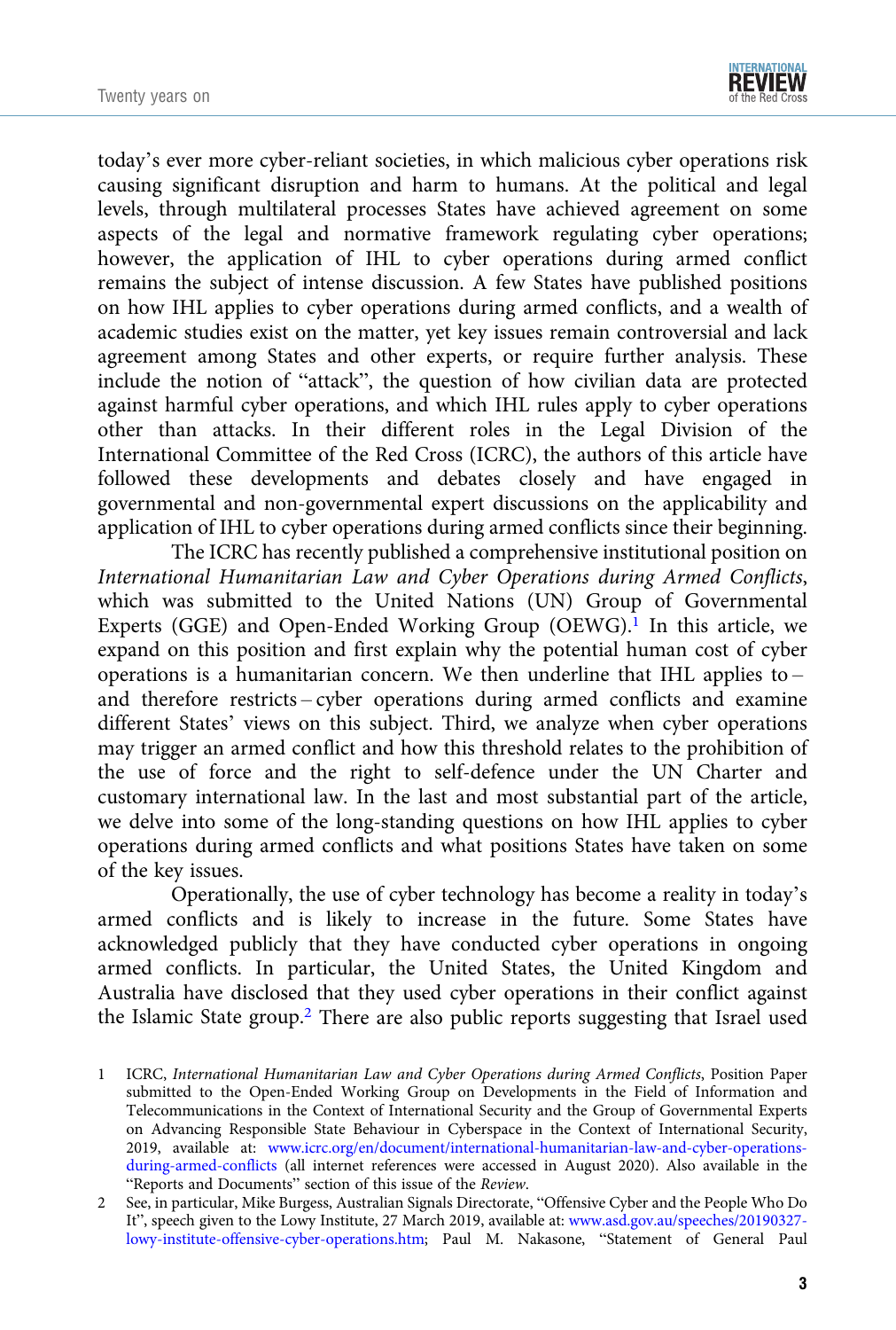today's ever more cyber-reliant societies, in which malicious cyber operations risk causing significant disruption and harm to humans. At the political and legal levels, through multilateral processes States have achieved agreement on some aspects of the legal and normative framework regulating cyber operations; however, the application of IHL to cyber operations during armed conflict remains the subject of intense discussion. A few States have published positions on how IHL applies to cyber operations during armed conflicts, and a wealth of academic studies exist on the matter, yet key issues remain controversial and lack agreement among States and other experts, or require further analysis. These include the notion of "attack", the question of how civilian data are protected against harmful cyber operations, and which IHL rules apply to cyber operations other than attacks. In their different roles in the Legal Division of the International Committee of the Red Cross (ICRC), the authors of this article have followed these developments and debates closely and have engaged in governmental and non-governmental expert discussions on the applicability and application of IHL to cyber operations during armed conflicts since their beginning.

The ICRC has recently published a comprehensive institutional position on *International Humanitarian Law and Cyber Operations during Armed Conflicts*, which was submitted to the United Nations (UN) Group of Governmental Experts (GGE) and Open-Ended Working Group (OEWG).[1] In this article, we expand on this position and first explain why the potential human cost of cyber operations is a humanitarian concern. We then underline that IHL applies to – and therefore restricts – cyber operations during armed conflicts and examine different States' views on this subject. Third, we analyze when cyber operations may trigger an armed conflict and how this threshold relates to the prohibition of the use of force and the right to self-defence under the UN Charter and customary international law. In the last and most substantial part of the article, we delve into some of the long-standing questions on how IHL applies to cyber operations during armed conflicts and what positions States have taken on some of the key issues.

Operationally, the use of cyber technology has become a reality in today's armed conflicts and is likely to increase in the future. Some States have acknowledged publicly that they have conducted cyber operations in ongoing armed conflicts. In particular, the United States, the United Kingdom and Australia have disclosed that they used cyber operations in their conflict against the Islamic State group.[2] There are also public reports suggesting that Israel used

1 ICRC, *International Humanitarian Law and Cyber Operations during Armed Conflicts*, Position Paper submitted to the Open-Ended Working Group on Developments in the Field of Information and Telecommunications in the Context of International Security and the Group of Governmental Experts on Advancing Responsible State Behaviour in Cyberspace in the Context of International Security, 2019, available at: www.icrc.org/en/document/international-humanitarian-law-and-cyber-operations-during-armed-conflicts (all internet references were accessed in August 2020). Also available in the "Reports and Documents" section of this issue of the *Review*.

2 See, in particular, Mike Burgess, Australian Signals Directorate, "Offensive Cyber and the People Who Do It", speech given to the Lowy Institute, 27 March 2019, available at: www.asd.gov.au/speeches/20190327-lowy-institute-offensive-cyber-operations.htm; Paul M. Nakasone, "Statement of General Paul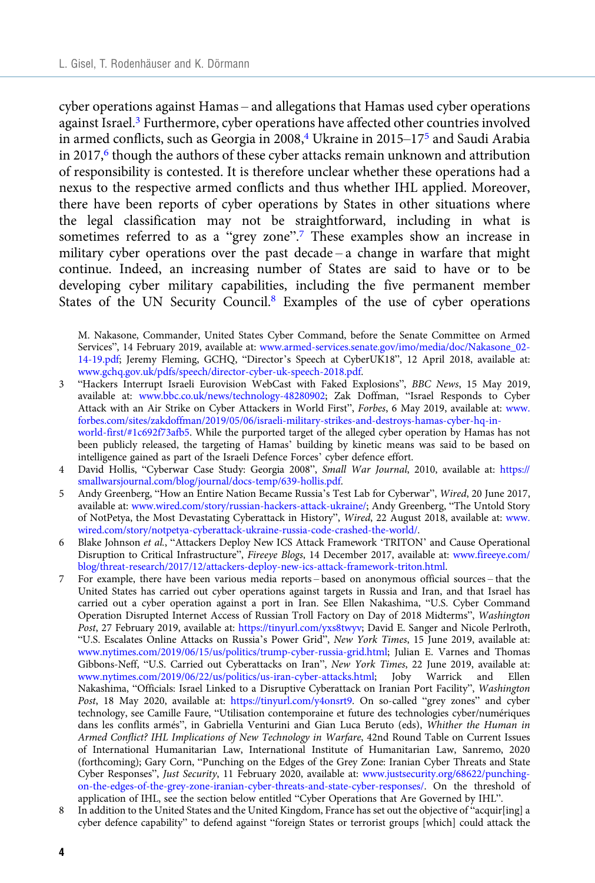cyber operations against Hamas – and allegations that Hamas used cyber operations against Israel.[3] Furthermore, cyber operations have affected other countries involved in armed conflicts, such as Georgia in 2008,[4] Ukraine in 2015–17[5] and Saudi Arabia in 2017,[6] though the authors of these cyber attacks remain unknown and attribution of responsibility is contested. It is therefore unclear whether these operations had a nexus to the respective armed conflicts and thus whether IHL applied. Moreover, there have been reports of cyber operations by States in other situations where the legal classification may not be straightforward, including in what is sometimes referred to as a "grey zone".[7] These examples show an increase in military cyber operations over the past decade – a change in warfare that might continue. Indeed, an increasing number of States are said to have or to be developing cyber military capabilities, including the five permanent member States of the UN Security Council.[8] Examples of the use of cyber operations

M. Nakasone, Commander, United States Cyber Command, before the Senate Committee on Armed Services", 14 February 2019, available at: www.armed-services.senate.gov/imo/media/doc/Nakasone_02-14-19.pdf; Jeremy Fleming, GCHQ, "Director's Speech at CyberUK18", 12 April 2018, available at: www.gchq.gov.uk/pdfs/speech/director-cyber-uk-speech-2018.pdf.

3 "Hackers Interrupt Israeli Eurovision WebCast with Faked Explosions", *BBC News*, 15 May 2019, available at: www.bbc.co.uk/news/technology-48280902; Zak Doffman, "Israel Responds to Cyber Attack with an Air Strike on Cyber Attackers in World First", *Forbes*, 6 May 2019, available at: www.forbes.com/sites/zakdoffman/2019/05/06/israeli-military-strikes-and-destroys-hamas-cyber-hq-in-world-first/#1c692f73afb5. While the purported target of the alleged cyber operation by Hamas has not been publicly released, the targeting of Hamas' building by kinetic means was said to be based on intelligence gained as part of the Israeli Defence Forces' cyber defence effort.

4 David Hollis, "Cyberwar Case Study: Georgia 2008", *Small War Journal*, 2010, available at: https://smallwarsjournal.com/blog/journal/docs-temp/639-hollis.pdf.

5 Andy Greenberg, "How an Entire Nation Became Russia's Test Lab for Cyberwar", *Wired*, 20 June 2017, available at: www.wired.com/story/russian-hackers-attack-ukraine/; Andy Greenberg, "The Untold Story of NotPetya, the Most Devastating Cyberattack in History", *Wired*, 22 August 2018, available at: www.wired.com/story/notpetya-cyberattack-ukraine-russia-code-crashed-the-world/.

6 Blake Johnson *et al.*, "Attackers Deploy New ICS Attack Framework 'TRITON' and Cause Operational Disruption to Critical Infrastructure", *Fireeye Blogs*, 14 December 2017, available at: www.fireeye.com/blog/threat-research/2017/12/attackers-deploy-new-ics-attack-framework-triton.html.

7 For example, there have been various media reports – based on anonymous official sources – that the United States has carried out cyber operations against targets in Russia and Iran, and that Israel has carried out a cyber operation against a port in Iran. See Ellen Nakashima, "U.S. Cyber Command Operation Disrupted Internet Access of Russian Troll Factory on Day of 2018 Midterms", *Washington Post*, 27 February 2019, available at: https://tinyurl.com/yxs8twyv; David E. Sanger and Nicole Perlroth, "U.S. Escalates Online Attacks on Russia's Power Grid", *New York Times*, 15 June 2019, available at: www.nytimes.com/2019/06/15/us/politics/trump-cyber-russia-grid.html; Julian E. Varnes and Thomas Gibbons-Neff, "U.S. Carried out Cyberattacks on Iran", *New York Times*, 22 June 2019, available at: www.nytimes.com/2019/06/22/us/politics/us-iran-cyber-attacks.html; Joby Warrick and Ellen Nakashima, "Officials: Israel Linked to a Disruptive Cyberattack on Iranian Port Facility", *Washington Post*, 18 May 2020, available at: https://tinyurl.com/y4onsrt9. On so-called "grey zones" and cyber technology, see Camille Faure, "Utilisation contemporaine et future des technologies cyber/numériques dans les conflits armés", in Gabriella Venturini and Gian Luca Beruto (eds), *Whither the Human in Armed Conflict? IHL Implications of New Technology in Warfare*, 42nd Round Table on Current Issues of International Humanitarian Law, International Institute of Humanitarian Law, Sanremo, 2020 (forthcoming); Gary Corn, "Punching on the Edges of the Grey Zone: Iranian Cyber Threats and State Cyber Responses", *Just Security*, 11 February 2020, available at: www.justsecurity.org/68622/punching-on-the-edges-of-the-grey-zone-iranian-cyber-threats-and-state-cyber-responses/. On the threshold of application of IHL, see the section below entitled "Cyber Operations that Are Governed by IHL".

8 In addition to the United States and the United Kingdom, France has set out the objective of "acquir[ing] a cyber defence capability" to defend against "foreign States or terrorist groups [which] could attack the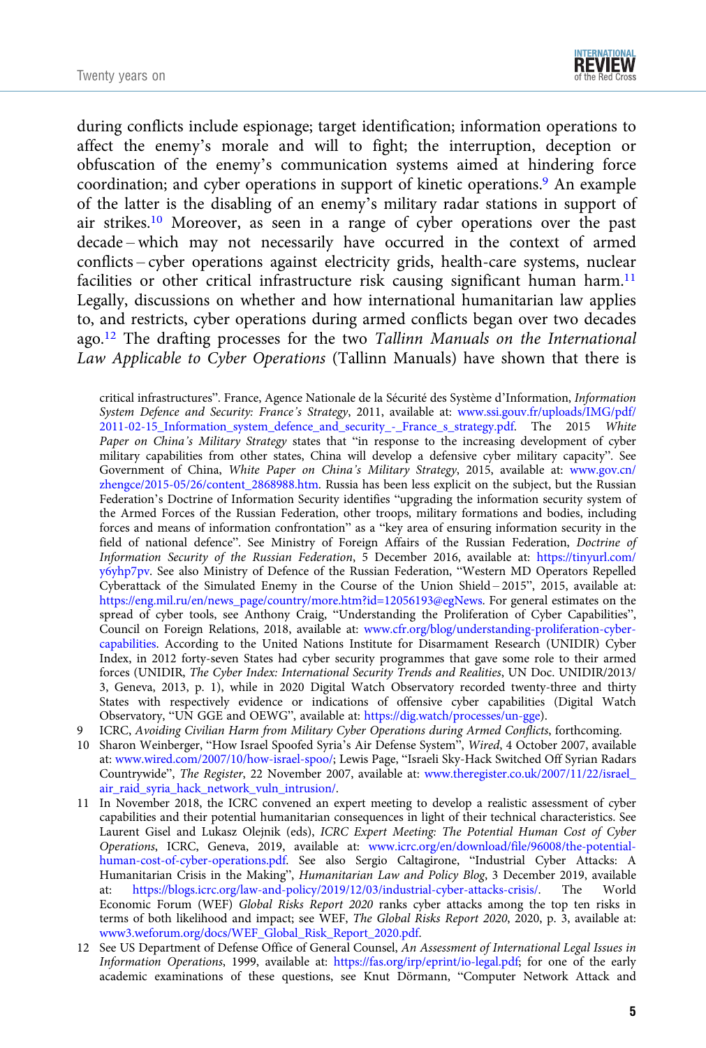during conflicts include espionage; target identification; information operations to affect the enemy's morale and will to fight; the interruption, deception or obfuscation of the enemy's communication systems aimed at hindering force coordination; and cyber operations in support of kinetic operations.[9] An example of the latter is the disabling of an enemy's military radar stations in support of air strikes.[10] Moreover, as seen in a range of cyber operations over the past decade – which may not necessarily have occurred in the context of armed conflicts – cyber operations against electricity grids, health-care systems, nuclear facilities or other critical infrastructure risk causing significant human harm.[11] Legally, discussions on whether and how international humanitarian law applies to, and restricts, cyber operations during armed conflicts began over two decades ago.[12] The drafting processes for the two *Tallinn Manuals on the International Law Applicable to Cyber Operations* (Tallinn Manuals) have shown that there is

---

critical infrastructures". France, Agence Nationale de la Sécurité des Système d'Information, *Information System Defence and Security: France's Strategy*, 2011, available at: www.ssi.gouv.fr/uploads/IMG/pdf/2011-02-15_Information_system_defence_and_security_-_France_s_strategy.pdf. The 2015 *White Paper on China's Military Strategy* states that "in response to the increasing development of cyber military capabilities from other states, China will develop a defensive cyber military capacity". See Government of China, *White Paper on China's Military Strategy*, 2015, available at: www.gov.cn/zhengce/2015-05/26/content_2868988.htm. Russia has been less explicit on the subject, but the Russian Federation's Doctrine of Information Security identifies "upgrading the information security system of the Armed Forces of the Russian Federation, other troops, military formations and bodies, including forces and means of information confrontation" as a "key area of ensuring information security in the field of national defence". See Ministry of Foreign Affairs of the Russian Federation, *Doctrine of Information Security of the Russian Federation*, 5 December 2016, available at: https://tinyurl.com/y6yhp7pv. See also Ministry of Defence of the Russian Federation, "Western MD Operators Repelled Cyberattack of the Simulated Enemy in the Course of the Union Shield – 2015", 2015, available at: https://eng.mil.ru/en/news_page/country/more.htm?id=12056193@egNews. For general estimates on the spread of cyber tools, see Anthony Craig, "Understanding the Proliferation of Cyber Capabilities", Council on Foreign Relations, 2018, available at: www.cfr.org/blog/understanding-proliferation-cyber-capabilities. According to the United Nations Institute for Disarmament Research (UNIDIR) Cyber Index, in 2012 forty-seven States had cyber security programmes that gave some role to their armed forces (UNIDIR, *The Cyber Index: International Security Trends and Realities*, UN Doc. UNIDIR/2013/3, Geneva, 2013, p. 1), while in 2020 Digital Watch Observatory recorded twenty-three and thirty States with respectively evidence or indications of offensive cyber capabilities (Digital Watch Observatory, "UN GGE and OEWG", available at: https://dig.watch/processes/un-gge).

9 ICRC, *Avoiding Civilian Harm from Military Cyber Operations during Armed Conflicts*, forthcoming.

10 Sharon Weinberger, "How Israel Spoofed Syria's Air Defense System", *Wired*, 4 October 2007, available at: www.wired.com/2007/10/how-israel-spoo/; Lewis Page, "Israeli Sky-Hack Switched Off Syrian Radars Countrywide", *The Register*, 22 November 2007, available at: www.theregister.co.uk/2007/11/22/israel_air_raid_syria_hack_network_vuln_intrusion/.

11 In November 2018, the ICRC convened an expert meeting to develop a realistic assessment of cyber capabilities and their potential humanitarian consequences in light of their technical characteristics. See Laurent Gisel and Lukasz Olejnik (eds), *ICRC Expert Meeting: The Potential Human Cost of Cyber Operations*, ICRC, Geneva, 2019, available at: www.icrc.org/en/download/file/96008/the-potential-human-cost-of-cyber-operations.pdf. See also Sergio Caltagirone, "Industrial Cyber Attacks: A Humanitarian Crisis in the Making", *Humanitarian Law and Policy Blog*, 3 December 2019, available at: https://blogs.icrc.org/law-and-policy/2019/12/03/industrial-cyber-attacks-crisis/. The World Economic Forum (WEF) *Global Risks Report 2020* ranks cyber attacks among the top ten risks in terms of both likelihood and impact; see WEF, *The Global Risks Report 2020*, 2020, p. 3, available at: www3.weforum.org/docs/WEF_Global_Risk_Report_2020.pdf.

12 See US Department of Defense Office of General Counsel, *An Assessment of International Legal Issues in Information Operations*, 1999, available at: https://fas.org/irp/eprint/io-legal.pdf; for one of the early academic examinations of these questions, see Knut Dörmann, "Computer Network Attack and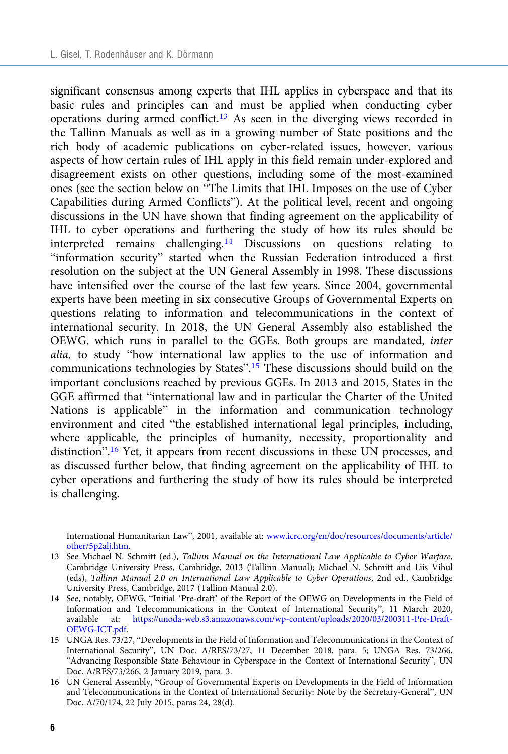significant consensus among experts that IHL applies in cyberspace and that its basic rules and principles can and must be applied when conducting cyber operations during armed conflict.[13] As seen in the diverging views recorded in the Tallinn Manuals as well as in a growing number of State positions and the rich body of academic publications on cyber-related issues, however, various aspects of how certain rules of IHL apply in this field remain under-explored and disagreement exists on other questions, including some of the most-examined ones (see the section below on "The Limits that IHL Imposes on the use of Cyber Capabilities during Armed Conflicts"). At the political level, recent and ongoing discussions in the UN have shown that finding agreement on the applicability of IHL to cyber operations and furthering the study of how its rules should be interpreted remains challenging.[14] Discussions on questions relating to "information security" started when the Russian Federation introduced a first resolution on the subject at the UN General Assembly in 1998. These discussions have intensified over the course of the last few years. Since 2004, governmental experts have been meeting in six consecutive Groups of Governmental Experts on questions relating to information and telecommunications in the context of international security. In 2018, the UN General Assembly also established the OEWG, which runs in parallel to the GGEs. Both groups are mandated, *inter alia*, to study "how international law applies to the use of information and communications technologies by States".[15] These discussions should build on the important conclusions reached by previous GGEs. In 2013 and 2015, States in the GGE affirmed that "international law and in particular the Charter of the United Nations is applicable" in the information and communication technology environment and cited "the established international legal principles, including, where applicable, the principles of humanity, necessity, proportionality and distinction".[16] Yet, it appears from recent discussions in these UN processes, and as discussed further below, that finding agreement on the applicability of IHL to cyber operations and furthering the study of how its rules should be interpreted is challenging.

International Humanitarian Law", 2001, available at: www.icrc.org/en/doc/resources/documents/article/other/5p2alj.htm.

13 See Michael N. Schmitt (ed.), *Tallinn Manual on the International Law Applicable to Cyber Warfare*, Cambridge University Press, Cambridge, 2013 (Tallinn Manual); Michael N. Schmitt and Liis Vihul (eds), *Tallinn Manual 2.0 on International Law Applicable to Cyber Operations*, 2nd ed., Cambridge University Press, Cambridge, 2017 (Tallinn Manual 2.0).

14 See, notably, OEWG, "Initial 'Pre-draft' of the Report of the OEWG on Developments in the Field of Information and Telecommunications in the Context of International Security", 11 March 2020, available at: https://unoda-web.s3.amazonaws.com/wp-content/uploads/2020/03/200311-Pre-Draft-OEWG-ICT.pdf.

15 UNGA Res. 73/27, "Developments in the Field of Information and Telecommunications in the Context of International Security", UN Doc. A/RES/73/27, 11 December 2018, para. 5; UNGA Res. 73/266, "Advancing Responsible State Behaviour in Cyberspace in the Context of International Security", UN Doc. A/RES/73/266, 2 January 2019, para. 3.

16 UN General Assembly, "Group of Governmental Experts on Developments in the Field of Information and Telecommunications in the Context of International Security: Note by the Secretary-General", UN Doc. A/70/174, 22 July 2015, paras 24, 28(d).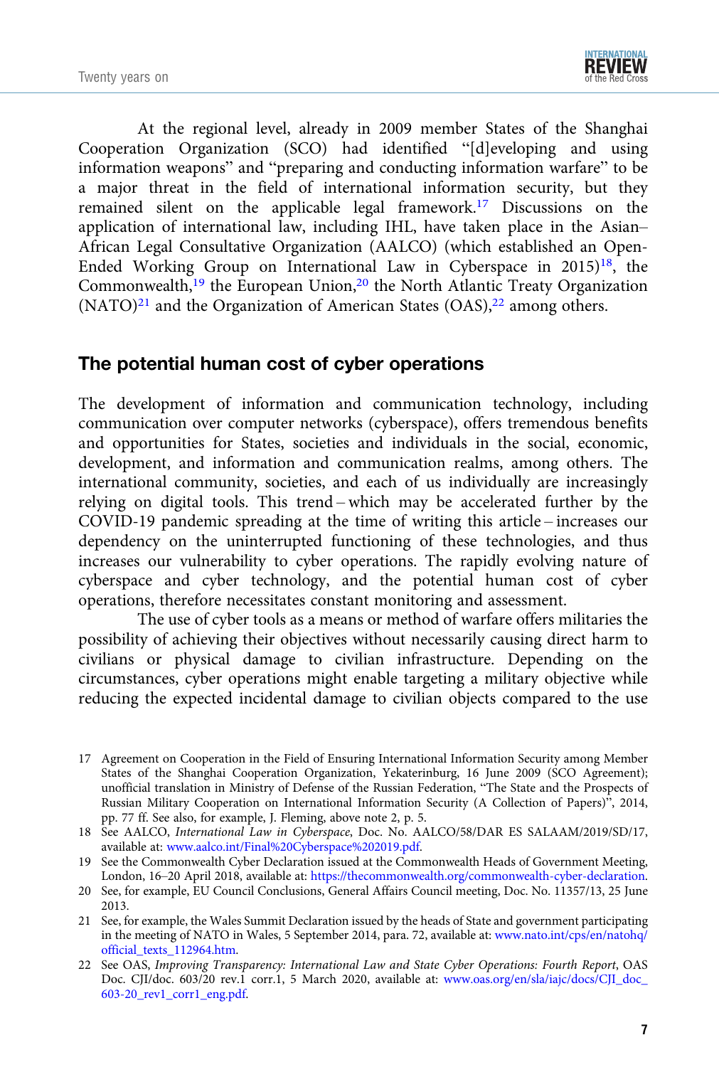At the regional level, already in 2009 member States of the Shanghai Cooperation Organization (SCO) had identified "[d]eveloping and using information weapons" and "preparing and conducting information warfare" to be a major threat in the field of international information security, but they remained silent on the applicable legal framework.[17] Discussions on the application of international law, including IHL, have taken place in the Asian–African Legal Consultative Organization (AALCO) (which established an Open-Ended Working Group on International Law in Cyberspace in 2015)[18], the Commonwealth,[19] the European Union,[20] the North Atlantic Treaty Organization (NATO)[21] and the Organization of American States (OAS),[22] among others.

## The potential human cost of cyber operations

The development of information and communication technology, including communication over computer networks (cyberspace), offers tremendous benefits and opportunities for States, societies and individuals in the social, economic, development, and information and communication realms, among others. The international community, societies, and each of us individually are increasingly relying on digital tools. This trend – which may be accelerated further by the COVID-19 pandemic spreading at the time of writing this article – increases our dependency on the uninterrupted functioning of these technologies, and thus increases our vulnerability to cyber operations. The rapidly evolving nature of cyberspace and cyber technology, and the potential human cost of cyber operations, therefore necessitates constant monitoring and assessment.

The use of cyber tools as a means or method of warfare offers militaries the possibility of achieving their objectives without necessarily causing direct harm to civilians or physical damage to civilian infrastructure. Depending on the circumstances, cyber operations might enable targeting a military objective while reducing the expected incidental damage to civilian objects compared to the use

---

17 Agreement on Cooperation in the Field of Ensuring International Information Security among Member States of the Shanghai Cooperation Organization, Yekaterinburg, 16 June 2009 (SCO Agreement); unofficial translation in Ministry of Defense of the Russian Federation, "The State and the Prospects of Russian Military Cooperation on International Information Security (A Collection of Papers)", 2014, pp. 77 ff. See also, for example, J. Fleming, above note 2, p. 5.

18 See AALCO, *International Law in Cyberspace*, Doc. No. AALCO/58/DAR ES SALAAM/2019/SD/17, available at: www.aalco.int/Final%20Cyberspace%202019.pdf.

19 See the Commonwealth Cyber Declaration issued at the Commonwealth Heads of Government Meeting, London, 16–20 April 2018, available at: https://thecommonwealth.org/commonwealth-cyber-declaration.

20 See, for example, EU Council Conclusions, General Affairs Council meeting, Doc. No. 11357/13, 25 June 2013.

21 See, for example, the Wales Summit Declaration issued by the heads of State and government participating in the meeting of NATO in Wales, 5 September 2014, para. 72, available at: www.nato.int/cps/en/natohq/official_texts_112964.htm.

22 See OAS, *Improving Transparency: International Law and State Cyber Operations: Fourth Report*, OAS Doc. CJI/doc. 603/20 rev.1 corr.1, 5 March 2020, available at: www.oas.org/en/sla/iajc/docs/CJI_doc_603-20_rev1_corr1_eng.pdf.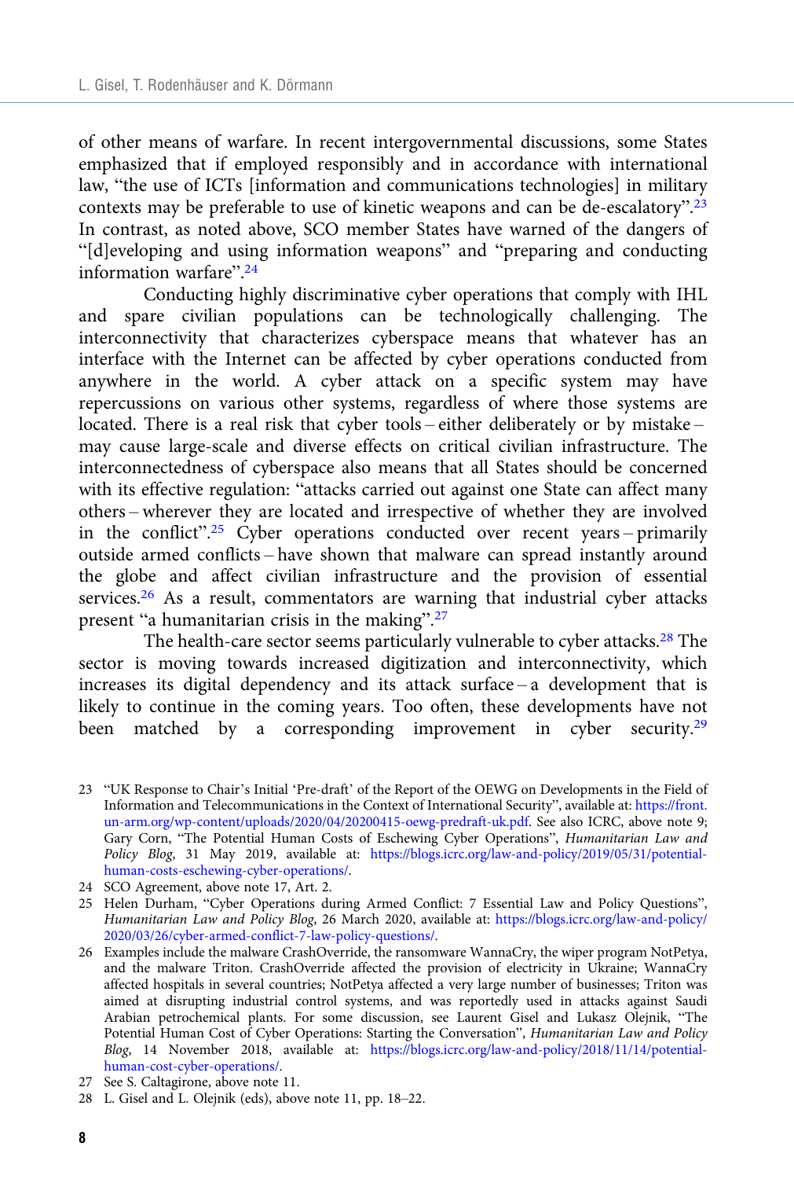of other means of warfare. In recent intergovernmental discussions, some States emphasized that if employed responsibly and in accordance with international law, "the use of ICTs [information and communications technologies] in military contexts may be preferable to use of kinetic weapons and can be de-escalatory".[23] In contrast, as noted above, SCO member States have warned of the dangers of "[d]eveloping and using information weapons" and "preparing and conducting information warfare".[24]

Conducting highly discriminative cyber operations that comply with IHL and spare civilian populations can be technologically challenging. The interconnectivity that characterizes cyberspace means that whatever has an interface with the Internet can be affected by cyber operations conducted from anywhere in the world. A cyber attack on a specific system may have repercussions on various other systems, regardless of where those systems are located. There is a real risk that cyber tools – either deliberately or by mistake – may cause large-scale and diverse effects on critical civilian infrastructure. The interconnectedness of cyberspace also means that all States should be concerned with its effective regulation: "attacks carried out against one State can affect many others – wherever they are located and irrespective of whether they are involved in the conflict".[25] Cyber operations conducted over recent years – primarily outside armed conflicts – have shown that malware can spread instantly around the globe and affect civilian infrastructure and the provision of essential services.[26] As a result, commentators are warning that industrial cyber attacks present "a humanitarian crisis in the making".[27]

The health-care sector seems particularly vulnerable to cyber attacks.[28] The sector is moving towards increased digitization and interconnectivity, which increases its digital dependency and its attack surface – a development that is likely to continue in the coming years. Too often, these developments have not been matched by a corresponding improvement in cyber security.[29]

23 "UK Response to Chair's Initial 'Pre-draft' of the Report of the OEWG on Developments in the Field of Information and Telecommunications in the Context of International Security", available at: https://front.un-arm.org/wp-content/uploads/2020/04/20200415-oewg-predraft-uk.pdf. See also ICRC, above note 9; Gary Corn, "The Potential Human Costs of Eschewing Cyber Operations", *Humanitarian Law and Policy Blog*, 31 May 2019, available at: https://blogs.icrc.org/law-and-policy/2019/05/31/potential-human-costs-eschewing-cyber-operations/.

24 SCO Agreement, above note 17, Art. 2.

25 Helen Durham, "Cyber Operations during Armed Conflict: 7 Essential Law and Policy Questions", *Humanitarian Law and Policy Blog*, 26 March 2020, available at: https://blogs.icrc.org/law-and-policy/2020/03/26/cyber-armed-conflict-7-law-policy-questions/.

26 Examples include the malware CrashOverride, the ransomware WannaCry, the wiper program NotPetya, and the malware Triton. CrashOverride affected the provision of electricity in Ukraine; WannaCry affected hospitals in several countries; NotPetya affected a very large number of businesses; Triton was aimed at disrupting industrial control systems, and was reportedly used in attacks against Saudi Arabian petrochemical plants. For some discussion, see Laurent Gisel and Lukasz Olejnik, "The Potential Human Cost of Cyber Operations: Starting the Conversation", *Humanitarian Law and Policy Blog*, 14 November 2018, available at: https://blogs.icrc.org/law-and-policy/2018/11/14/potential-human-cost-cyber-operations/.

27 See S. Caltagirone, above note 11.

28 L. Gisel and L. Olejnik (eds), above note 11, pp. 18–22.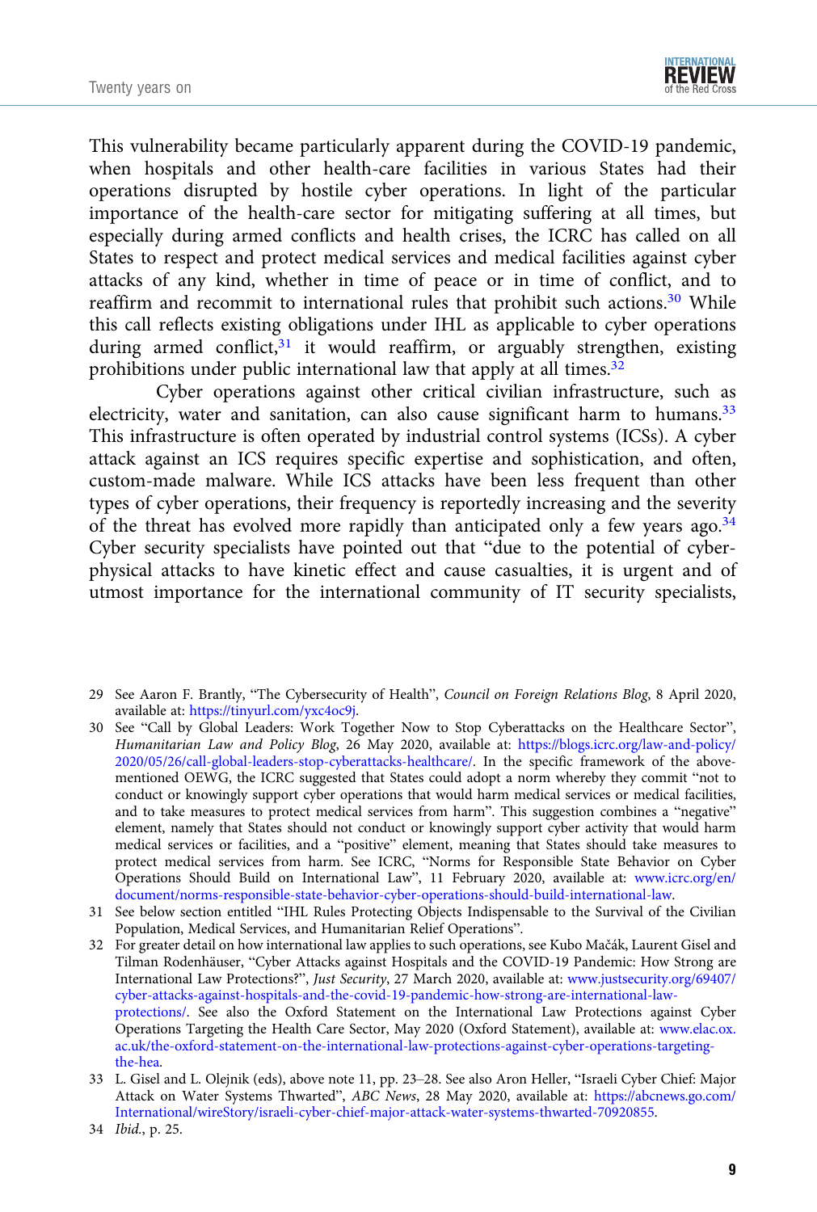This vulnerability became particularly apparent during the COVID-19 pandemic, when hospitals and other health-care facilities in various States had their operations disrupted by hostile cyber operations. In light of the particular importance of the health-care sector for mitigating suffering at all times, but especially during armed conflicts and health crises, the ICRC has called on all States to respect and protect medical services and medical facilities against cyber attacks of any kind, whether in time of peace or in time of conflict, and to reaffirm and recommit to international rules that prohibit such actions.[30] While this call reflects existing obligations under IHL as applicable to cyber operations during armed conflict,[31] it would reaffirm, or arguably strengthen, existing prohibitions under public international law that apply at all times.[32]

Cyber operations against other critical civilian infrastructure, such as electricity, water and sanitation, can also cause significant harm to humans.[33] This infrastructure is often operated by industrial control systems (ICSs). A cyber attack against an ICS requires specific expertise and sophistication, and often, custom-made malware. While ICS attacks have been less frequent than other types of cyber operations, their frequency is reportedly increasing and the severity of the threat has evolved more rapidly than anticipated only a few years ago.[34] Cyber security specialists have pointed out that "due to the potential of cyber-physical attacks to have kinetic effect and cause casualties, it is urgent and of utmost importance for the international community of IT security specialists,

---

29 See Aaron F. Brantly, "The Cybersecurity of Health", *Council on Foreign Relations Blog*, 8 April 2020, available at: https://tinyurl.com/yxc4oc9j.

30 See "Call by Global Leaders: Work Together Now to Stop Cyberattacks on the Healthcare Sector", *Humanitarian Law and Policy Blog*, 26 May 2020, available at: https://blogs.icrc.org/law-and-policy/2020/05/26/call-global-leaders-stop-cyberattacks-healthcare/. In the specific framework of the above-mentioned OEWG, the ICRC suggested that States could adopt a norm whereby they commit "not to conduct or knowingly support cyber operations that would harm medical services or medical facilities, and to take measures to protect medical services from harm". This suggestion combines a "negative" element, namely that States should not conduct or knowingly support cyber activity that would harm medical services or facilities, and a "positive" element, meaning that States should take measures to protect medical services from harm. See ICRC, "Norms for Responsible State Behavior on Cyber Operations Should Build on International Law", 11 February 2020, available at: www.icrc.org/en/document/norms-responsible-state-behavior-cyber-operations-should-build-international-law.

31 See below section entitled "IHL Rules Protecting Objects Indispensable to the Survival of the Civilian Population, Medical Services, and Humanitarian Relief Operations".

32 For greater detail on how international law applies to such operations, see Kubo Mačák, Laurent Gisel and Tilman Rodenhäuser, "Cyber Attacks against Hospitals and the COVID-19 Pandemic: How Strong are International Law Protections?", *Just Security*, 27 March 2020, available at: www.justsecurity.org/69407/cyber-attacks-against-hospitals-and-the-covid-19-pandemic-how-strong-are-international-law-protections/. See also the Oxford Statement on the International Law Protections against Cyber Operations Targeting the Health Care Sector, May 2020 (Oxford Statement), available at: www.elac.ox.ac.uk/the-oxford-statement-on-the-international-law-protections-against-cyber-operations-targeting-the-hea.

33 L. Gisel and L. Olejnik (eds), above note 11, pp. 23–28. See also Aron Heller, "Israeli Cyber Chief: Major Attack on Water Systems Thwarted", *ABC News*, 28 May 2020, available at: https://abcnews.go.com/International/wireStory/israeli-cyber-chief-major-attack-water-systems-thwarted-70920855.

34 *Ibid.*, p. 25.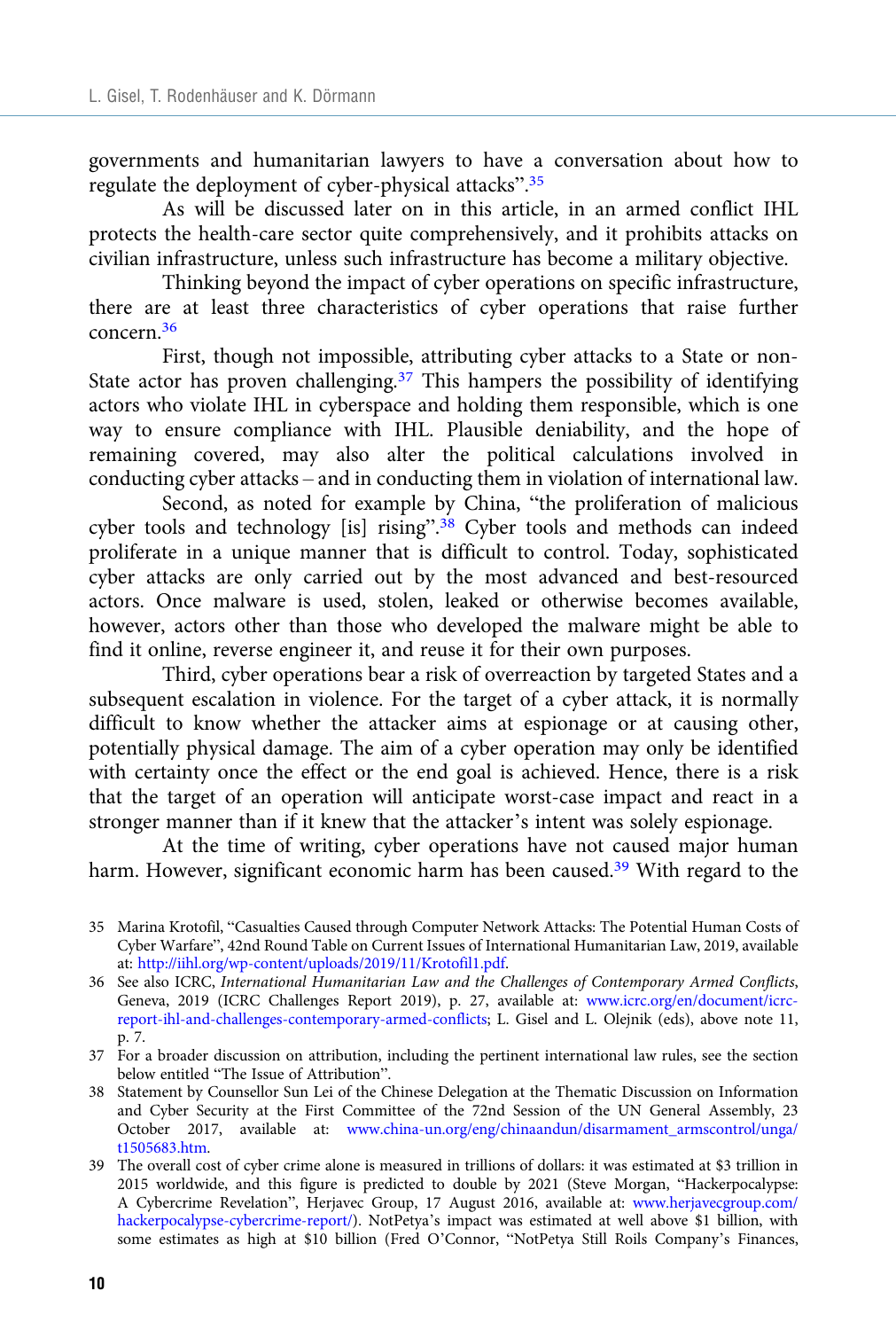governments and humanitarian lawyers to have a conversation about how to regulate the deployment of cyber-physical attacks".[35]

As will be discussed later on in this article, in an armed conflict IHL protects the health-care sector quite comprehensively, and it prohibits attacks on civilian infrastructure, unless such infrastructure has become a military objective.

Thinking beyond the impact of cyber operations on specific infrastructure, there are at least three characteristics of cyber operations that raise further concern.[36]

First, though not impossible, attributing cyber attacks to a State or non-State actor has proven challenging.[37] This hampers the possibility of identifying actors who violate IHL in cyberspace and holding them responsible, which is one way to ensure compliance with IHL. Plausible deniability, and the hope of remaining covered, may also alter the political calculations involved in conducting cyber attacks – and in conducting them in violation of international law.

Second, as noted for example by China, "the proliferation of malicious cyber tools and technology [is] rising".[38] Cyber tools and methods can indeed proliferate in a unique manner that is difficult to control. Today, sophisticated cyber attacks are only carried out by the most advanced and best-resourced actors. Once malware is used, stolen, leaked or otherwise becomes available, however, actors other than those who developed the malware might be able to find it online, reverse engineer it, and reuse it for their own purposes.

Third, cyber operations bear a risk of overreaction by targeted States and a subsequent escalation in violence. For the target of a cyber attack, it is normally difficult to know whether the attacker aims at espionage or at causing other, potentially physical damage. The aim of a cyber operation may only be identified with certainty once the effect or the end goal is achieved. Hence, there is a risk that the target of an operation will anticipate worst-case impact and react in a stronger manner than if it knew that the attacker's intent was solely espionage.

At the time of writing, cyber operations have not caused major human harm. However, significant economic harm has been caused.[39] With regard to the

---

35 Marina Krotofil, "Casualties Caused through Computer Network Attacks: The Potential Human Costs of Cyber Warfare", 42nd Round Table on Current Issues of International Humanitarian Law, 2019, available at: http://iihl.org/wp-content/uploads/2019/11/Krotofil1.pdf.

36 See also ICRC, *International Humanitarian Law and the Challenges of Contemporary Armed Conflicts*, Geneva, 2019 (ICRC Challenges Report 2019), p. 27, available at: www.icrc.org/en/document/icrc-report-ihl-and-challenges-contemporary-armed-conflicts; L. Gisel and L. Olejnik (eds), above note 11, p. 7.

37 For a broader discussion on attribution, including the pertinent international law rules, see the section below entitled "The Issue of Attribution".

38 Statement by Counsellor Sun Lei of the Chinese Delegation at the Thematic Discussion on Information and Cyber Security at the First Committee of the 72nd Session of the UN General Assembly, 23 October 2017, available at: www.china-un.org/eng/chinaandun/disarmament_armscontrol/unga/t1505683.htm.

39 The overall cost of cyber crime alone is measured in trillions of dollars: it was estimated at $3 trillion in 2015 worldwide, and this figure is predicted to double by 2021 (Steve Morgan, "Hackerpocalypse: A Cybercrime Revelation", Herjavec Group, 17 August 2016, available at: www.herjavecgroup.com/hackerpocalypse-cybercrime-report/). NotPetya's impact was estimated at well above $1 billion, with some estimates as high at $10 billion (Fred O'Connor, "NotPetya Still Roils Company's Finances,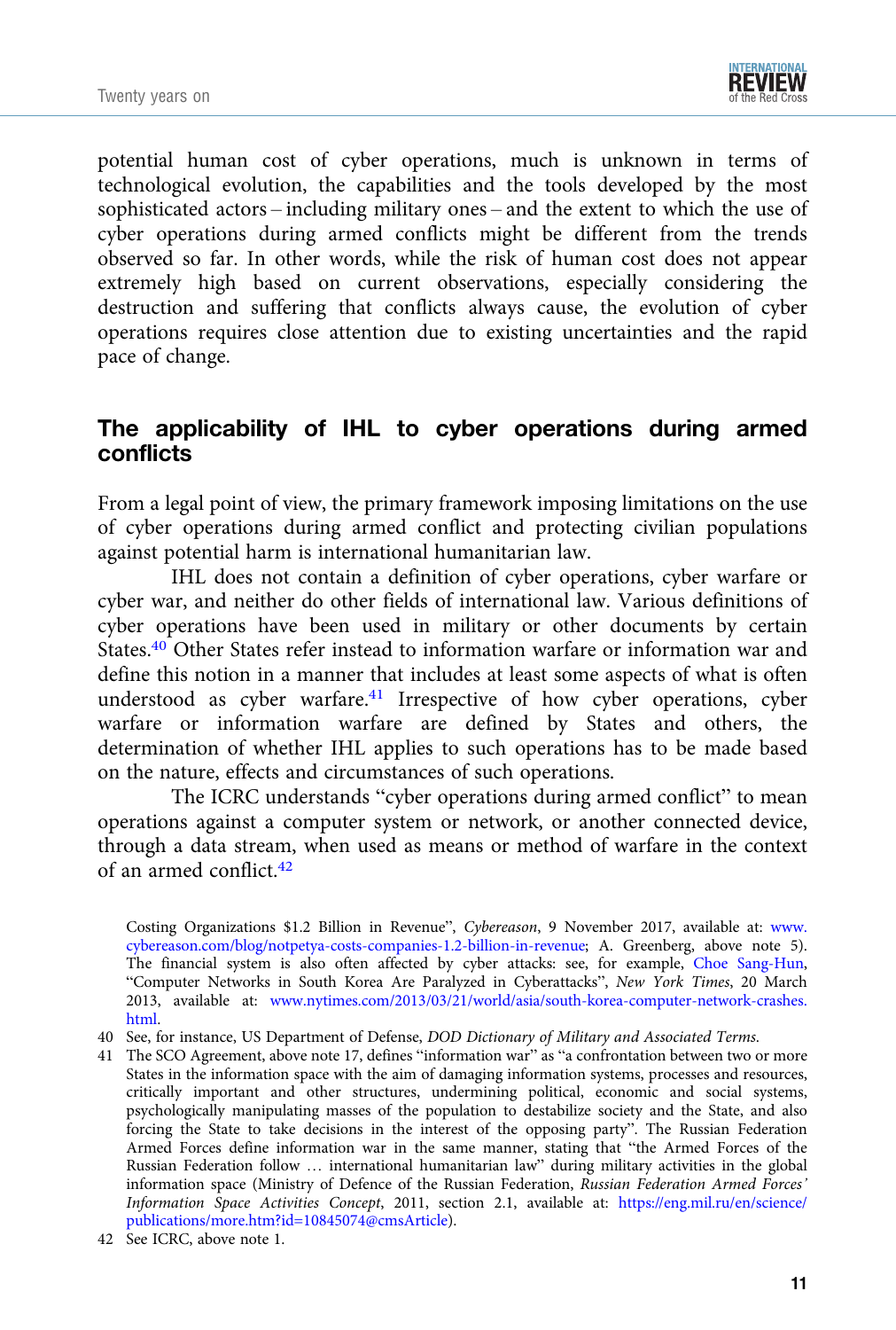potential human cost of cyber operations, much is unknown in terms of technological evolution, the capabilities and the tools developed by the most sophisticated actors – including military ones – and the extent to which the use of cyber operations during armed conflicts might be different from the trends observed so far. In other words, while the risk of human cost does not appear extremely high based on current observations, especially considering the destruction and suffering that conflicts always cause, the evolution of cyber operations requires close attention due to existing uncertainties and the rapid pace of change.

## The applicability of IHL to cyber operations during armed conflicts

From a legal point of view, the primary framework imposing limitations on the use of cyber operations during armed conflict and protecting civilian populations against potential harm is international humanitarian law.

IHL does not contain a definition of cyber operations, cyber warfare or cyber war, and neither do other fields of international law. Various definitions of cyber operations have been used in military or other documents by certain States.[40] Other States refer instead to information warfare or information war and define this notion in a manner that includes at least some aspects of what is often understood as cyber warfare.[41] Irrespective of how cyber operations, cyber warfare or information warfare are defined by States and others, the determination of whether IHL applies to such operations has to be made based on the nature, effects and circumstances of such operations.

The ICRC understands "cyber operations during armed conflict" to mean operations against a computer system or network, or another connected device, through a data stream, when used as means or method of warfare in the context of an armed conflict.[42]

---

Costing Organizations $1.2 Billion in Revenue", *Cybereason*, 9 November 2017, available at: www.cybereason.com/blog/notpetya-costs-companies-1.2-billion-in-revenue; A. Greenberg, above note 5). The financial system is also often affected by cyber attacks: see, for example, Choe Sang-Hun, "Computer Networks in South Korea Are Paralyzed in Cyberattacks", *New York Times*, 20 March 2013, available at: www.nytimes.com/2013/03/21/world/asia/south-korea-computer-network-crashes.html.

40 See, for instance, US Department of Defense, *DOD Dictionary of Military and Associated Terms*.

41 The SCO Agreement, above note 17, defines "information war" as "a confrontation between two or more States in the information space with the aim of damaging information systems, processes and resources, critically important and other structures, undermining political, economic and social systems, psychologically manipulating masses of the population to destabilize society and the State, and also forcing the State to take decisions in the interest of the opposing party". The Russian Federation Armed Forces define information war in the same manner, stating that "the Armed Forces of the Russian Federation follow … international humanitarian law" during military activities in the global information space (Ministry of Defence of the Russian Federation, *Russian Federation Armed Forces' Information Space Activities Concept*, 2011, section 2.1, available at: https://eng.mil.ru/en/science/publications/more.htm?id=10845074@cmsArticle).

42 See ICRC, above note 1.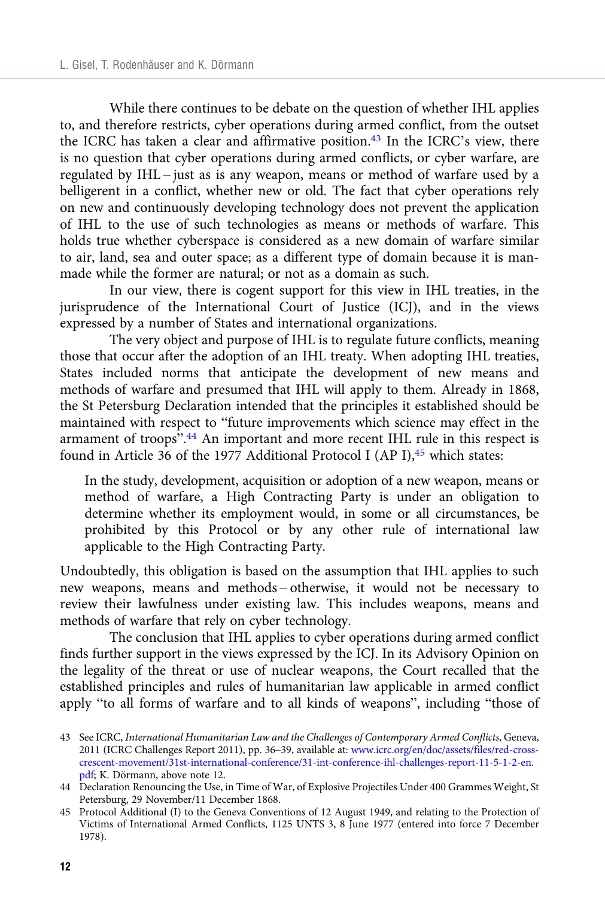While there continues to be debate on the question of whether IHL applies to, and therefore restricts, cyber operations during armed conflict, from the outset the ICRC has taken a clear and affirmative position.[43] In the ICRC's view, there is no question that cyber operations during armed conflicts, or cyber warfare, are regulated by IHL – just as is any weapon, means or method of warfare used by a belligerent in a conflict, whether new or old. The fact that cyber operations rely on new and continuously developing technology does not prevent the application of IHL to the use of such technologies as means or methods of warfare. This holds true whether cyberspace is considered as a new domain of warfare similar to air, land, sea and outer space; as a different type of domain because it is man-made while the former are natural; or not as a domain as such.

In our view, there is cogent support for this view in IHL treaties, in the jurisprudence of the International Court of Justice (ICJ), and in the views expressed by a number of States and international organizations.

The very object and purpose of IHL is to regulate future conflicts, meaning those that occur after the adoption of an IHL treaty. When adopting IHL treaties, States included norms that anticipate the development of new means and methods of warfare and presumed that IHL will apply to them. Already in 1868, the St Petersburg Declaration intended that the principles it established should be maintained with respect to "future improvements which science may effect in the armament of troops".[44] An important and more recent IHL rule in this respect is found in Article 36 of the 1977 Additional Protocol I (AP I),[45] which states:

> In the study, development, acquisition or adoption of a new weapon, means or method of warfare, a High Contracting Party is under an obligation to determine whether its employment would, in some or all circumstances, be prohibited by this Protocol or by any other rule of international law applicable to the High Contracting Party.

Undoubtedly, this obligation is based on the assumption that IHL applies to such new weapons, means and methods – otherwise, it would not be necessary to review their lawfulness under existing law. This includes weapons, means and methods of warfare that rely on cyber technology.

The conclusion that IHL applies to cyber operations during armed conflict finds further support in the views expressed by the ICJ. In its Advisory Opinion on the legality of the threat or use of nuclear weapons, the Court recalled that the established principles and rules of humanitarian law applicable in armed conflict apply "to all forms of warfare and to all kinds of weapons", including "those of

43 See ICRC, *International Humanitarian Law and the Challenges of Contemporary Armed Conflicts*, Geneva, 2011 (ICRC Challenges Report 2011), pp. 36–39, available at: www.icrc.org/en/doc/assets/files/red-cross-crescent-movement/31st-international-conference/31-int-conference-ihl-challenges-report-11-5-1-2-en.pdf; K. Dörmann, above note 12.

44 Declaration Renouncing the Use, in Time of War, of Explosive Projectiles Under 400 Grammes Weight, St Petersburg, 29 November/11 December 1868.

45 Protocol Additional (I) to the Geneva Conventions of 12 August 1949, and relating to the Protection of Victims of International Armed Conflicts, 1125 UNTS 3, 8 June 1977 (entered into force 7 December 1978).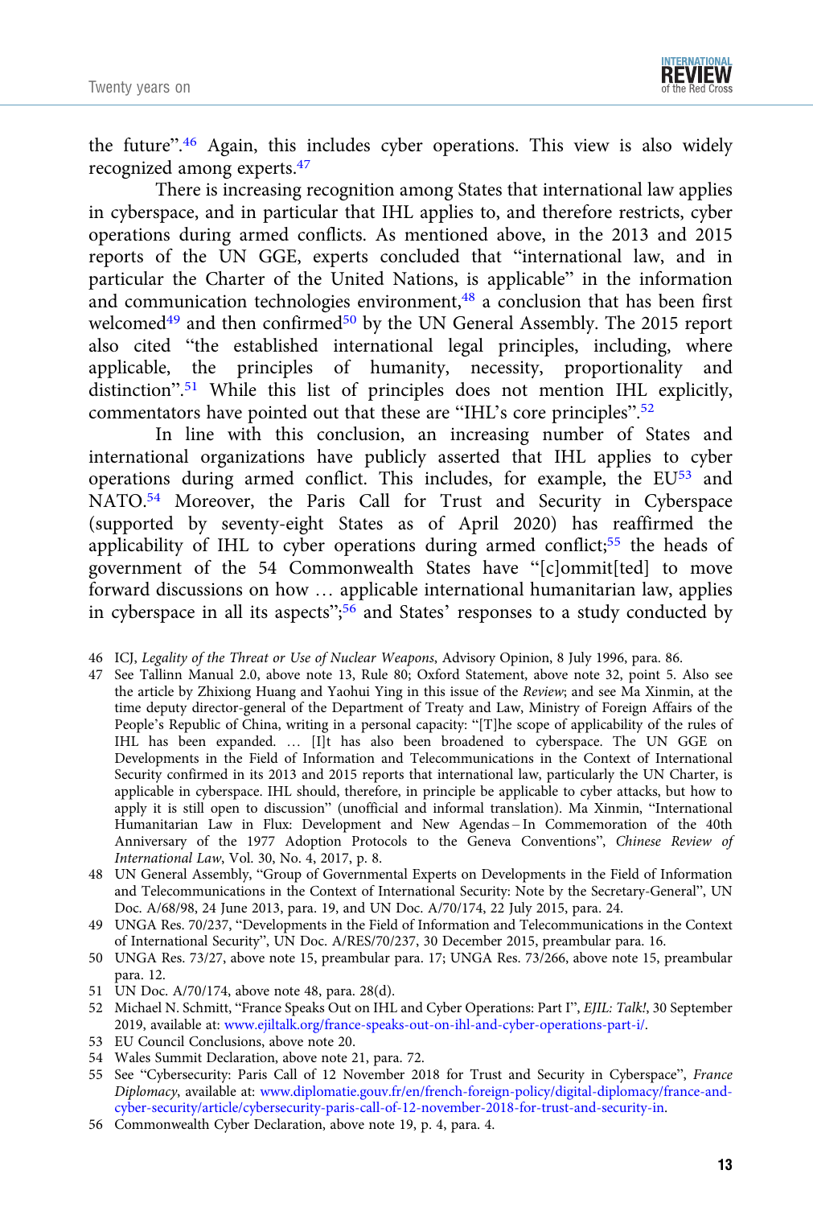the future".[46] Again, this includes cyber operations. This view is also widely recognized among experts.[47]

There is increasing recognition among States that international law applies in cyberspace, and in particular that IHL applies to, and therefore restricts, cyber operations during armed conflicts. As mentioned above, in the 2013 and 2015 reports of the UN GGE, experts concluded that "international law, and in particular the Charter of the United Nations, is applicable" in the information and communication technologies environment,[48] a conclusion that has been first welcomed[49] and then confirmed[50] by the UN General Assembly. The 2015 report also cited "the established international legal principles, including, where applicable, the principles of humanity, necessity, proportionality and distinction".[51] While this list of principles does not mention IHL explicitly, commentators have pointed out that these are "IHL's core principles".[52]

In line with this conclusion, an increasing number of States and international organizations have publicly asserted that IHL applies to cyber operations during armed conflict. This includes, for example, the EU[53] and NATO.[54] Moreover, the Paris Call for Trust and Security in Cyberspace (supported by seventy-eight States as of April 2020) has reaffirmed the applicability of IHL to cyber operations during armed conflict;[55] the heads of government of the 54 Commonwealth States have "[c]ommit[ted] to move forward discussions on how … applicable international humanitarian law, applies in cyberspace in all its aspects";[56] and States' responses to a study conducted by

46 ICJ, *Legality of the Threat or Use of Nuclear Weapons*, Advisory Opinion, 8 July 1996, para. 86.

47 See Tallinn Manual 2.0, above note 13, Rule 80; Oxford Statement, above note 32, point 5. Also see the article by Zhixiong Huang and Yaohui Ying in this issue of the *Review*; and see Ma Xinmin, at the time deputy director-general of the Department of Treaty and Law, Ministry of Foreign Affairs of the People's Republic of China, writing in a personal capacity: "[T]he scope of applicability of the rules of IHL has been expanded. … [I]t has also been broadened to cyberspace. The UN GGE on Developments in the Field of Information and Telecommunications in the Context of International Security confirmed in its 2013 and 2015 reports that international law, particularly the UN Charter, is applicable in cyberspace. IHL should, therefore, in principle be applicable to cyber attacks, but how to apply it is still open to discussion" (unofficial and informal translation). Ma Xinmin, "International Humanitarian Law in Flux: Development and New Agendas – In Commemoration of the 40th Anniversary of the 1977 Adoption Protocols to the Geneva Conventions", *Chinese Review of International Law*, Vol. 30, No. 4, 2017, p. 8.

48 UN General Assembly, "Group of Governmental Experts on Developments in the Field of Information and Telecommunications in the Context of International Security: Note by the Secretary-General", UN Doc. A/68/98, 24 June 2013, para. 19, and UN Doc. A/70/174, 22 July 2015, para. 24.

49 UNGA Res. 70/237, "Developments in the Field of Information and Telecommunications in the Context of International Security", UN Doc. A/RES/70/237, 30 December 2015, preambular para. 16.

50 UNGA Res. 73/27, above note 15, preambular para. 17; UNGA Res. 73/266, above note 15, preambular para. 12.

51 UN Doc. A/70/174, above note 48, para. 28(d).

52 Michael N. Schmitt, "France Speaks Out on IHL and Cyber Operations: Part I", *EJIL: Talk!*, 30 September 2019, available at: www.ejiltalk.org/france-speaks-out-on-ihl-and-cyber-operations-part-i/.

53 EU Council Conclusions, above note 20.

54 Wales Summit Declaration, above note 21, para. 72.

55 See "Cybersecurity: Paris Call of 12 November 2018 for Trust and Security in Cyberspace", *France Diplomacy*, available at: www.diplomatie.gouv.fr/en/french-foreign-policy/digital-diplomacy/france-and-cyber-security/article/cybersecurity-paris-call-of-12-november-2018-for-trust-and-security-in.

56 Commonwealth Cyber Declaration, above note 19, p. 4, para. 4.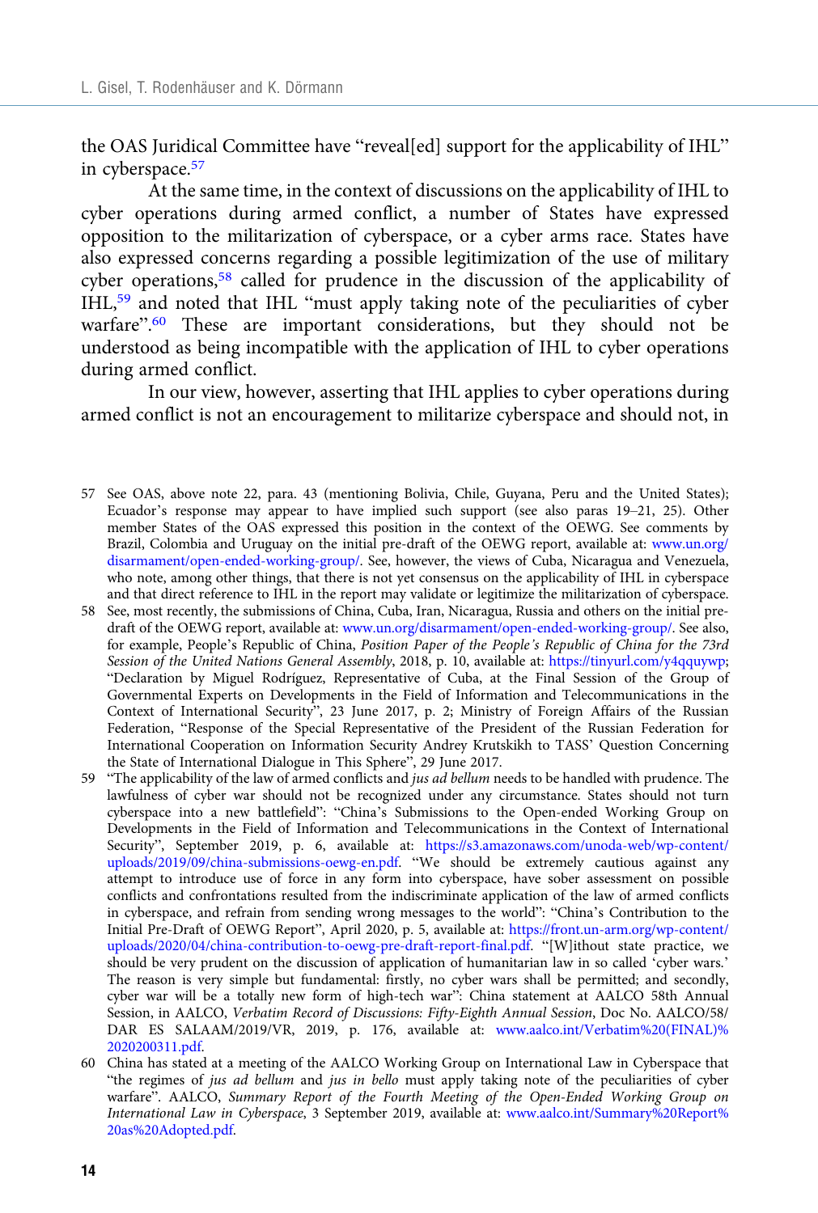the OAS Juridical Committee have "reveal[ed] support for the applicability of IHL" in cyberspace.[57]

At the same time, in the context of discussions on the applicability of IHL to cyber operations during armed conflict, a number of States have expressed opposition to the militarization of cyberspace, or a cyber arms race. States have also expressed concerns regarding a possible legitimization of the use of military cyber operations,[58] called for prudence in the discussion of the applicability of IHL,[59] and noted that IHL "must apply taking note of the peculiarities of cyber warfare".[60] These are important considerations, but they should not be understood as being incompatible with the application of IHL to cyber operations during armed conflict.

In our view, however, asserting that IHL applies to cyber operations during armed conflict is not an encouragement to militarize cyberspace and should not, in

57 See OAS, above note 22, para. 43 (mentioning Bolivia, Chile, Guyana, Peru and the United States); Ecuador's response may appear to have implied such support (see also paras 19–21, 25). Other member States of the OAS expressed this position in the context of the OEWG. See comments by Brazil, Colombia and Uruguay on the initial pre-draft of the OEWG report, available at: www.un.org/disarmament/open-ended-working-group/. See, however, the views of Cuba, Nicaragua and Venezuela, who note, among other things, that there is not yet consensus on the applicability of IHL in cyberspace and that direct reference to IHL in the report may validate or legitimize the militarization of cyberspace.

58 See, most recently, the submissions of China, Cuba, Iran, Nicaragua, Russia and others on the initial pre-draft of the OEWG report, available at: www.un.org/disarmament/open-ended-working-group/. See also, for example, People's Republic of China, *Position Paper of the People's Republic of China for the 73rd Session of the United Nations General Assembly*, 2018, p. 10, available at: https://tinyurl.com/y4qquywp; "Declaration by Miguel Rodríguez, Representative of Cuba, at the Final Session of the Group of Governmental Experts on Developments in the Field of Information and Telecommunications in the Context of International Security", 23 June 2017, p. 2; Ministry of Foreign Affairs of the Russian Federation, "Response of the Special Representative of the President of the Russian Federation for International Cooperation on Information Security Andrey Krutskikh to TASS' Question Concerning the State of International Dialogue in This Sphere", 29 June 2017.

59 "The applicability of the law of armed conflicts and *jus ad bellum* needs to be handled with prudence. The lawfulness of cyber war should not be recognized under any circumstance. States should not turn cyberspace into a new battlefield": "China's Submissions to the Open-ended Working Group on Developments in the Field of Information and Telecommunications in the Context of International Security", September 2019, p. 6, available at: https://s3.amazonaws.com/unoda-web/wp-content/uploads/2019/09/china-submissions-oewg-en.pdf. "We should be extremely cautious against any attempt to introduce use of force in any form into cyberspace, have sober assessment on possible conflicts and confrontations resulted from the indiscriminate application of the law of armed conflicts in cyberspace, and refrain from sending wrong messages to the world": "China's Contribution to the Initial Pre-Draft of OEWG Report", April 2020, p. 5, available at: https://front.un-arm.org/wp-content/uploads/2020/04/china-contribution-to-oewg-pre-draft-report-final.pdf. "[W]ithout state practice, we should be very prudent on the discussion of application of humanitarian law in so called 'cyber wars.' The reason is very simple but fundamental: firstly, no cyber wars shall be permitted; and secondly, cyber war will be a totally new form of high-tech war": China statement at AALCO 58th Annual Session, in AALCO, *Verbatim Record of Discussions: Fifty-Eighth Annual Session*, Doc No. AALCO/58/DAR ES SALAAM/2019/VR, 2019, p. 176, available at: www.aalco.int/Verbatim%20(FINAL)%2020200311.pdf.

60 China has stated at a meeting of the AALCO Working Group on International Law in Cyberspace that "the regimes of *jus ad bellum* and *jus in bello* must apply taking note of the peculiarities of cyber warfare". AALCO, *Summary Report of the Fourth Meeting of the Open-Ended Working Group on International Law in Cyberspace*, 3 September 2019, available at: www.aalco.int/Summary%20Report%20as%20Adopted.pdf.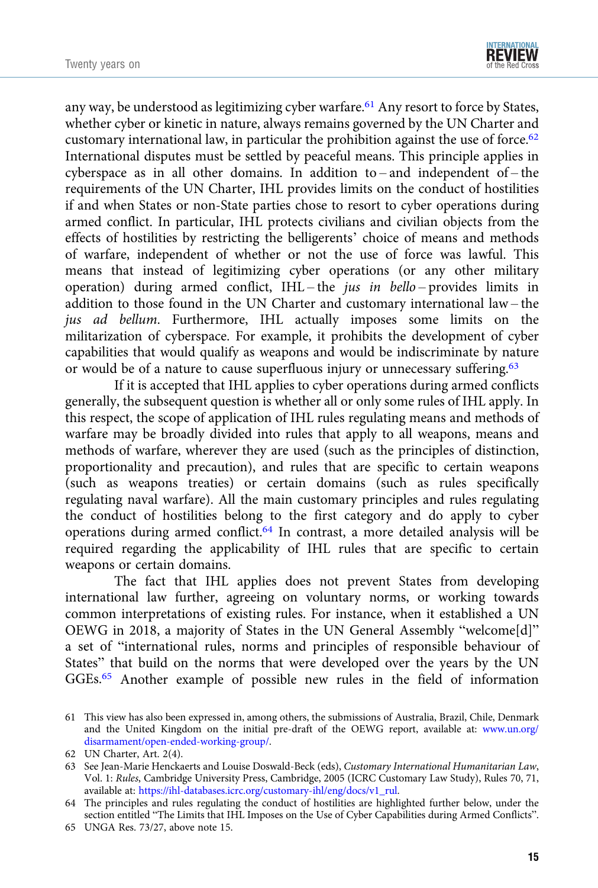any way, be understood as legitimizing cyber warfare.[61] Any resort to force by States, whether cyber or kinetic in nature, always remains governed by the UN Charter and customary international law, in particular the prohibition against the use of force.[62] International disputes must be settled by peaceful means. This principle applies in cyberspace as in all other domains. In addition to – and independent of – the requirements of the UN Charter, IHL provides limits on the conduct of hostilities if and when States or non-State parties chose to resort to cyber operations during armed conflict. In particular, IHL protects civilians and civilian objects from the effects of hostilities by restricting the belligerents' choice of means and methods of warfare, independent of whether or not the use of force was lawful. This means that instead of legitimizing cyber operations (or any other military operation) during armed conflict, IHL – the *jus in bello* – provides limits in addition to those found in the UN Charter and customary international law – the *jus ad bellum*. Furthermore, IHL actually imposes some limits on the militarization of cyberspace. For example, it prohibits the development of cyber capabilities that would qualify as weapons and would be indiscriminate by nature or would be of a nature to cause superfluous injury or unnecessary suffering.[63]

If it is accepted that IHL applies to cyber operations during armed conflicts generally, the subsequent question is whether all or only some rules of IHL apply. In this respect, the scope of application of IHL rules regulating means and methods of warfare may be broadly divided into rules that apply to all weapons, means and methods of warfare, wherever they are used (such as the principles of distinction, proportionality and precaution), and rules that are specific to certain weapons (such as weapons treaties) or certain domains (such as rules specifically regulating naval warfare). All the main customary principles and rules regulating the conduct of hostilities belong to the first category and do apply to cyber operations during armed conflict.[64] In contrast, a more detailed analysis will be required regarding the applicability of IHL rules that are specific to certain weapons or certain domains.

The fact that IHL applies does not prevent States from developing international law further, agreeing on voluntary norms, or working towards common interpretations of existing rules. For instance, when it established a UN OEWG in 2018, a majority of States in the UN General Assembly "welcome[d]" a set of "international rules, norms and principles of responsible behaviour of States" that build on the norms that were developed over the years by the UN GGEs.[65] Another example of possible new rules in the field of information

61 This view has also been expressed in, among others, the submissions of Australia, Brazil, Chile, Denmark and the United Kingdom on the initial pre-draft of the OEWG report, available at: www.un.org/disarmament/open-ended-working-group/.

62 UN Charter, Art. 2(4).

63 See Jean-Marie Henckaerts and Louise Doswald-Beck (eds), *Customary International Humanitarian Law*, Vol. 1: *Rules*, Cambridge University Press, Cambridge, 2005 (ICRC Customary Law Study), Rules 70, 71, available at: https://ihl-databases.icrc.org/customary-ihl/eng/docs/v1_rul.

64 The principles and rules regulating the conduct of hostilities are highlighted further below, under the section entitled "The Limits that IHL Imposes on the Use of Cyber Capabilities during Armed Conflicts".

65 UNGA Res. 73/27, above note 15.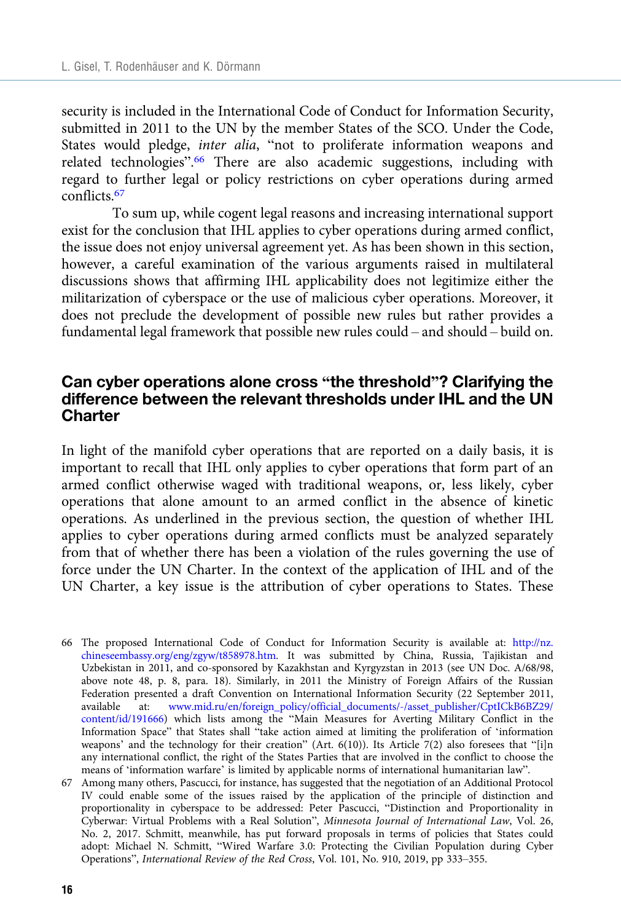security is included in the International Code of Conduct for Information Security, submitted in 2011 to the UN by the member States of the SCO. Under the Code, States would pledge, *inter alia*, "not to proliferate information weapons and related technologies".[66] There are also academic suggestions, including with regard to further legal or policy restrictions on cyber operations during armed conflicts.[67]

To sum up, while cogent legal reasons and increasing international support exist for the conclusion that IHL applies to cyber operations during armed conflict, the issue does not enjoy universal agreement yet. As has been shown in this section, however, a careful examination of the various arguments raised in multilateral discussions shows that affirming IHL applicability does not legitimize either the militarization of cyberspace or the use of malicious cyber operations. Moreover, it does not preclude the development of possible new rules but rather provides a fundamental legal framework that possible new rules could – and should – build on.

## Can cyber operations alone cross "the threshold"? Clarifying the difference between the relevant thresholds under IHL and the UN Charter

In light of the manifold cyber operations that are reported on a daily basis, it is important to recall that IHL only applies to cyber operations that form part of an armed conflict otherwise waged with traditional weapons, or, less likely, cyber operations that alone amount to an armed conflict in the absence of kinetic operations. As underlined in the previous section, the question of whether IHL applies to cyber operations during armed conflicts must be analyzed separately from that of whether there has been a violation of the rules governing the use of force under the UN Charter. In the context of the application of IHL and of the UN Charter, a key issue is the attribution of cyber operations to States. These

---

66 The proposed International Code of Conduct for Information Security is available at: http://nz.chineseembassy.org/eng/zgyw/t858978.htm. It was submitted by China, Russia, Tajikistan and Uzbekistan in 2011, and co-sponsored by Kazakhstan and Kyrgyzstan in 2013 (see UN Doc. A/68/98, above note 48, p. 8, para. 18). Similarly, in 2011 the Ministry of Foreign Affairs of the Russian Federation presented a draft Convention on International Information Security (22 September 2011, available at: www.mid.ru/en/foreign_policy/official_documents/-/asset_publisher/CptICkB6BZ29/content/id/191666) which lists among the "Main Measures for Averting Military Conflict in the Information Space" that States shall "take action aimed at limiting the proliferation of 'information weapons' and the technology for their creation" (Art. 6(10)). Its Article 7(2) also foresees that "[i]n any international conflict, the right of the States Parties that are involved in the conflict to choose the means of 'information warfare' is limited by applicable norms of international humanitarian law".

67 Among many others, Pascucci, for instance, has suggested that the negotiation of an Additional Protocol IV could enable some of the issues raised by the application of the principle of distinction and proportionality in cyberspace to be addressed: Peter Pascucci, "Distinction and Proportionality in Cyberwar: Virtual Problems with a Real Solution", *Minnesota Journal of International Law*, Vol. 26, No. 2, 2017. Schmitt, meanwhile, has put forward proposals in terms of policies that States could adopt: Michael N. Schmitt, "Wired Warfare 3.0: Protecting the Civilian Population during Cyber Operations", *International Review of the Red Cross*, Vol. 101, No. 910, 2019, pp 333–355.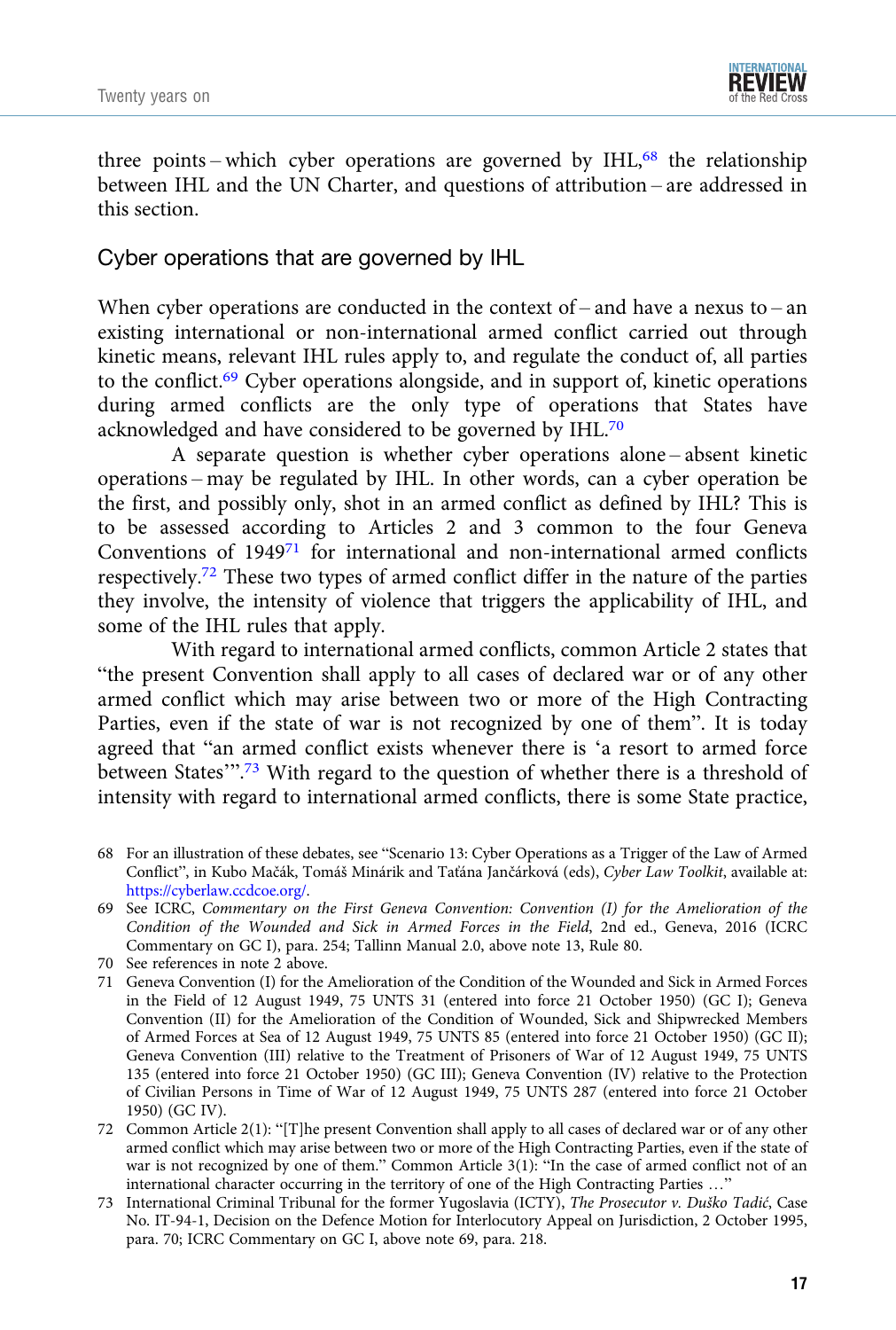three points – which cyber operations are governed by IHL,[68] the relationship between IHL and the UN Charter, and questions of attribution – are addressed in this section.

### Cyber operations that are governed by IHL

When cyber operations are conducted in the context of – and have a nexus to – an existing international or non-international armed conflict carried out through kinetic means, relevant IHL rules apply to, and regulate the conduct of, all parties to the conflict.[69] Cyber operations alongside, and in support of, kinetic operations during armed conflicts are the only type of operations that States have acknowledged and have considered to be governed by IHL.[70]

A separate question is whether cyber operations alone – absent kinetic operations – may be regulated by IHL. In other words, can a cyber operation be the first, and possibly only, shot in an armed conflict as defined by IHL? This is to be assessed according to Articles 2 and 3 common to the four Geneva Conventions of 1949[71] for international and non-international armed conflicts respectively.[72] These two types of armed conflict differ in the nature of the parties they involve, the intensity of violence that triggers the applicability of IHL, and some of the IHL rules that apply.

With regard to international armed conflicts, common Article 2 states that "the present Convention shall apply to all cases of declared war or of any other armed conflict which may arise between two or more of the High Contracting Parties, even if the state of war is not recognized by one of them". It is today agreed that "an armed conflict exists whenever there is 'a resort to armed force between States'".[73] With regard to the question of whether there is a threshold of intensity with regard to international armed conflicts, there is some State practice,

68 For an illustration of these debates, see "Scenario 13: Cyber Operations as a Trigger of the Law of Armed Conflict", in Kubo Mačák, Tomáš Minárik and Taťána Jančárková (eds), *Cyber Law Toolkit*, available at: https://cyberlaw.ccdcoe.org/.

69 See ICRC, *Commentary on the First Geneva Convention: Convention (I) for the Amelioration of the Condition of the Wounded and Sick in Armed Forces in the Field*, 2nd ed., Geneva, 2016 (ICRC Commentary on GC I), para. 254; Tallinn Manual 2.0, above note 13, Rule 80.

70 See references in note 2 above.

71 Geneva Convention (I) for the Amelioration of the Condition of the Wounded and Sick in Armed Forces in the Field of 12 August 1949, 75 UNTS 31 (entered into force 21 October 1950) (GC I); Geneva Convention (II) for the Amelioration of the Condition of Wounded, Sick and Shipwrecked Members of Armed Forces at Sea of 12 August 1949, 75 UNTS 85 (entered into force 21 October 1950) (GC II); Geneva Convention (III) relative to the Treatment of Prisoners of War of 12 August 1949, 75 UNTS 135 (entered into force 21 October 1950) (GC III); Geneva Convention (IV) relative to the Protection of Civilian Persons in Time of War of 12 August 1949, 75 UNTS 287 (entered into force 21 October 1950) (GC IV).

72 Common Article 2(1): "[T]he present Convention shall apply to all cases of declared war or of any other armed conflict which may arise between two or more of the High Contracting Parties, even if the state of war is not recognized by one of them." Common Article 3(1): "In the case of armed conflict not of an international character occurring in the territory of one of the High Contracting Parties …"

73 International Criminal Tribunal for the former Yugoslavia (ICTY), *The Prosecutor v. Duško Tadić*, Case No. IT-94-1, Decision on the Defence Motion for Interlocutory Appeal on Jurisdiction, 2 October 1995, para. 70; ICRC Commentary on GC I, above note 69, para. 218.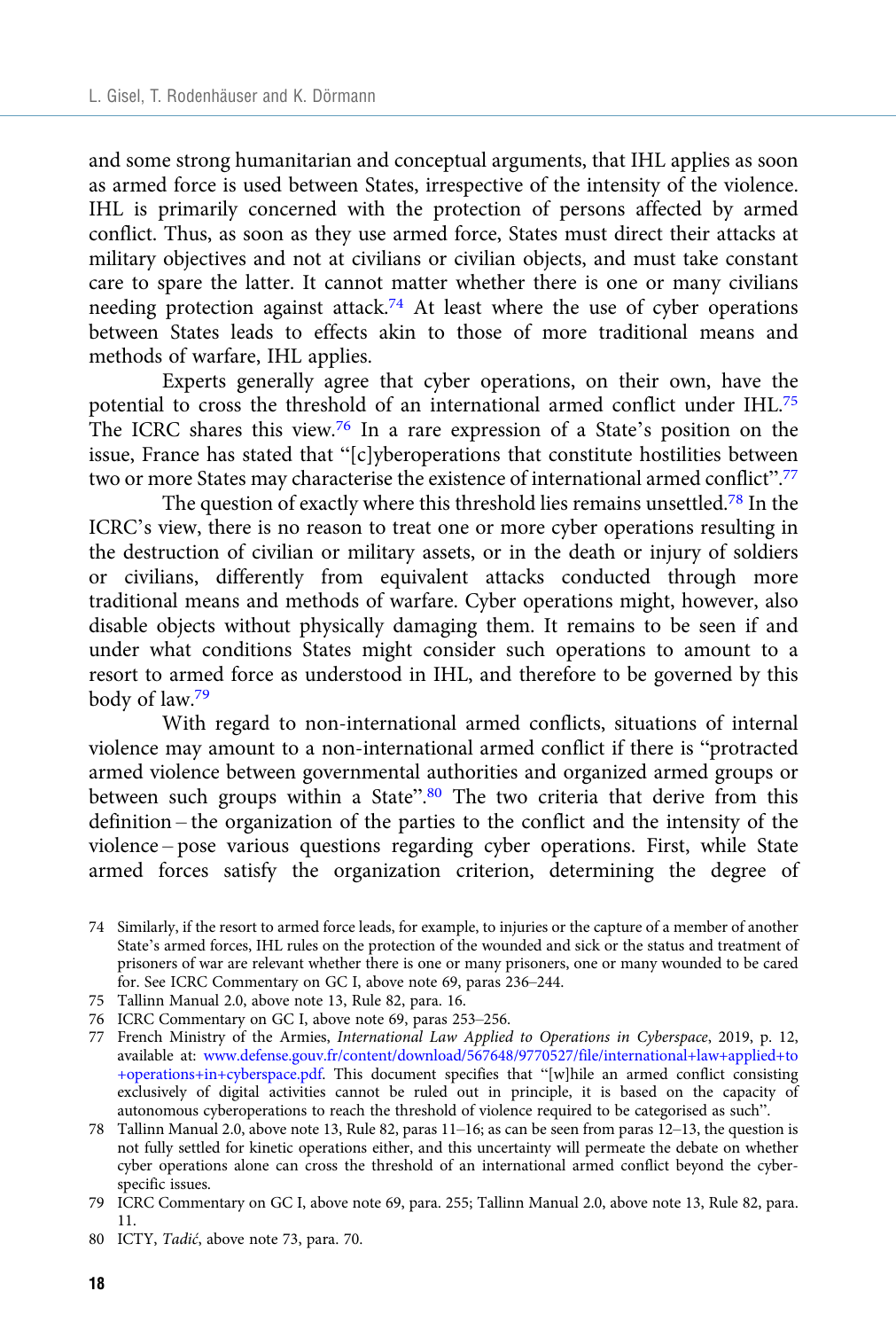and some strong humanitarian and conceptual arguments, that IHL applies as soon as armed force is used between States, irrespective of the intensity of the violence. IHL is primarily concerned with the protection of persons affected by armed conflict. Thus, as soon as they use armed force, States must direct their attacks at military objectives and not at civilians or civilian objects, and must take constant care to spare the latter. It cannot matter whether there is one or many civilians needing protection against attack.[74] At least where the use of cyber operations between States leads to effects akin to those of more traditional means and methods of warfare, IHL applies.

Experts generally agree that cyber operations, on their own, have the potential to cross the threshold of an international armed conflict under IHL.[75] The ICRC shares this view.[76] In a rare expression of a State's position on the issue, France has stated that "[c]yberoperations that constitute hostilities between two or more States may characterise the existence of international armed conflict".[77]

The question of exactly where this threshold lies remains unsettled.[78] In the ICRC's view, there is no reason to treat one or more cyber operations resulting in the destruction of civilian or military assets, or in the death or injury of soldiers or civilians, differently from equivalent attacks conducted through more traditional means and methods of warfare. Cyber operations might, however, also disable objects without physically damaging them. It remains to be seen if and under what conditions States might consider such operations to amount to a resort to armed force as understood in IHL, and therefore to be governed by this body of law.[79]

With regard to non-international armed conflicts, situations of internal violence may amount to a non-international armed conflict if there is "protracted armed violence between governmental authorities and organized armed groups or between such groups within a State".[80] The two criteria that derive from this definition – the organization of the parties to the conflict and the intensity of the violence – pose various questions regarding cyber operations. First, while State armed forces satisfy the organization criterion, determining the degree of

74 Similarly, if the resort to armed force leads, for example, to injuries or the capture of a member of another State's armed forces, IHL rules on the protection of the wounded and sick or the status and treatment of prisoners of war are relevant whether there is one or many prisoners, one or many wounded to be cared for. See ICRC Commentary on GC I, above note 69, paras 236–244.

75 Tallinn Manual 2.0, above note 13, Rule 82, para. 16.

76 ICRC Commentary on GC I, above note 69, paras 253–256.

77 French Ministry of the Armies, *International Law Applied to Operations in Cyberspace*, 2019, p. 12, available at: www.defense.gouv.fr/content/download/567648/9770527/file/international+law+applied+to+operations+in+cyberspace.pdf. This document specifies that "[w]hile an armed conflict consisting exclusively of digital activities cannot be ruled out in principle, it is based on the capacity of autonomous cyberoperations to reach the threshold of violence required to be categorised as such".

78 Tallinn Manual 2.0, above note 13, Rule 82, paras 11–16; as can be seen from paras 12–13, the question is not fully settled for kinetic operations either, and this uncertainty will permeate the debate on whether cyber operations alone can cross the threshold of an international armed conflict beyond the cyber-specific issues.

79 ICRC Commentary on GC I, above note 69, para. 255; Tallinn Manual 2.0, above note 13, Rule 82, para. 11.

80 ICTY, *Tadić*, above note 73, para. 70.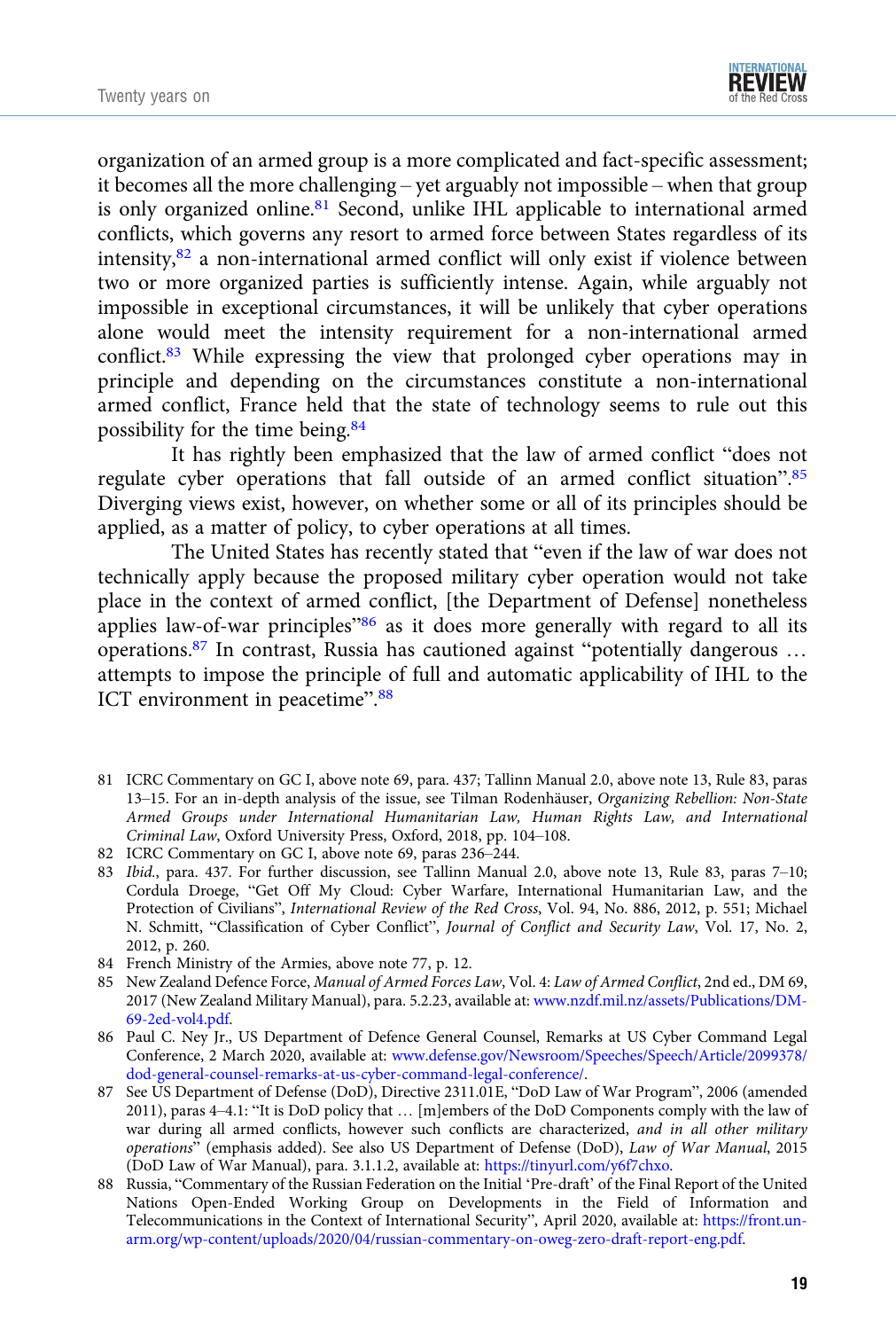organization of an armed group is a more complicated and fact-specific assessment; it becomes all the more challenging – yet arguably not impossible – when that group is only organized online.[81] Second, unlike IHL applicable to international armed conflicts, which governs any resort to armed force between States regardless of its intensity,[82] a non-international armed conflict will only exist if violence between two or more organized parties is sufficiently intense. Again, while arguably not impossible in exceptional circumstances, it will be unlikely that cyber operations alone would meet the intensity requirement for a non-international armed conflict.[83] While expressing the view that prolonged cyber operations may in principle and depending on the circumstances constitute a non-international armed conflict, France held that the state of technology seems to rule out this possibility for the time being.[84]

It has rightly been emphasized that the law of armed conflict "does not regulate cyber operations that fall outside of an armed conflict situation".[85] Diverging views exist, however, on whether some or all of its principles should be applied, as a matter of policy, to cyber operations at all times.

The United States has recently stated that "even if the law of war does not technically apply because the proposed military cyber operation would not take place in the context of armed conflict, [the Department of Defense] nonetheless applies law-of-war principles"[86] as it does more generally with regard to all its operations.[87] In contrast, Russia has cautioned against "potentially dangerous … attempts to impose the principle of full and automatic applicability of IHL to the ICT environment in peacetime".[88]

81 ICRC Commentary on GC I, above note 69, para. 437; Tallinn Manual 2.0, above note 13, Rule 83, paras 13–15. For an in-depth analysis of the issue, see Tilman Rodenhäuser, *Organizing Rebellion: Non-State Armed Groups under International Humanitarian Law, Human Rights Law, and International Criminal Law*, Oxford University Press, Oxford, 2018, pp. 104–108.

82 ICRC Commentary on GC I, above note 69, paras 236–244.

83 *Ibid.*, para. 437. For further discussion, see Tallinn Manual 2.0, above note 13, Rule 83, paras 7–10; Cordula Droege, "Get Off My Cloud: Cyber Warfare, International Humanitarian Law, and the Protection of Civilians", *International Review of the Red Cross*, Vol. 94, No. 886, 2012, p. 551; Michael N. Schmitt, "Classification of Cyber Conflict", *Journal of Conflict and Security Law*, Vol. 17, No. 2, 2012, p. 260.

84 French Ministry of the Armies, above note 77, p. 12.

85 New Zealand Defence Force, *Manual of Armed Forces Law*, Vol. 4: *Law of Armed Conflict*, 2nd ed., DM 69, 2017 (New Zealand Military Manual), para. 5.2.23, available at: www.nzdf.mil.nz/assets/Publications/DM-69-2ed-vol4.pdf.

86 Paul C. Ney Jr., US Department of Defence General Counsel, Remarks at US Cyber Command Legal Conference, 2 March 2020, available at: www.defense.gov/Newsroom/Speeches/Speech/Article/2099378/dod-general-counsel-remarks-at-us-cyber-command-legal-conference/.

87 See US Department of Defense (DoD), Directive 2311.01E, "DoD Law of War Program", 2006 (amended 2011), paras 4–4.1: "It is DoD policy that … [m]embers of the DoD Components comply with the law of war during all armed conflicts, however such conflicts are characterized, *and in all other military operations*" (emphasis added). See also US Department of Defense (DoD), *Law of War Manual*, 2015 (DoD Law of War Manual), para. 3.1.1.2, available at: https://tinyurl.com/y6f7chxo.

88 Russia, "Commentary of the Russian Federation on the Initial 'Pre-draft' of the Final Report of the United Nations Open-Ended Working Group on Developments in the Field of Information and Telecommunications in the Context of International Security", April 2020, available at: https://front.un-arm.org/wp-content/uploads/2020/04/russian-commentary-on-oweg-zero-draft-report-eng.pdf.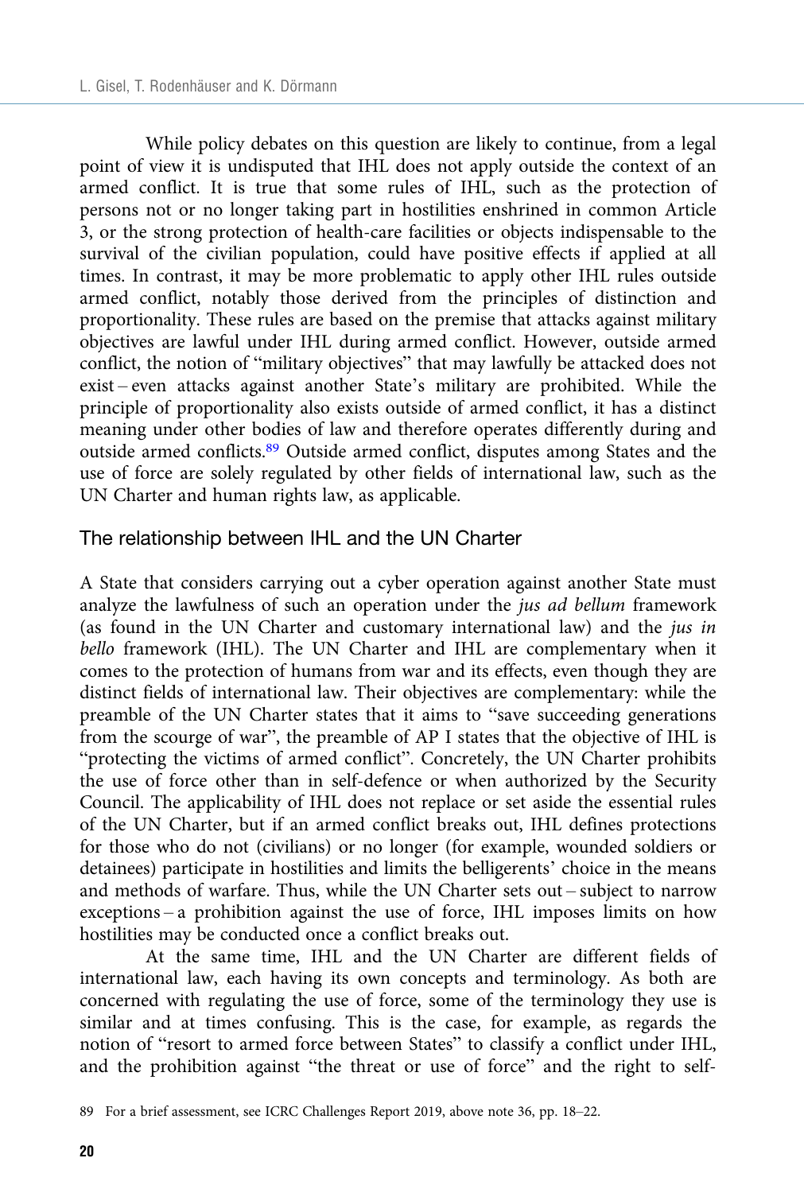While policy debates on this question are likely to continue, from a legal point of view it is undisputed that IHL does not apply outside the context of an armed conflict. It is true that some rules of IHL, such as the protection of persons not or no longer taking part in hostilities enshrined in common Article 3, or the strong protection of health-care facilities or objects indispensable to the survival of the civilian population, could have positive effects if applied at all times. In contrast, it may be more problematic to apply other IHL rules outside armed conflict, notably those derived from the principles of distinction and proportionality. These rules are based on the premise that attacks against military objectives are lawful under IHL during armed conflict. However, outside armed conflict, the notion of "military objectives" that may lawfully be attacked does not exist – even attacks against another State's military are prohibited. While the principle of proportionality also exists outside of armed conflict, it has a distinct meaning under other bodies of law and therefore operates differently during and outside armed conflicts.[89] Outside armed conflict, disputes among States and the use of force are solely regulated by other fields of international law, such as the UN Charter and human rights law, as applicable.

## The relationship between IHL and the UN Charter

A State that considers carrying out a cyber operation against another State must analyze the lawfulness of such an operation under the *jus ad bellum* framework (as found in the UN Charter and customary international law) and the *jus in bello* framework (IHL). The UN Charter and IHL are complementary when it comes to the protection of humans from war and its effects, even though they are distinct fields of international law. Their objectives are complementary: while the preamble of the UN Charter states that it aims to "save succeeding generations from the scourge of war", the preamble of AP I states that the objective of IHL is "protecting the victims of armed conflict". Concretely, the UN Charter prohibits the use of force other than in self-defence or when authorized by the Security Council. The applicability of IHL does not replace or set aside the essential rules of the UN Charter, but if an armed conflict breaks out, IHL defines protections for those who do not (civilians) or no longer (for example, wounded soldiers or detainees) participate in hostilities and limits the belligerents' choice in the means and methods of warfare. Thus, while the UN Charter sets out – subject to narrow exceptions – a prohibition against the use of force, IHL imposes limits on how hostilities may be conducted once a conflict breaks out.

At the same time, IHL and the UN Charter are different fields of international law, each having its own concepts and terminology. As both are concerned with regulating the use of force, some of the terminology they use is similar and at times confusing. This is the case, for example, as regards the notion of "resort to armed force between States" to classify a conflict under IHL, and the prohibition against "the threat or use of force" and the right to self-

89 For a brief assessment, see ICRC Challenges Report 2019, above note 36, pp. 18–22.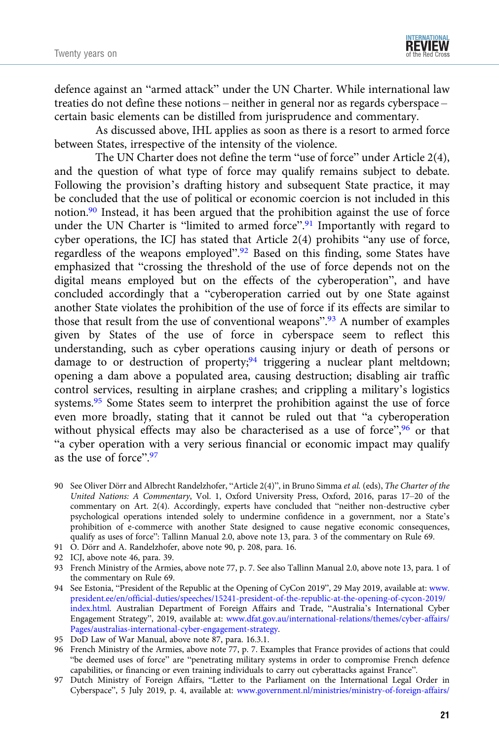defence against an "armed attack" under the UN Charter. While international law treaties do not define these notions – neither in general nor as regards cyberspace – certain basic elements can be distilled from jurisprudence and commentary.

As discussed above, IHL applies as soon as there is a resort to armed force between States, irrespective of the intensity of the violence.

The UN Charter does not define the term "use of force" under Article 2(4), and the question of what type of force may qualify remains subject to debate. Following the provision's drafting history and subsequent State practice, it may be concluded that the use of political or economic coercion is not included in this notion.[90] Instead, it has been argued that the prohibition against the use of force under the UN Charter is "limited to armed force".[91] Importantly with regard to cyber operations, the ICJ has stated that Article 2(4) prohibits "any use of force, regardless of the weapons employed".[92] Based on this finding, some States have emphasized that "crossing the threshold of the use of force depends not on the digital means employed but on the effects of the cyberoperation", and have concluded accordingly that a "cyberoperation carried out by one State against another State violates the prohibition of the use of force if its effects are similar to those that result from the use of conventional weapons".[93] A number of examples given by States of the use of force in cyberspace seem to reflect this understanding, such as cyber operations causing injury or death of persons or damage to or destruction of property;[94] triggering a nuclear plant meltdown; opening a dam above a populated area, causing destruction; disabling air traffic control services, resulting in airplane crashes; and crippling a military's logistics systems.[95] Some States seem to interpret the prohibition against the use of force even more broadly, stating that it cannot be ruled out that "a cyberoperation without physical effects may also be characterised as a use of force",[96] or that "a cyber operation with a very serious financial or economic impact may qualify as the use of force".[97]

90 See Oliver Dörr and Albrecht Randelzhofer, "Article 2(4)", in Bruno Simma *et al.* (eds), *The Charter of the United Nations: A Commentary*, Vol. 1, Oxford University Press, Oxford, 2016, paras 17–20 of the commentary on Art. 2(4). Accordingly, experts have concluded that "neither non-destructive cyber psychological operations intended solely to undermine confidence in a government, nor a State's prohibition of e-commerce with another State designed to cause negative economic consequences, qualify as uses of force": Tallinn Manual 2.0, above note 13, para. 3 of the commentary on Rule 69.

91 O. Dörr and A. Randelzhofer, above note 90, p. 208, para. 16.

92 ICJ, above note 46, para. 39.

93 French Ministry of the Armies, above note 77, p. 7. See also Tallinn Manual 2.0, above note 13, para. 1 of the commentary on Rule 69.

94 See Estonia, "President of the Republic at the Opening of CyCon 2019", 29 May 2019, available at: www.president.ee/en/official-duties/speeches/15241-president-of-the-republic-at-the-opening-of-cycon-2019/index.html. Australian Department of Foreign Affairs and Trade, "Australia's International Cyber Engagement Strategy", 2019, available at: www.dfat.gov.au/international-relations/themes/cyber-affairs/Pages/australias-international-cyber-engagement-strategy.

95 DoD Law of War Manual, above note 87, para. 16.3.1.

96 French Ministry of the Armies, above note 77, p. 7. Examples that France provides of actions that could "be deemed uses of force" are "penetrating military systems in order to compromise French defence capabilities, or financing or even training individuals to carry out cyberattacks against France".

97 Dutch Ministry of Foreign Affairs, "Letter to the Parliament on the International Legal Order in Cyberspace", 5 July 2019, p. 4, available at: www.government.nl/ministries/ministry-of-foreign-affairs/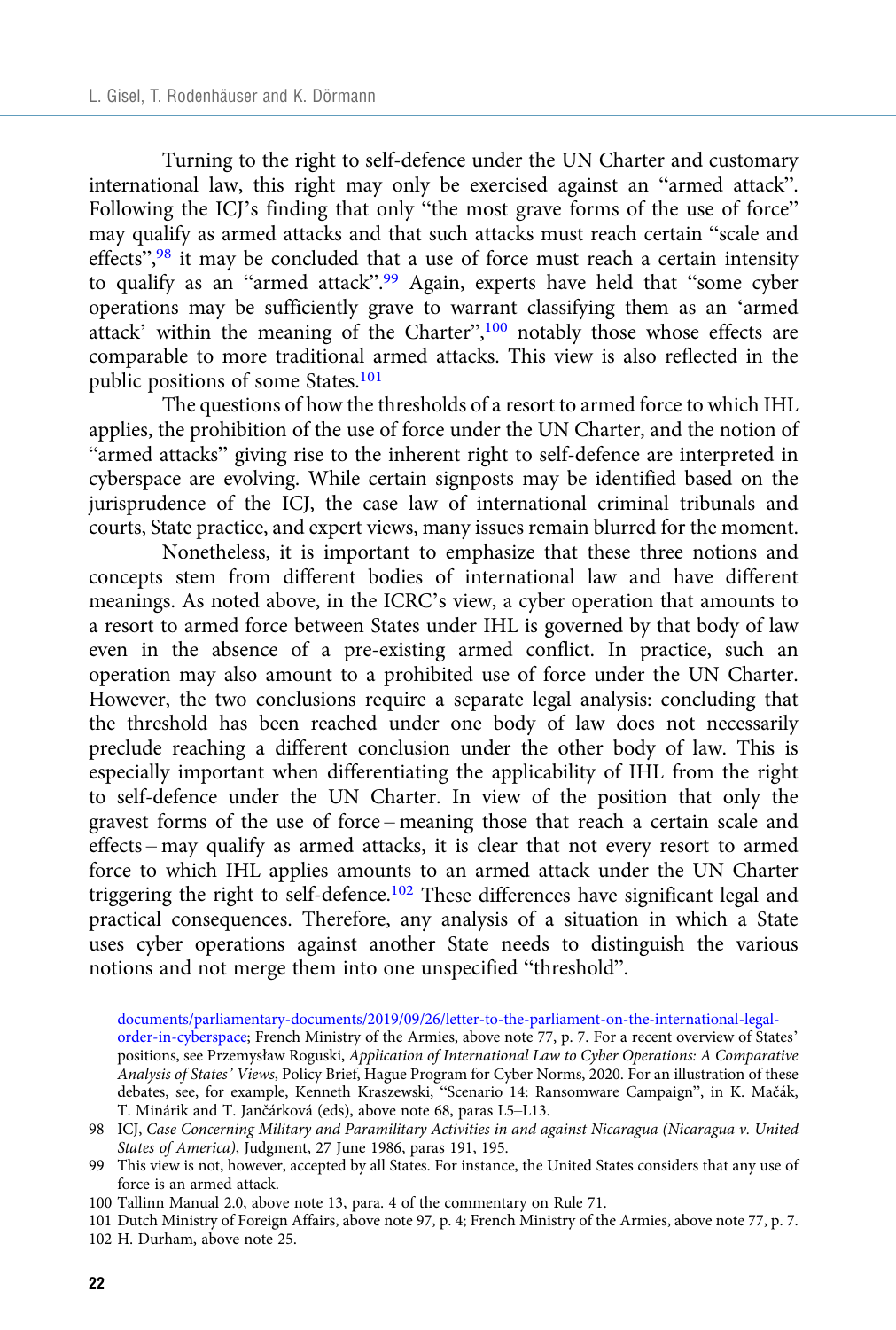Turning to the right to self-defence under the UN Charter and customary international law, this right may only be exercised against an "armed attack". Following the ICJ's finding that only "the most grave forms of the use of force" may qualify as armed attacks and that such attacks must reach certain "scale and effects",[98] it may be concluded that a use of force must reach a certain intensity to qualify as an "armed attack".[99] Again, experts have held that "some cyber operations may be sufficiently grave to warrant classifying them as an 'armed attack' within the meaning of the Charter",[100] notably those whose effects are comparable to more traditional armed attacks. This view is also reflected in the public positions of some States.[101]

The questions of how the thresholds of a resort to armed force to which IHL applies, the prohibition of the use of force under the UN Charter, and the notion of "armed attacks" giving rise to the inherent right to self-defence are interpreted in cyberspace are evolving. While certain signposts may be identified based on the jurisprudence of the ICJ, the case law of international criminal tribunals and courts, State practice, and expert views, many issues remain blurred for the moment.

Nonetheless, it is important to emphasize that these three notions and concepts stem from different bodies of international law and have different meanings. As noted above, in the ICRC's view, a cyber operation that amounts to a resort to armed force between States under IHL is governed by that body of law even in the absence of a pre-existing armed conflict. In practice, such an operation may also amount to a prohibited use of force under the UN Charter. However, the two conclusions require a separate legal analysis: concluding that the threshold has been reached under one body of law does not necessarily preclude reaching a different conclusion under the other body of law. This is especially important when differentiating the applicability of IHL from the right to self-defence under the UN Charter. In view of the position that only the gravest forms of the use of force – meaning those that reach a certain scale and effects – may qualify as armed attacks, it is clear that not every resort to armed force to which IHL applies amounts to an armed attack under the UN Charter triggering the right to self-defence.[102] These differences have significant legal and practical consequences. Therefore, any analysis of a situation in which a State uses cyber operations against another State needs to distinguish the various notions and not merge them into one unspecified "threshold".

documents/parliamentary-documents/2019/09/26/letter-to-the-parliament-on-the-international-legal-order-in-cyberspace; French Ministry of the Armies, above note 77, p. 7. For a recent overview of States' positions, see Przemysław Roguski, *Application of International Law to Cyber Operations: A Comparative Analysis of States' Views*, Policy Brief, Hague Program for Cyber Norms, 2020. For an illustration of these debates, see, for example, Kenneth Kraszewski, "Scenario 14: Ransomware Campaign", in K. Mačák, T. Minárik and T. Jančárková (eds), above note 68, paras L5–L13.

98 ICJ, *Case Concerning Military and Paramilitary Activities in and against Nicaragua (Nicaragua v. United States of America)*, Judgment, 27 June 1986, paras 191, 195.

99 This view is not, however, accepted by all States. For instance, the United States considers that any use of force is an armed attack.

100 Tallinn Manual 2.0, above note 13, para. 4 of the commentary on Rule 71.

101 Dutch Ministry of Foreign Affairs, above note 97, p. 4; French Ministry of the Armies, above note 77, p. 7.

102 H. Durham, above note 25.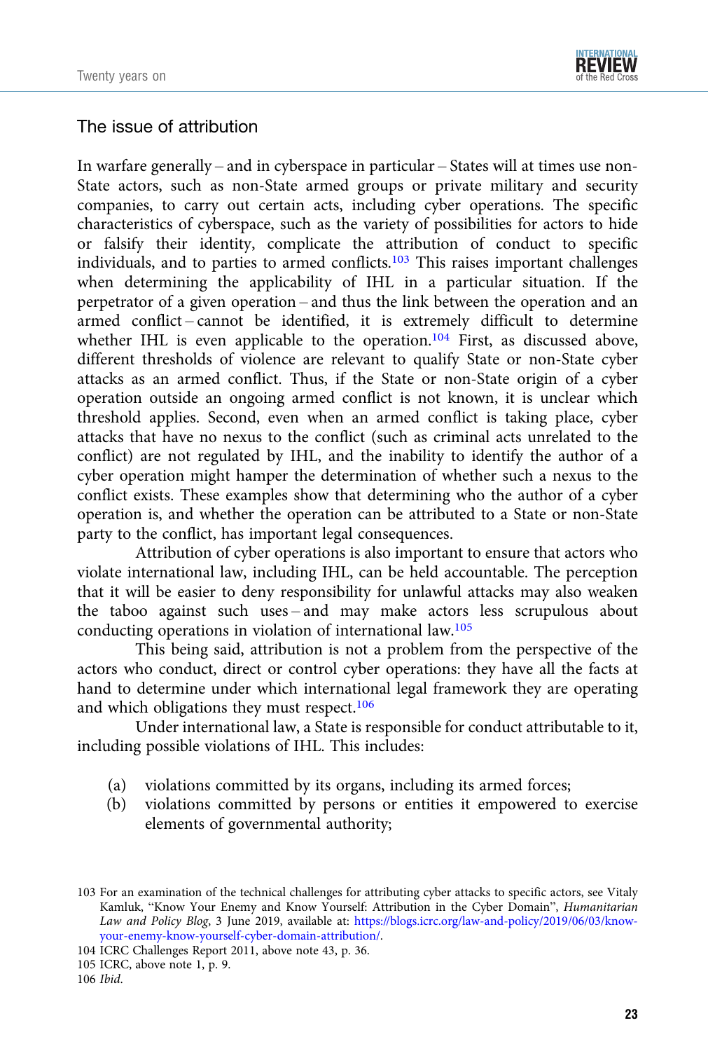## The issue of attribution

In warfare generally – and in cyberspace in particular – States will at times use non-State actors, such as non-State armed groups or private military and security companies, to carry out certain acts, including cyber operations. The specific characteristics of cyberspace, such as the variety of possibilities for actors to hide or falsify their identity, complicate the attribution of conduct to specific individuals, and to parties to armed conflicts.[103] This raises important challenges when determining the applicability of IHL in a particular situation. If the perpetrator of a given operation – and thus the link between the operation and an armed conflict – cannot be identified, it is extremely difficult to determine whether IHL is even applicable to the operation.[104] First, as discussed above, different thresholds of violence are relevant to qualify State or non-State cyber attacks as an armed conflict. Thus, if the State or non-State origin of a cyber operation outside an ongoing armed conflict is not known, it is unclear which threshold applies. Second, even when an armed conflict is taking place, cyber attacks that have no nexus to the conflict (such as criminal acts unrelated to the conflict) are not regulated by IHL, and the inability to identify the author of a cyber operation might hamper the determination of whether such a nexus to the conflict exists. These examples show that determining who the author of a cyber operation is, and whether the operation can be attributed to a State or non-State party to the conflict, has important legal consequences.

Attribution of cyber operations is also important to ensure that actors who violate international law, including IHL, can be held accountable. The perception that it will be easier to deny responsibility for unlawful attacks may also weaken the taboo against such uses – and may make actors less scrupulous about conducting operations in violation of international law.[105]

This being said, attribution is not a problem from the perspective of the actors who conduct, direct or control cyber operations: they have all the facts at hand to determine under which international legal framework they are operating and which obligations they must respect.[106]

Under international law, a State is responsible for conduct attributable to it, including possible violations of IHL. This includes:

(a) violations committed by its organs, including its armed forces;
(b) violations committed by persons or entities it empowered to exercise elements of governmental authority;

---

103 For an examination of the technical challenges for attributing cyber attacks to specific actors, see Vitaly Kamluk, "Know Your Enemy and Know Yourself: Attribution in the Cyber Domain", *Humanitarian Law and Policy Blog*, 3 June 2019, available at: https://blogs.icrc.org/law-and-policy/2019/06/03/know-your-enemy-know-yourself-cyber-domain-attribution/.

104 ICRC Challenges Report 2011, above note 43, p. 36.

105 ICRC, above note 1, p. 9.

106 *Ibid.*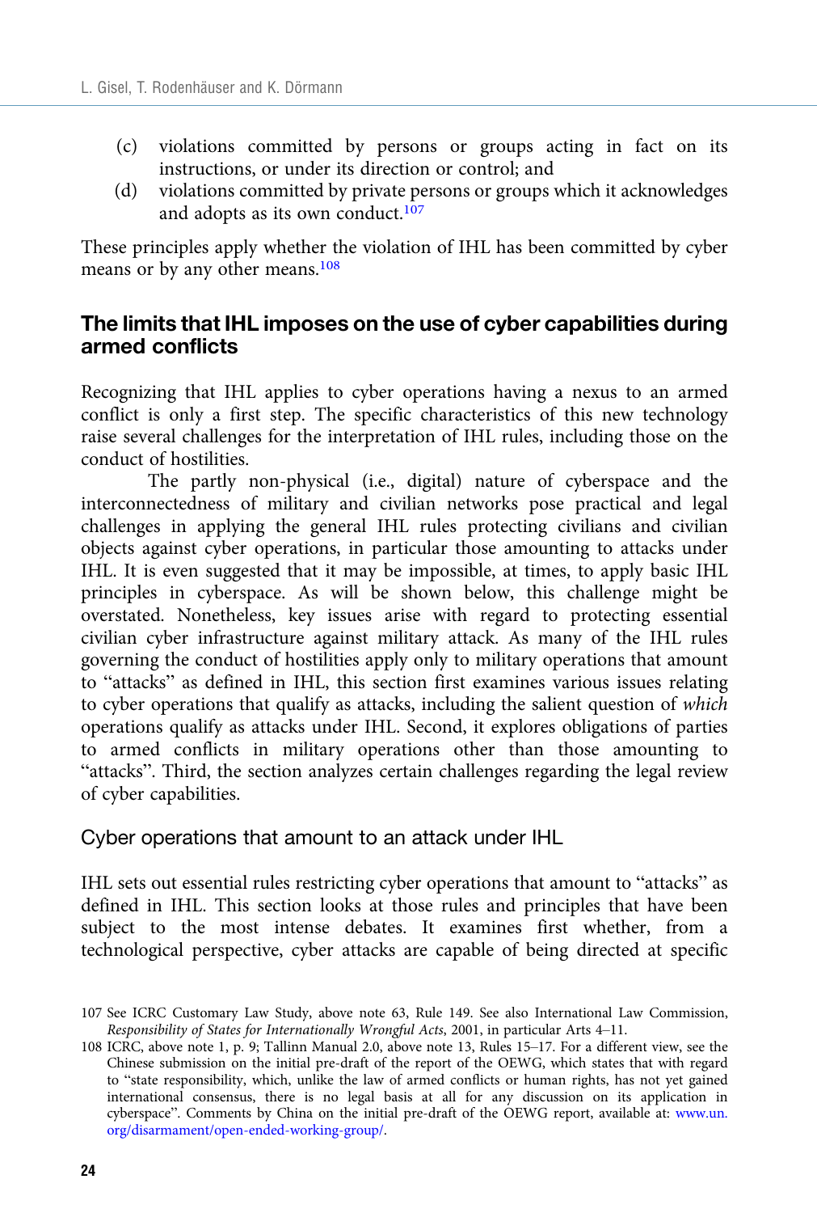(c) violations committed by persons or groups acting in fact on its instructions, or under its direction or control; and
(d) violations committed by private persons or groups which it acknowledges and adopts as its own conduct.[107]

These principles apply whether the violation of IHL has been committed by cyber means or by any other means.[108]

## The limits that IHL imposes on the use of cyber capabilities during armed conflicts

Recognizing that IHL applies to cyber operations having a nexus to an armed conflict is only a first step. The specific characteristics of this new technology raise several challenges for the interpretation of IHL rules, including those on the conduct of hostilities.

The partly non-physical (i.e., digital) nature of cyberspace and the interconnectedness of military and civilian networks pose practical and legal challenges in applying the general IHL rules protecting civilians and civilian objects against cyber operations, in particular those amounting to attacks under IHL. It is even suggested that it may be impossible, at times, to apply basic IHL principles in cyberspace. As will be shown below, this challenge might be overstated. Nonetheless, key issues arise with regard to protecting essential civilian cyber infrastructure against military attack. As many of the IHL rules governing the conduct of hostilities apply only to military operations that amount to "attacks" as defined in IHL, this section first examines various issues relating to cyber operations that qualify as attacks, including the salient question of *which* operations qualify as attacks under IHL. Second, it explores obligations of parties to armed conflicts in military operations other than those amounting to "attacks". Third, the section analyzes certain challenges regarding the legal review of cyber capabilities.

### Cyber operations that amount to an attack under IHL

IHL sets out essential rules restricting cyber operations that amount to "attacks" as defined in IHL. This section looks at those rules and principles that have been subject to the most intense debates. It examines first whether, from a technological perspective, cyber attacks are capable of being directed at specific

---

107 See ICRC Customary Law Study, above note 63, Rule 149. See also International Law Commission, *Responsibility of States for Internationally Wrongful Acts*, 2001, in particular Arts 4–11.

108 ICRC, above note 1, p. 9; Tallinn Manual 2.0, above note 13, Rules 15–17. For a different view, see the Chinese submission on the initial pre-draft of the report of the OEWG, which states that with regard to "state responsibility, which, unlike the law of armed conflicts or human rights, has not yet gained international consensus, there is no legal basis at all for any discussion on its application in cyberspace". Comments by China on the initial pre-draft of the OEWG report, available at: www.un.org/disarmament/open-ended-working-group/.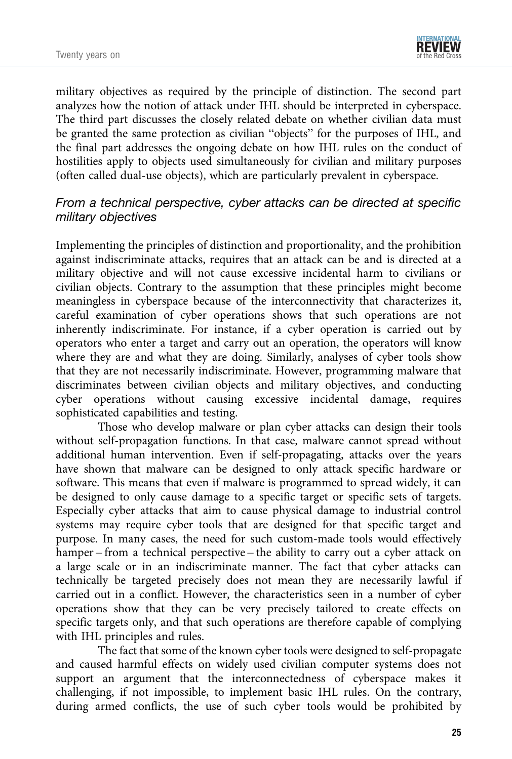military objectives as required by the principle of distinction. The second part analyzes how the notion of attack under IHL should be interpreted in cyberspace. The third part discusses the closely related debate on whether civilian data must be granted the same protection as civilian "objects" for the purposes of IHL, and the final part addresses the ongoing debate on how IHL rules on the conduct of hostilities apply to objects used simultaneously for civilian and military purposes (often called dual-use objects), which are particularly prevalent in cyberspace.

### *From a technical perspective, cyber attacks can be directed at specific military objectives*

Implementing the principles of distinction and proportionality, and the prohibition against indiscriminate attacks, requires that an attack can be and is directed at a military objective and will not cause excessive incidental harm to civilians or civilian objects. Contrary to the assumption that these principles might become meaningless in cyberspace because of the interconnectivity that characterizes it, careful examination of cyber operations shows that such operations are not inherently indiscriminate. For instance, if a cyber operation is carried out by operators who enter a target and carry out an operation, the operators will know where they are and what they are doing. Similarly, analyses of cyber tools show that they are not necessarily indiscriminate. However, programming malware that discriminates between civilian objects and military objectives, and conducting cyber operations without causing excessive incidental damage, requires sophisticated capabilities and testing.

Those who develop malware or plan cyber attacks can design their tools without self-propagation functions. In that case, malware cannot spread without additional human intervention. Even if self-propagating, attacks over the years have shown that malware can be designed to only attack specific hardware or software. This means that even if malware is programmed to spread widely, it can be designed to only cause damage to a specific target or specific sets of targets. Especially cyber attacks that aim to cause physical damage to industrial control systems may require cyber tools that are designed for that specific target and purpose. In many cases, the need for such custom-made tools would effectively hamper – from a technical perspective – the ability to carry out a cyber attack on a large scale or in an indiscriminate manner. The fact that cyber attacks can technically be targeted precisely does not mean they are necessarily lawful if carried out in a conflict. However, the characteristics seen in a number of cyber operations show that they can be very precisely tailored to create effects on specific targets only, and that such operations are therefore capable of complying with IHL principles and rules.

The fact that some of the known cyber tools were designed to self-propagate and caused harmful effects on widely used civilian computer systems does not support an argument that the interconnectedness of cyberspace makes it challenging, if not impossible, to implement basic IHL rules. On the contrary, during armed conflicts, the use of such cyber tools would be prohibited by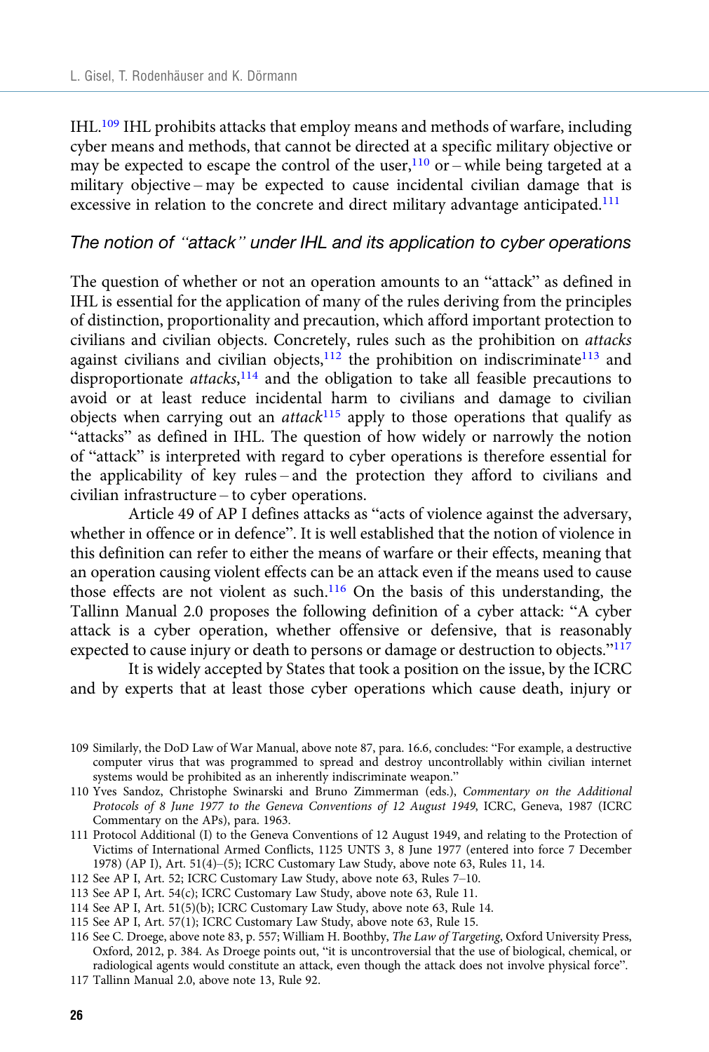IHL.[109] IHL prohibits attacks that employ means and methods of warfare, including cyber means and methods, that cannot be directed at a specific military objective or may be expected to escape the control of the user,[110] or – while being targeted at a military objective – may be expected to cause incidental civilian damage that is excessive in relation to the concrete and direct military advantage anticipated.[111]

### *The notion of "attack" under IHL and its application to cyber operations*

The question of whether or not an operation amounts to an "attack" as defined in IHL is essential for the application of many of the rules deriving from the principles of distinction, proportionality and precaution, which afford important protection to civilians and civilian objects. Concretely, rules such as the prohibition on *attacks* against civilians and civilian objects,[112] the prohibition on indiscriminate[113] and disproportionate *attacks*,[114] and the obligation to take all feasible precautions to avoid or at least reduce incidental harm to civilians and damage to civilian objects when carrying out an *attack*[115] apply to those operations that qualify as "attacks" as defined in IHL. The question of how widely or narrowly the notion of "attack" is interpreted with regard to cyber operations is therefore essential for the applicability of key rules – and the protection they afford to civilians and civilian infrastructure – to cyber operations.

Article 49 of AP I defines attacks as "acts of violence against the adversary, whether in offence or in defence". It is well established that the notion of violence in this definition can refer to either the means of warfare or their effects, meaning that an operation causing violent effects can be an attack even if the means used to cause those effects are not violent as such.[116] On the basis of this understanding, the Tallinn Manual 2.0 proposes the following definition of a cyber attack: "A cyber attack is a cyber operation, whether offensive or defensive, that is reasonably expected to cause injury or death to persons or damage or destruction to objects."[117]

It is widely accepted by States that took a position on the issue, by the ICRC and by experts that at least those cyber operations which cause death, injury or

---

109 Similarly, the DoD Law of War Manual, above note 87, para. 16.6, concludes: "For example, a destructive computer virus that was programmed to spread and destroy uncontrollably within civilian internet systems would be prohibited as an inherently indiscriminate weapon."

110 Yves Sandoz, Christophe Swinarski and Bruno Zimmerman (eds.), *Commentary on the Additional Protocols of 8 June 1977 to the Geneva Conventions of 12 August 1949*, ICRC, Geneva, 1987 (ICRC Commentary on the APs), para. 1963.

111 Protocol Additional (I) to the Geneva Conventions of 12 August 1949, and relating to the Protection of Victims of International Armed Conflicts, 1125 UNTS 3, 8 June 1977 (entered into force 7 December 1978) (AP I), Art. 51(4)–(5); ICRC Customary Law Study, above note 63, Rules 11, 14.

112 See AP I, Art. 52; ICRC Customary Law Study, above note 63, Rules 7–10.

113 See AP I, Art. 54(c); ICRC Customary Law Study, above note 63, Rule 11.

114 See AP I, Art. 51(5)(b); ICRC Customary Law Study, above note 63, Rule 14.

115 See AP I, Art. 57(1); ICRC Customary Law Study, above note 63, Rule 15.

116 See C. Droege, above note 83, p. 557; William H. Boothby, *The Law of Targeting*, Oxford University Press, Oxford, 2012, p. 384. As Droege points out, "it is uncontroversial that the use of biological, chemical, or radiological agents would constitute an attack, even though the attack does not involve physical force".

117 Tallinn Manual 2.0, above note 13, Rule 92.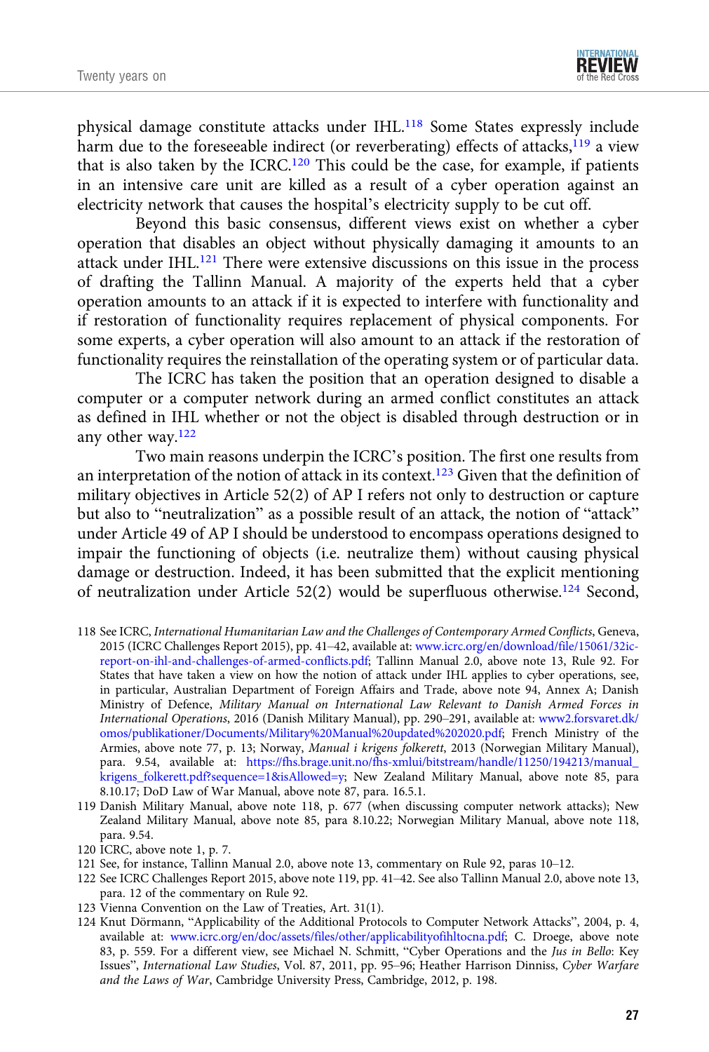physical damage constitute attacks under IHL.[118] Some States expressly include harm due to the foreseeable indirect (or reverberating) effects of attacks,[119] a view that is also taken by the ICRC.[120] This could be the case, for example, if patients in an intensive care unit are killed as a result of a cyber operation against an electricity network that causes the hospital's electricity supply to be cut off.

Beyond this basic consensus, different views exist on whether a cyber operation that disables an object without physically damaging it amounts to an attack under IHL.[121] There were extensive discussions on this issue in the process of drafting the Tallinn Manual. A majority of the experts held that a cyber operation amounts to an attack if it is expected to interfere with functionality and if restoration of functionality requires replacement of physical components. For some experts, a cyber operation will also amount to an attack if the restoration of functionality requires the reinstallation of the operating system or of particular data.

The ICRC has taken the position that an operation designed to disable a computer or a computer network during an armed conflict constitutes an attack as defined in IHL whether or not the object is disabled through destruction or in any other way.[122]

Two main reasons underpin the ICRC's position. The first one results from an interpretation of the notion of attack in its context.[123] Given that the definition of military objectives in Article 52(2) of AP I refers not only to destruction or capture but also to "neutralization" as a possible result of an attack, the notion of "attack" under Article 49 of AP I should be understood to encompass operations designed to impair the functioning of objects (i.e. neutralize them) without causing physical damage or destruction. Indeed, it has been submitted that the explicit mentioning of neutralization under Article 52(2) would be superfluous otherwise.[124] Second,

118 See ICRC, *International Humanitarian Law and the Challenges of Contemporary Armed Conflicts*, Geneva, 2015 (ICRC Challenges Report 2015), pp. 41–42, available at: www.icrc.org/en/download/file/15061/32ic-report-on-ihl-and-challenges-of-armed-conflicts.pdf; Tallinn Manual 2.0, above note 13, Rule 92. For States that have taken a view on how the notion of attack under IHL applies to cyber operations, see, in particular, Australian Department of Foreign Affairs and Trade, above note 94, Annex A; Danish Ministry of Defence, *Military Manual on International Law Relevant to Danish Armed Forces in International Operations*, 2016 (Danish Military Manual), pp. 290–291, available at: www2.forsvaret.dk/omos/publikationer/Documents/Military%20Manual%20updated%202020.pdf; French Ministry of the Armies, above note 77, p. 13; Norway, *Manual i krigens folkerett*, 2013 (Norwegian Military Manual), para. 9.54, available at: https://fhs.brage.unit.no/fhs-xmlui/bitstream/handle/11250/194213/manual_krigens_folkerett.pdf?sequence=1&isAllowed=y; New Zealand Military Manual, above note 85, para 8.10.17; DoD Law of War Manual, above note 87, para. 16.5.1.

119 Danish Military Manual, above note 118, p. 677 (when discussing computer network attacks); New Zealand Military Manual, above note 85, para 8.10.22; Norwegian Military Manual, above note 118, para. 9.54.

120 ICRC, above note 1, p. 7.

121 See, for instance, Tallinn Manual 2.0, above note 13, commentary on Rule 92, paras 10–12.

122 See ICRC Challenges Report 2015, above note 119, pp. 41–42. See also Tallinn Manual 2.0, above note 13, para. 12 of the commentary on Rule 92.

123 Vienna Convention on the Law of Treaties, Art. 31(1).

124 Knut Dörmann, "Applicability of the Additional Protocols to Computer Network Attacks", 2004, p. 4, available at: www.icrc.org/en/doc/assets/files/other/applicabilityofihltocna.pdf; C. Droege, above note 83, p. 559. For a different view, see Michael N. Schmitt, "Cyber Operations and the *Jus in Bello*: Key Issues", *International Law Studies*, Vol. 87, 2011, pp. 95–96; Heather Harrison Dinniss, *Cyber Warfare and the Laws of War*, Cambridge University Press, Cambridge, 2012, p. 198.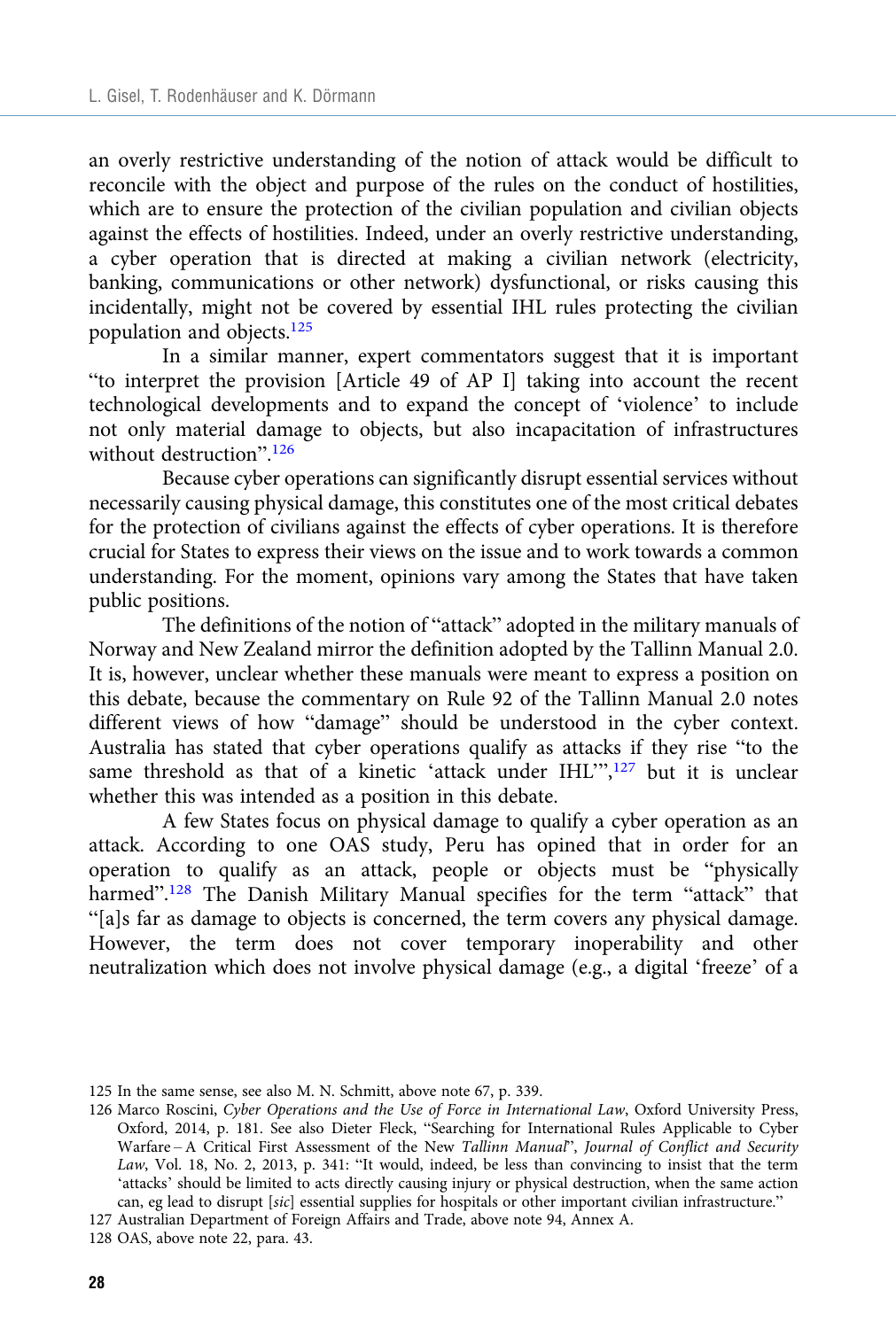an overly restrictive understanding of the notion of attack would be difficult to reconcile with the object and purpose of the rules on the conduct of hostilities, which are to ensure the protection of the civilian population and civilian objects against the effects of hostilities. Indeed, under an overly restrictive understanding, a cyber operation that is directed at making a civilian network (electricity, banking, communications or other network) dysfunctional, or risks causing this incidentally, might not be covered by essential IHL rules protecting the civilian population and objects.[125]

In a similar manner, expert commentators suggest that it is important "to interpret the provision [Article 49 of AP I] taking into account the recent technological developments and to expand the concept of 'violence' to include not only material damage to objects, but also incapacitation of infrastructures without destruction".[126]

Because cyber operations can significantly disrupt essential services without necessarily causing physical damage, this constitutes one of the most critical debates for the protection of civilians against the effects of cyber operations. It is therefore crucial for States to express their views on the issue and to work towards a common understanding. For the moment, opinions vary among the States that have taken public positions.

The definitions of the notion of "attack" adopted in the military manuals of Norway and New Zealand mirror the definition adopted by the Tallinn Manual 2.0. It is, however, unclear whether these manuals were meant to express a position on this debate, because the commentary on Rule 92 of the Tallinn Manual 2.0 notes different views of how "damage" should be understood in the cyber context. Australia has stated that cyber operations qualify as attacks if they rise "to the same threshold as that of a kinetic 'attack under IHL'",[127] but it is unclear whether this was intended as a position in this debate.

A few States focus on physical damage to qualify a cyber operation as an attack. According to one OAS study, Peru has opined that in order for an operation to qualify as an attack, people or objects must be "physically harmed".[128] The Danish Military Manual specifies for the term "attack" that "[a]s far as damage to objects is concerned, the term covers any physical damage. However, the term does not cover temporary inoperability and other neutralization which does not involve physical damage (e.g., a digital 'freeze' of a

---

125 In the same sense, see also M. N. Schmitt, above note 67, p. 339.

126 Marco Roscini, *Cyber Operations and the Use of Force in International Law*, Oxford University Press, Oxford, 2014, p. 181. See also Dieter Fleck, "Searching for International Rules Applicable to Cyber Warfare – A Critical First Assessment of the New *Tallinn Manual*", *Journal of Conflict and Security Law*, Vol. 18, No. 2, 2013, p. 341: "It would, indeed, be less than convincing to insist that the term 'attacks' should be limited to acts directly causing injury or physical destruction, when the same action can, eg lead to disrupt [*sic*] essential supplies for hospitals or other important civilian infrastructure."

127 Australian Department of Foreign Affairs and Trade, above note 94, Annex A.

128 OAS, above note 22, para. 43.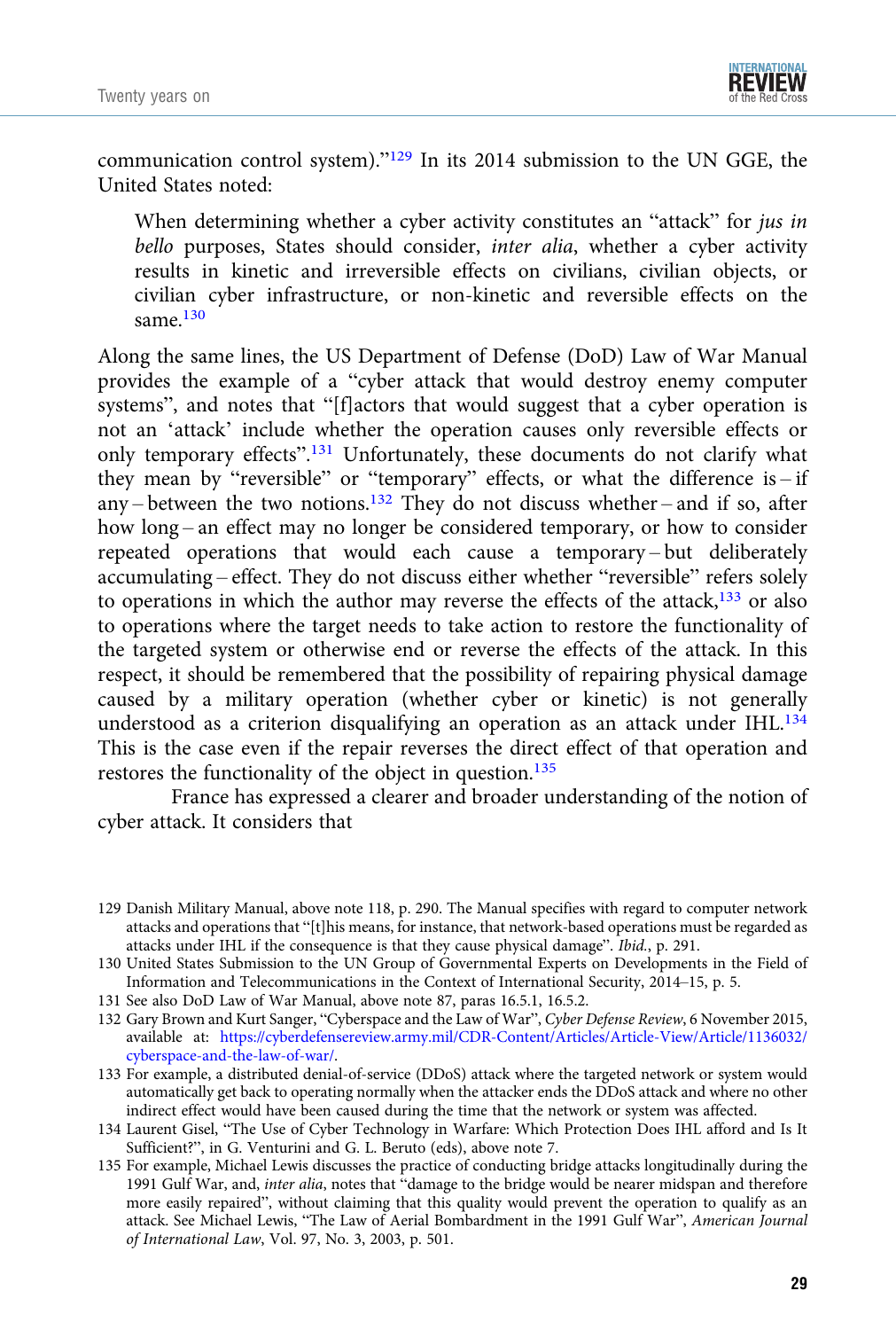communication control system)."[129] In its 2014 submission to the UN GGE, the United States noted:

> When determining whether a cyber activity constitutes an "attack" for *jus in bello* purposes, States should consider, *inter alia*, whether a cyber activity results in kinetic and irreversible effects on civilians, civilian objects, or civilian cyber infrastructure, or non-kinetic and reversible effects on the same.[130]

Along the same lines, the US Department of Defense (DoD) Law of War Manual provides the example of a "cyber attack that would destroy enemy computer systems", and notes that "[f]actors that would suggest that a cyber operation is not an 'attack' include whether the operation causes only reversible effects or only temporary effects".[131] Unfortunately, these documents do not clarify what they mean by "reversible" or "temporary" effects, or what the difference is – if any – between the two notions.[132] They do not discuss whether – and if so, after how long – an effect may no longer be considered temporary, or how to consider repeated operations that would each cause a temporary – but deliberately accumulating – effect. They do not discuss either whether "reversible" refers solely to operations in which the author may reverse the effects of the attack,[133] or also to operations where the target needs to take action to restore the functionality of the targeted system or otherwise end or reverse the effects of the attack. In this respect, it should be remembered that the possibility of repairing physical damage caused by a military operation (whether cyber or kinetic) is not generally understood as a criterion disqualifying an operation as an attack under IHL.[134] This is the case even if the repair reverses the direct effect of that operation and restores the functionality of the object in question.[135]

France has expressed a clearer and broader understanding of the notion of cyber attack. It considers that

---

129 Danish Military Manual, above note 118, p. 290. The Manual specifies with regard to computer network attacks and operations that "[t]his means, for instance, that network-based operations must be regarded as attacks under IHL if the consequence is that they cause physical damage". *Ibid.*, p. 291.

130 United States Submission to the UN Group of Governmental Experts on Developments in the Field of Information and Telecommunications in the Context of International Security, 2014–15, p. 5.

131 See also DoD Law of War Manual, above note 87, paras 16.5.1, 16.5.2.

132 Gary Brown and Kurt Sanger, "Cyberspace and the Law of War", *Cyber Defense Review*, 6 November 2015, available at: https://cyberdefensereview.army.mil/CDR-Content/Articles/Article-View/Article/1136032/cyberspace-and-the-law-of-war/.

133 For example, a distributed denial-of-service (DDoS) attack where the targeted network or system would automatically get back to operating normally when the attacker ends the DDoS attack and where no other indirect effect would have been caused during the time that the network or system was affected.

134 Laurent Gisel, "The Use of Cyber Technology in Warfare: Which Protection Does IHL afford and Is It Sufficient?", in G. Venturini and G. L. Beruto (eds), above note 7.

135 For example, Michael Lewis discusses the practice of conducting bridge attacks longitudinally during the 1991 Gulf War, and, *inter alia*, notes that "damage to the bridge would be nearer midspan and therefore more easily repaired", without claiming that this quality would prevent the operation to qualify as an attack. See Michael Lewis, "The Law of Aerial Bombardment in the 1991 Gulf War", *American Journal of International Law*, Vol. 97, No. 3, 2003, p. 501.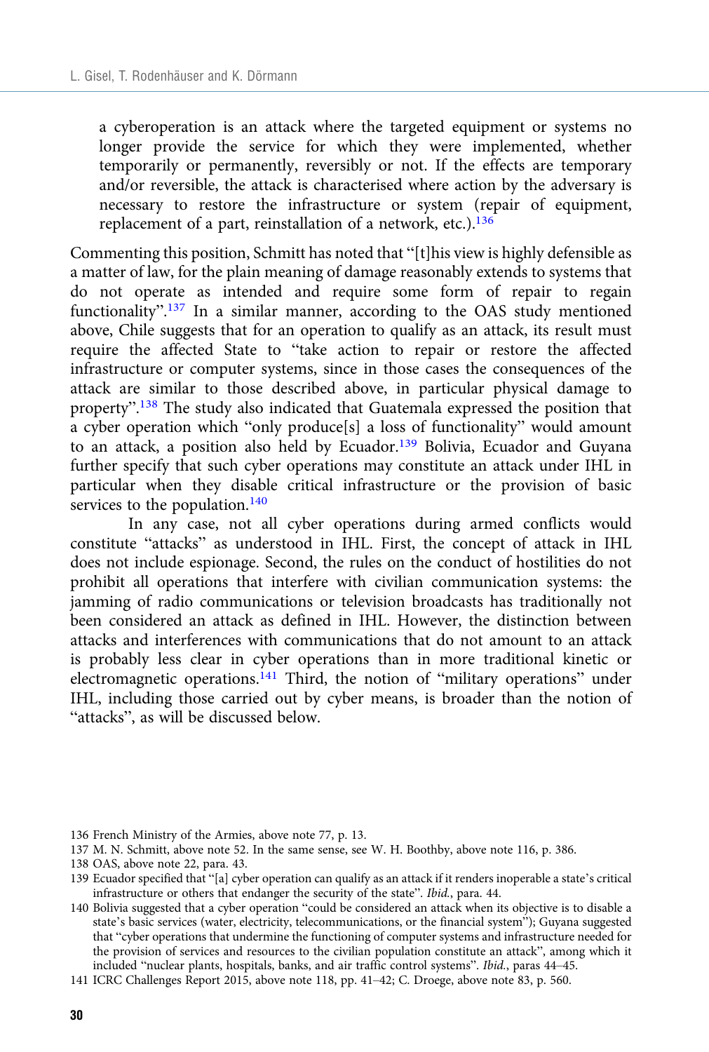> a cyberoperation is an attack where the targeted equipment or systems no longer provide the service for which they were implemented, whether temporarily or permanently, reversibly or not. If the effects are temporary and/or reversible, the attack is characterised where action by the adversary is necessary to restore the infrastructure or system (repair of equipment, replacement of a part, reinstallation of a network, etc.).[136]

Commenting this position, Schmitt has noted that "[t]his view is highly defensible as a matter of law, for the plain meaning of damage reasonably extends to systems that do not operate as intended and require some form of repair to regain functionality".[137] In a similar manner, according to the OAS study mentioned above, Chile suggests that for an operation to qualify as an attack, its result must require the affected State to "take action to repair or restore the affected infrastructure or computer systems, since in those cases the consequences of the attack are similar to those described above, in particular physical damage to property".[138] The study also indicated that Guatemala expressed the position that a cyber operation which "only produce[s] a loss of functionality" would amount to an attack, a position also held by Ecuador.[139] Bolivia, Ecuador and Guyana further specify that such cyber operations may constitute an attack under IHL in particular when they disable critical infrastructure or the provision of basic services to the population.[140]

In any case, not all cyber operations during armed conflicts would constitute "attacks" as understood in IHL. First, the concept of attack in IHL does not include espionage. Second, the rules on the conduct of hostilities do not prohibit all operations that interfere with civilian communication systems: the jamming of radio communications or television broadcasts has traditionally not been considered an attack as defined in IHL. However, the distinction between attacks and interferences with communications that do not amount to an attack is probably less clear in cyber operations than in more traditional kinetic or electromagnetic operations.[141] Third, the notion of "military operations" under IHL, including those carried out by cyber means, is broader than the notion of "attacks", as will be discussed below.

---

136 French Ministry of the Armies, above note 77, p. 13.

137 M. N. Schmitt, above note 52. In the same sense, see W. H. Boothby, above note 116, p. 386.

138 OAS, above note 22, para. 43.

139 Ecuador specified that "[a] cyber operation can qualify as an attack if it renders inoperable a state's critical infrastructure or others that endanger the security of the state". *Ibid.*, para. 44.

140 Bolivia suggested that a cyber operation "could be considered an attack when its objective is to disable a state's basic services (water, electricity, telecommunications, or the financial system)"; Guyana suggested that "cyber operations that undermine the functioning of computer systems and infrastructure needed for the provision of services and resources to the civilian population constitute an attack", among which it included "nuclear plants, hospitals, banks, and air traffic control systems". *Ibid.*, paras 44–45.

141 ICRC Challenges Report 2015, above note 118, pp. 41–42; C. Droege, above note 83, p. 560.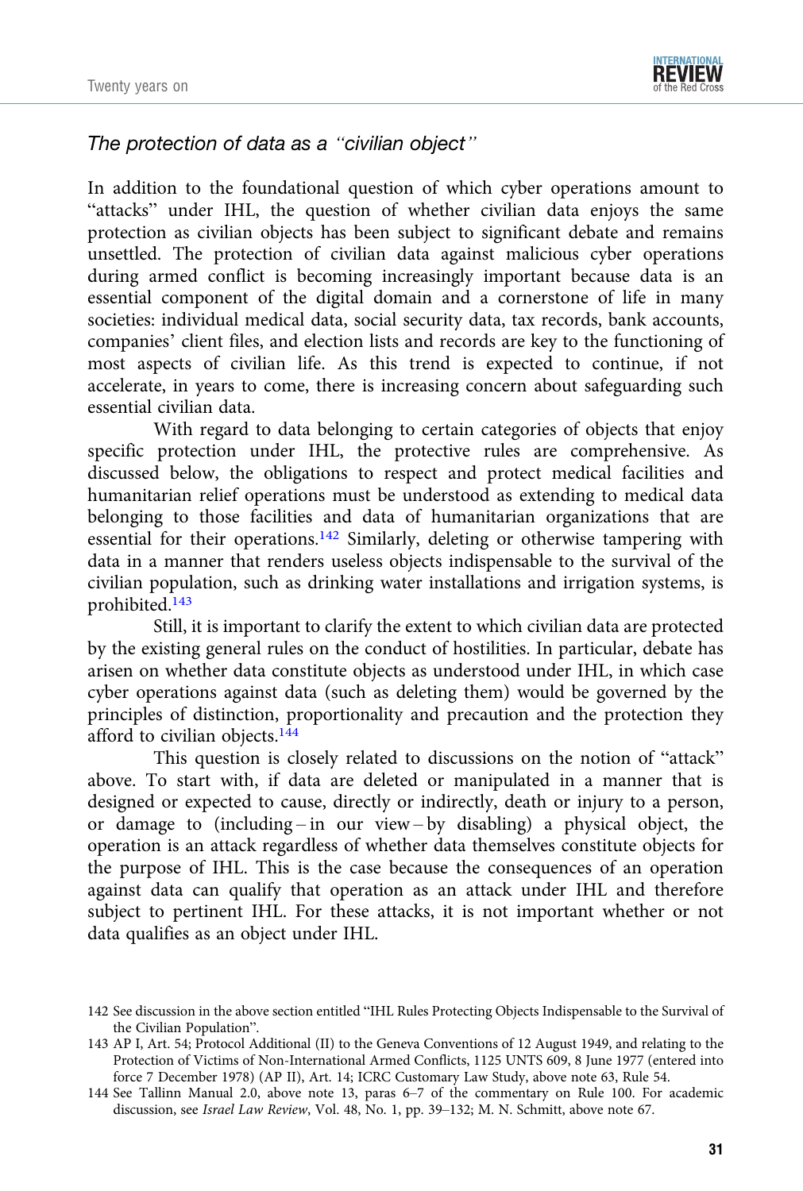### *The protection of data as a "civilian object"*

In addition to the foundational question of which cyber operations amount to "attacks" under IHL, the question of whether civilian data enjoys the same protection as civilian objects has been subject to significant debate and remains unsettled. The protection of civilian data against malicious cyber operations during armed conflict is becoming increasingly important because data is an essential component of the digital domain and a cornerstone of life in many societies: individual medical data, social security data, tax records, bank accounts, companies' client files, and election lists and records are key to the functioning of most aspects of civilian life. As this trend is expected to continue, if not accelerate, in years to come, there is increasing concern about safeguarding such essential civilian data.

With regard to data belonging to certain categories of objects that enjoy specific protection under IHL, the protective rules are comprehensive. As discussed below, the obligations to respect and protect medical facilities and humanitarian relief operations must be understood as extending to medical data belonging to those facilities and data of humanitarian organizations that are essential for their operations.[142] Similarly, deleting or otherwise tampering with data in a manner that renders useless objects indispensable to the survival of the civilian population, such as drinking water installations and irrigation systems, is prohibited.[143]

Still, it is important to clarify the extent to which civilian data are protected by the existing general rules on the conduct of hostilities. In particular, debate has arisen on whether data constitute objects as understood under IHL, in which case cyber operations against data (such as deleting them) would be governed by the principles of distinction, proportionality and precaution and the protection they afford to civilian objects.[144]

This question is closely related to discussions on the notion of "attack" above. To start with, if data are deleted or manipulated in a manner that is designed or expected to cause, directly or indirectly, death or injury to a person, or damage to (including – in our view – by disabling) a physical object, the operation is an attack regardless of whether data themselves constitute objects for the purpose of IHL. This is the case because the consequences of an operation against data can qualify that operation as an attack under IHL and therefore subject to pertinent IHL. For these attacks, it is not important whether or not data qualifies as an object under IHL.

142 See discussion in the above section entitled "IHL Rules Protecting Objects Indispensable to the Survival of the Civilian Population".

143 AP I, Art. 54; Protocol Additional (II) to the Geneva Conventions of 12 August 1949, and relating to the Protection of Victims of Non-International Armed Conflicts, 1125 UNTS 609, 8 June 1977 (entered into force 7 December 1978) (AP II), Art. 14; ICRC Customary Law Study, above note 63, Rule 54.

144 See Tallinn Manual 2.0, above note 13, paras 6–7 of the commentary on Rule 100. For academic discussion, see *Israel Law Review*, Vol. 48, No. 1, pp. 39–132; M. N. Schmitt, above note 67.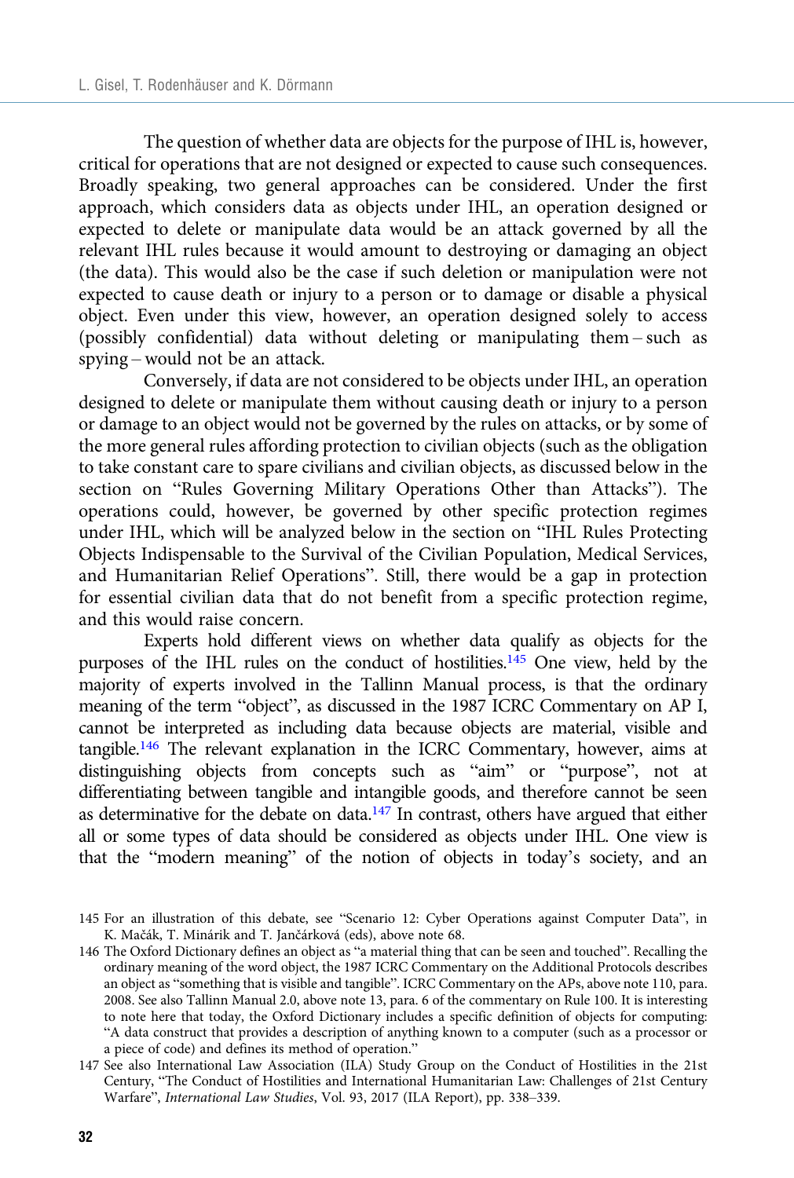The question of whether data are objects for the purpose of IHL is, however, critical for operations that are not designed or expected to cause such consequences. Broadly speaking, two general approaches can be considered. Under the first approach, which considers data as objects under IHL, an operation designed or expected to delete or manipulate data would be an attack governed by all the relevant IHL rules because it would amount to destroying or damaging an object (the data). This would also be the case if such deletion or manipulation were not expected to cause death or injury to a person or to damage or disable a physical object. Even under this view, however, an operation designed solely to access (possibly confidential) data without deleting or manipulating them – such as spying – would not be an attack.

Conversely, if data are not considered to be objects under IHL, an operation designed to delete or manipulate them without causing death or injury to a person or damage to an object would not be governed by the rules on attacks, or by some of the more general rules affording protection to civilian objects (such as the obligation to take constant care to spare civilians and civilian objects, as discussed below in the section on "Rules Governing Military Operations Other than Attacks"). The operations could, however, be governed by other specific protection regimes under IHL, which will be analyzed below in the section on "IHL Rules Protecting Objects Indispensable to the Survival of the Civilian Population, Medical Services, and Humanitarian Relief Operations". Still, there would be a gap in protection for essential civilian data that do not benefit from a specific protection regime, and this would raise concern.

Experts hold different views on whether data qualify as objects for the purposes of the IHL rules on the conduct of hostilities.[145] One view, held by the majority of experts involved in the Tallinn Manual process, is that the ordinary meaning of the term "object", as discussed in the 1987 ICRC Commentary on AP I, cannot be interpreted as including data because objects are material, visible and tangible.[146] The relevant explanation in the ICRC Commentary, however, aims at distinguishing objects from concepts such as "aim" or "purpose", not at differentiating between tangible and intangible goods, and therefore cannot be seen as determinative for the debate on data.[147] In contrast, others have argued that either all or some types of data should be considered as objects under IHL. One view is that the "modern meaning" of the notion of objects in today's society, and an

145 For an illustration of this debate, see "Scenario 12: Cyber Operations against Computer Data", in K. Mačák, T. Minárik and T. Jančárková (eds), above note 68.

146 The Oxford Dictionary defines an object as "a material thing that can be seen and touched". Recalling the ordinary meaning of the word object, the 1987 ICRC Commentary on the Additional Protocols describes an object as "something that is visible and tangible". ICRC Commentary on the APs, above note 110, para. 2008. See also Tallinn Manual 2.0, above note 13, para. 6 of the commentary on Rule 100. It is interesting to note here that today, the Oxford Dictionary includes a specific definition of objects for computing: "A data construct that provides a description of anything known to a computer (such as a processor or a piece of code) and defines its method of operation."

147 See also International Law Association (ILA) Study Group on the Conduct of Hostilities in the 21st Century, "The Conduct of Hostilities and International Humanitarian Law: Challenges of 21st Century Warfare", *International Law Studies*, Vol. 93, 2017 (ILA Report), pp. 338–339.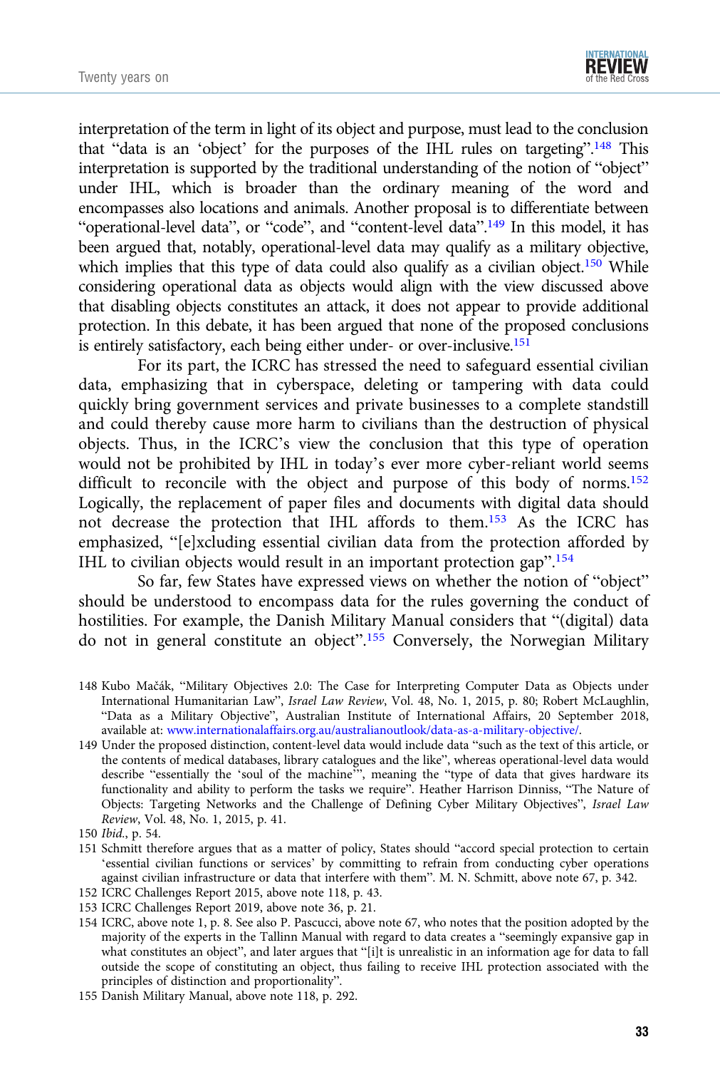interpretation of the term in light of its object and purpose, must lead to the conclusion that "data is an 'object' for the purposes of the IHL rules on targeting".[148] This interpretation is supported by the traditional understanding of the notion of "object" under IHL, which is broader than the ordinary meaning of the word and encompasses also locations and animals. Another proposal is to differentiate between "operational-level data", or "code", and "content-level data".[149] In this model, it has been argued that, notably, operational-level data may qualify as a military objective, which implies that this type of data could also qualify as a civilian object.[150] While considering operational data as objects would align with the view discussed above that disabling objects constitutes an attack, it does not appear to provide additional protection. In this debate, it has been argued that none of the proposed conclusions is entirely satisfactory, each being either under- or over-inclusive.[151]

For its part, the ICRC has stressed the need to safeguard essential civilian data, emphasizing that in cyberspace, deleting or tampering with data could quickly bring government services and private businesses to a complete standstill and could thereby cause more harm to civilians than the destruction of physical objects. Thus, in the ICRC's view the conclusion that this type of operation would not be prohibited by IHL in today's ever more cyber-reliant world seems difficult to reconcile with the object and purpose of this body of norms.[152] Logically, the replacement of paper files and documents with digital data should not decrease the protection that IHL affords to them.[153] As the ICRC has emphasized, "[e]xcluding essential civilian data from the protection afforded by IHL to civilian objects would result in an important protection gap".[154]

So far, few States have expressed views on whether the notion of "object" should be understood to encompass data for the rules governing the conduct of hostilities. For example, the Danish Military Manual considers that "(digital) data do not in general constitute an object".[155] Conversely, the Norwegian Military

---

148 Kubo Mačák, "Military Objectives 2.0: The Case for Interpreting Computer Data as Objects under International Humanitarian Law", *Israel Law Review*, Vol. 48, No. 1, 2015, p. 80; Robert McLaughlin, "Data as a Military Objective", Australian Institute of International Affairs, 20 September 2018, available at: www.internationalaffairs.org.au/australianoutlook/data-as-a-military-objective/.

149 Under the proposed distinction, content-level data would include data "such as the text of this article, or the contents of medical databases, library catalogues and the like", whereas operational-level data would describe "essentially the 'soul of the machine'", meaning the "type of data that gives hardware its functionality and ability to perform the tasks we require". Heather Harrison Dinniss, "The Nature of Objects: Targeting Networks and the Challenge of Defining Cyber Military Objectives", *Israel Law Review*, Vol. 48, No. 1, 2015, p. 41.

150 *Ibid.*, p. 54.

151 Schmitt therefore argues that as a matter of policy, States should "accord special protection to certain 'essential civilian functions or services' by committing to refrain from conducting cyber operations against civilian infrastructure or data that interfere with them". M. N. Schmitt, above note 67, p. 342.

152 ICRC Challenges Report 2015, above note 118, p. 43.

153 ICRC Challenges Report 2019, above note 36, p. 21.

154 ICRC, above note 1, p. 8. See also P. Pascucci, above note 67, who notes that the position adopted by the majority of the experts in the Tallinn Manual with regard to data creates a "seemingly expansive gap in what constitutes an object", and later argues that "[i]t is unrealistic in an information age for data to fall outside the scope of constituting an object, thus failing to receive IHL protection associated with the principles of distinction and proportionality".

155 Danish Military Manual, above note 118, p. 292.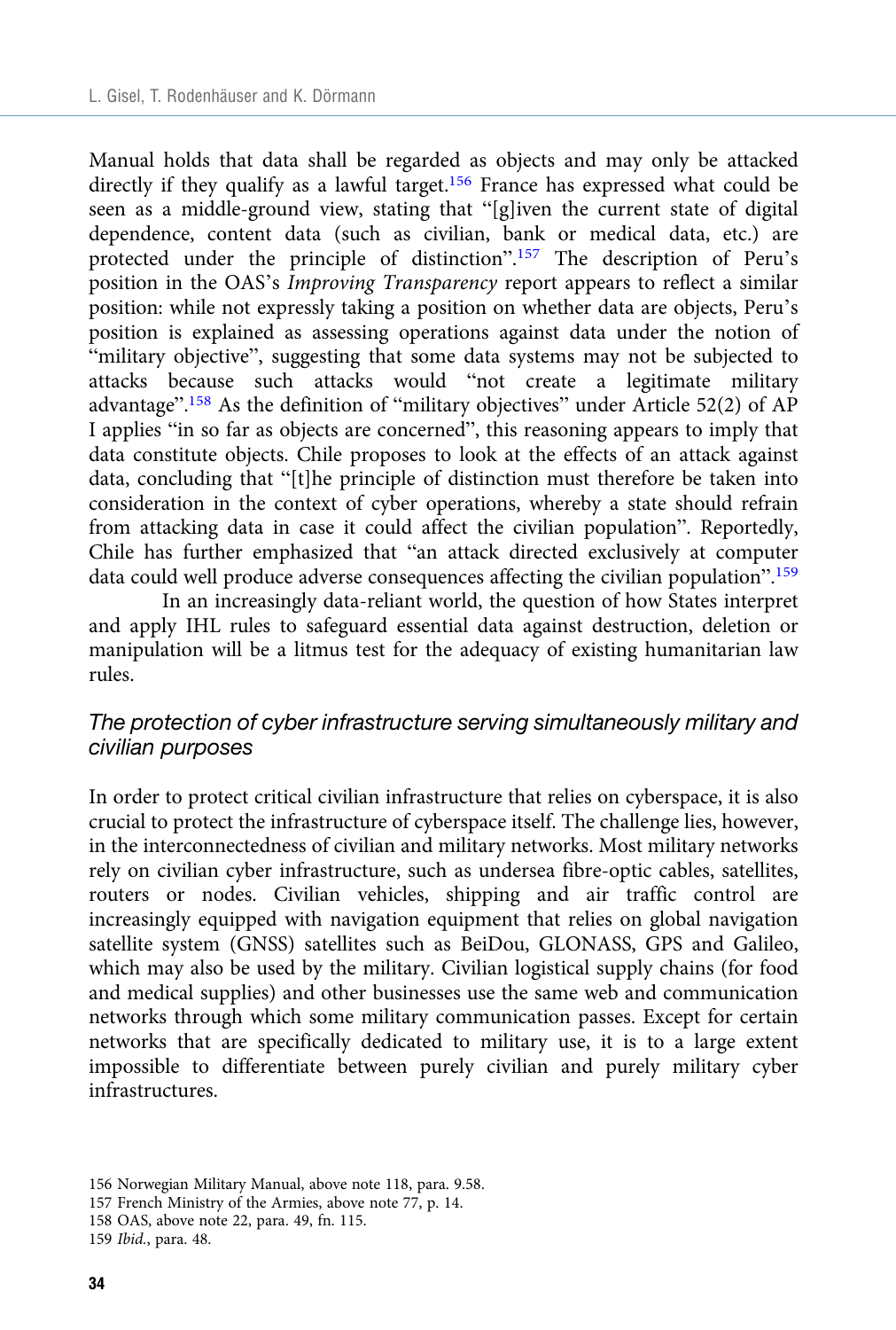Manual holds that data shall be regarded as objects and may only be attacked directly if they qualify as a lawful target.[156] France has expressed what could be seen as a middle-ground view, stating that "[g]iven the current state of digital dependence, content data (such as civilian, bank or medical data, etc.) are protected under the principle of distinction".[157] The description of Peru's position in the OAS's *Improving Transparency* report appears to reflect a similar position: while not expressly taking a position on whether data are objects, Peru's position is explained as assessing operations against data under the notion of "military objective", suggesting that some data systems may not be subjected to attacks because such attacks would "not create a legitimate military advantage".[158] As the definition of "military objectives" under Article 52(2) of AP I applies "in so far as objects are concerned", this reasoning appears to imply that data constitute objects. Chile proposes to look at the effects of an attack against data, concluding that "[t]he principle of distinction must therefore be taken into consideration in the context of cyber operations, whereby a state should refrain from attacking data in case it could affect the civilian population". Reportedly, Chile has further emphasized that "an attack directed exclusively at computer data could well produce adverse consequences affecting the civilian population".[159]

In an increasingly data-reliant world, the question of how States interpret and apply IHL rules to safeguard essential data against destruction, deletion or manipulation will be a litmus test for the adequacy of existing humanitarian law rules.

### *The protection of cyber infrastructure serving simultaneously military and civilian purposes*

In order to protect critical civilian infrastructure that relies on cyberspace, it is also crucial to protect the infrastructure of cyberspace itself. The challenge lies, however, in the interconnectedness of civilian and military networks. Most military networks rely on civilian cyber infrastructure, such as undersea fibre-optic cables, satellites, routers or nodes. Civilian vehicles, shipping and air traffic control are increasingly equipped with navigation equipment that relies on global navigation satellite system (GNSS) satellites such as BeiDou, GLONASS, GPS and Galileo, which may also be used by the military. Civilian logistical supply chains (for food and medical supplies) and other businesses use the same web and communication networks through which some military communication passes. Except for certain networks that are specifically dedicated to military use, it is to a large extent impossible to differentiate between purely civilian and purely military cyber infrastructures.

156 Norwegian Military Manual, above note 118, para. 9.58.
157 French Ministry of the Armies, above note 77, p. 14.
158 OAS, above note 22, para. 49, fn. 115.
159 *Ibid.*, para. 48.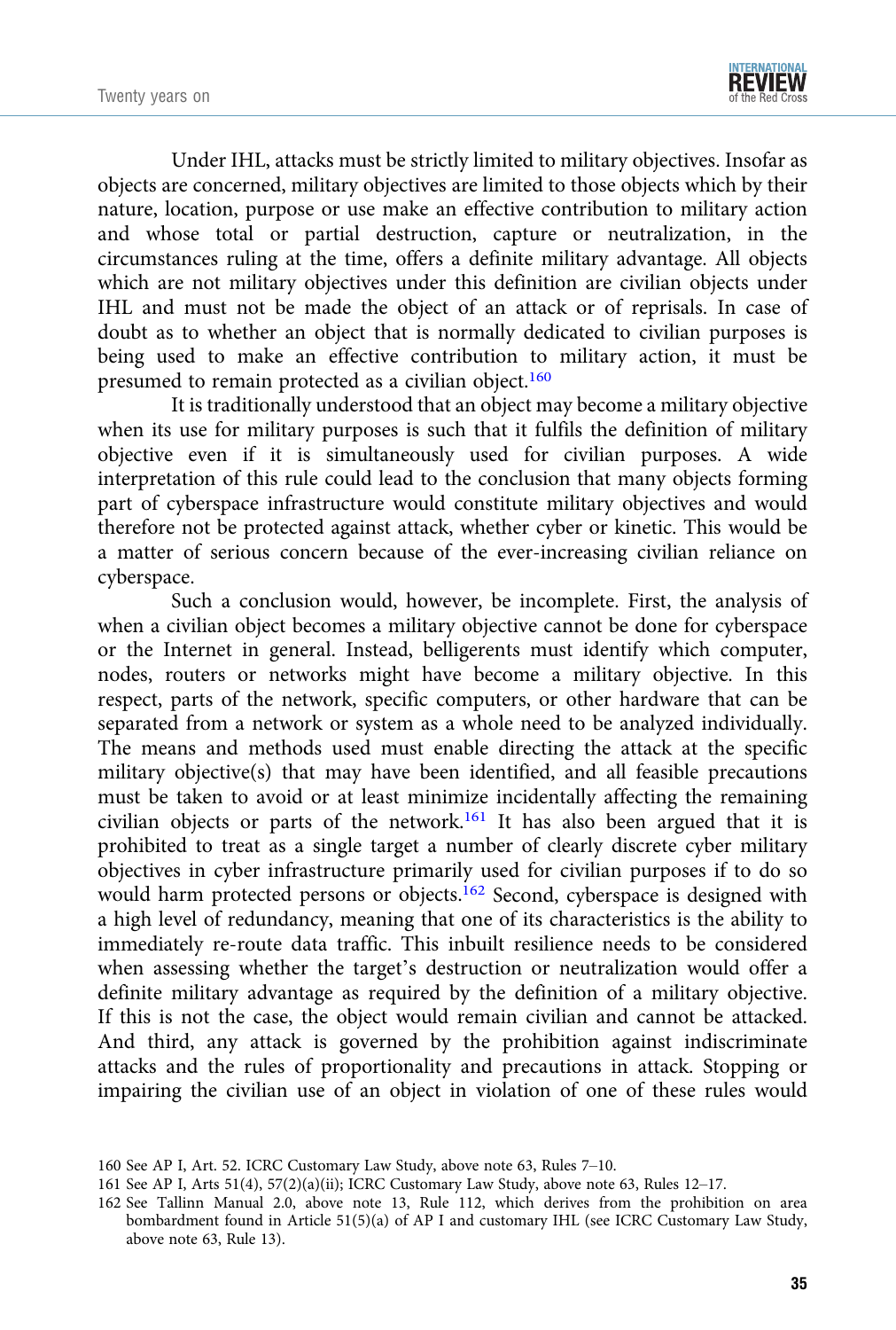Under IHL, attacks must be strictly limited to military objectives. Insofar as objects are concerned, military objectives are limited to those objects which by their nature, location, purpose or use make an effective contribution to military action and whose total or partial destruction, capture or neutralization, in the circumstances ruling at the time, offers a definite military advantage. All objects which are not military objectives under this definition are civilian objects under IHL and must not be made the object of an attack or of reprisals. In case of doubt as to whether an object that is normally dedicated to civilian purposes is being used to make an effective contribution to military action, it must be presumed to remain protected as a civilian object.[160]

It is traditionally understood that an object may become a military objective when its use for military purposes is such that it fulfils the definition of military objective even if it is simultaneously used for civilian purposes. A wide interpretation of this rule could lead to the conclusion that many objects forming part of cyberspace infrastructure would constitute military objectives and would therefore not be protected against attack, whether cyber or kinetic. This would be a matter of serious concern because of the ever-increasing civilian reliance on cyberspace.

Such a conclusion would, however, be incomplete. First, the analysis of when a civilian object becomes a military objective cannot be done for cyberspace or the Internet in general. Instead, belligerents must identify which computer, nodes, routers or networks might have become a military objective. In this respect, parts of the network, specific computers, or other hardware that can be separated from a network or system as a whole need to be analyzed individually. The means and methods used must enable directing the attack at the specific military objective(s) that may have been identified, and all feasible precautions must be taken to avoid or at least minimize incidentally affecting the remaining civilian objects or parts of the network.[161] It has also been argued that it is prohibited to treat as a single target a number of clearly discrete cyber military objectives in cyber infrastructure primarily used for civilian purposes if to do so would harm protected persons or objects.[162] Second, cyberspace is designed with a high level of redundancy, meaning that one of its characteristics is the ability to immediately re-route data traffic. This inbuilt resilience needs to be considered when assessing whether the target's destruction or neutralization would offer a definite military advantage as required by the definition of a military objective. If this is not the case, the object would remain civilian and cannot be attacked. And third, any attack is governed by the prohibition against indiscriminate attacks and the rules of proportionality and precautions in attack. Stopping or impairing the civilian use of an object in violation of one of these rules would

160 See AP I, Art. 52. ICRC Customary Law Study, above note 63, Rules 7–10.

161 See AP I, Arts 51(4), 57(2)(a)(ii); ICRC Customary Law Study, above note 63, Rules 12–17.

162 See Tallinn Manual 2.0, above note 13, Rule 112, which derives from the prohibition on area bombardment found in Article 51(5)(a) of AP I and customary IHL (see ICRC Customary Law Study, above note 63, Rule 13).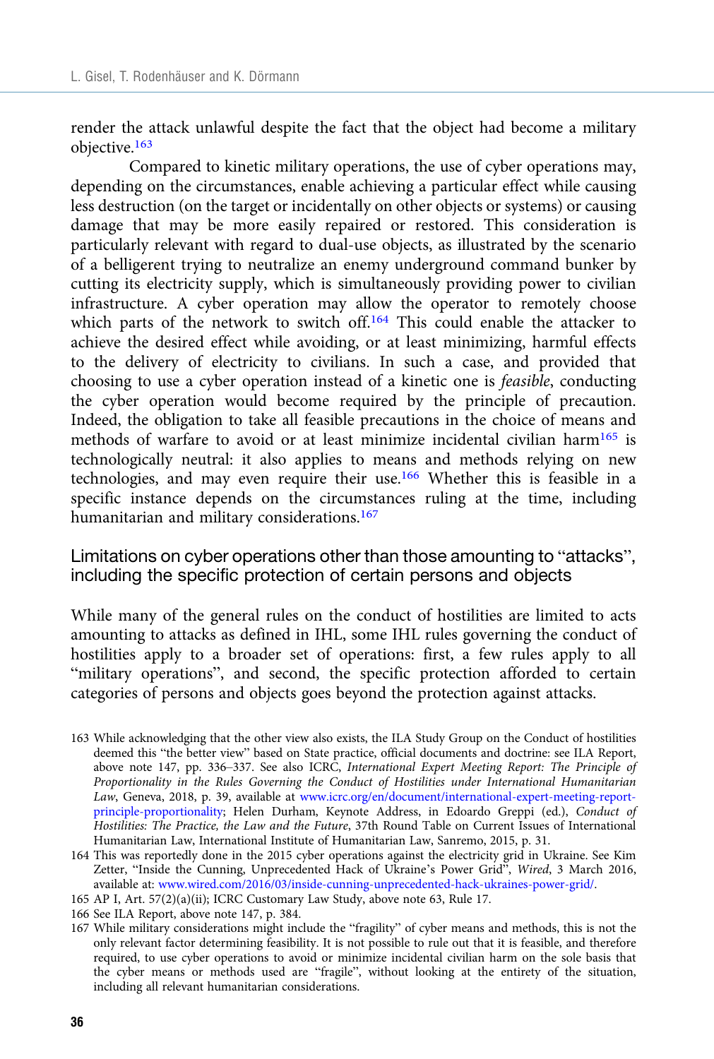render the attack unlawful despite the fact that the object had become a military objective.[163]

Compared to kinetic military operations, the use of cyber operations may, depending on the circumstances, enable achieving a particular effect while causing less destruction (on the target or incidentally on other objects or systems) or causing damage that may be more easily repaired or restored. This consideration is particularly relevant with regard to dual-use objects, as illustrated by the scenario of a belligerent trying to neutralize an enemy underground command bunker by cutting its electricity supply, which is simultaneously providing power to civilian infrastructure. A cyber operation may allow the operator to remotely choose which parts of the network to switch off.[164] This could enable the attacker to achieve the desired effect while avoiding, or at least minimizing, harmful effects to the delivery of electricity to civilians. In such a case, and provided that choosing to use a cyber operation instead of a kinetic one is *feasible*, conducting the cyber operation would become required by the principle of precaution. Indeed, the obligation to take all feasible precautions in the choice of means and methods of warfare to avoid or at least minimize incidental civilian harm[165] is technologically neutral: it also applies to means and methods relying on new technologies, and may even require their use.[166] Whether this is feasible in a specific instance depends on the circumstances ruling at the time, including humanitarian and military considerations.[167]

## Limitations on cyber operations other than those amounting to "attacks", including the specific protection of certain persons and objects

While many of the general rules on the conduct of hostilities are limited to acts amounting to attacks as defined in IHL, some IHL rules governing the conduct of hostilities apply to a broader set of operations: first, a few rules apply to all "military operations", and second, the specific protection afforded to certain categories of persons and objects goes beyond the protection against attacks.

---

163 While acknowledging that the other view also exists, the ILA Study Group on the Conduct of hostilities deemed this "the better view" based on State practice, official documents and doctrine: see ILA Report, above note 147, pp. 336–337. See also ICRC, *International Expert Meeting Report: The Principle of Proportionality in the Rules Governing the Conduct of Hostilities under International Humanitarian Law*, Geneva, 2018, p. 39, available at www.icrc.org/en/document/international-expert-meeting-report-principle-proportionality; Helen Durham, Keynote Address, in Edoardo Greppi (ed.), *Conduct of Hostilities: The Practice, the Law and the Future*, 37th Round Table on Current Issues of International Humanitarian Law, International Institute of Humanitarian Law, Sanremo, 2015, p. 31.

164 This was reportedly done in the 2015 cyber operations against the electricity grid in Ukraine. See Kim Zetter, "Inside the Cunning, Unprecedented Hack of Ukraine's Power Grid", *Wired*, 3 March 2016, available at: www.wired.com/2016/03/inside-cunning-unprecedented-hack-ukraines-power-grid/.

165 AP I, Art. 57(2)(a)(ii); ICRC Customary Law Study, above note 63, Rule 17.

166 See ILA Report, above note 147, p. 384.

167 While military considerations might include the "fragility" of cyber means and methods, this is not the only relevant factor determining feasibility. It is not possible to rule out that it is feasible, and therefore required, to use cyber operations to avoid or minimize incidental civilian harm on the sole basis that the cyber means or methods used are "fragile", without looking at the entirety of the situation, including all relevant humanitarian considerations.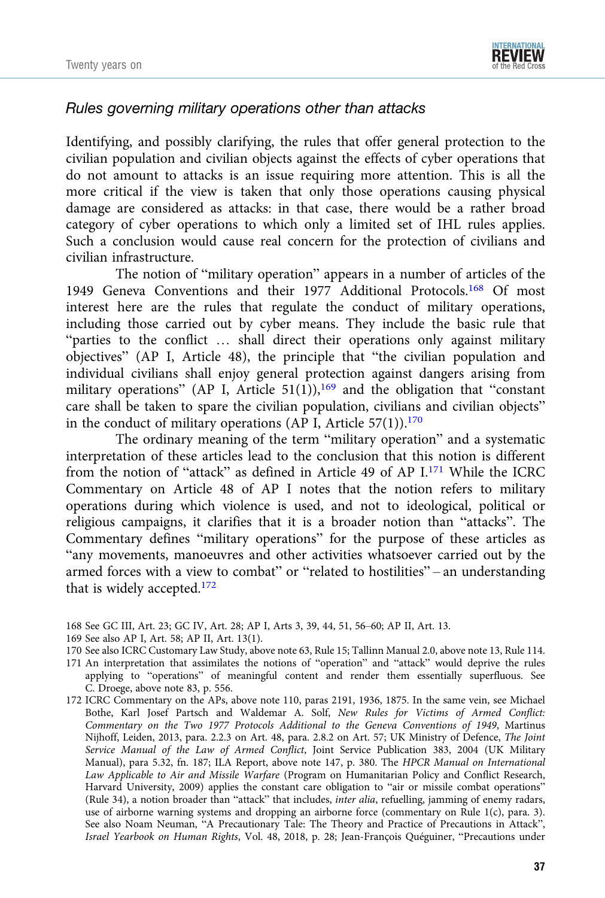### *Rules governing military operations other than attacks*

Identifying, and possibly clarifying, the rules that offer general protection to the civilian population and civilian objects against the effects of cyber operations that do not amount to attacks is an issue requiring more attention. This is all the more critical if the view is taken that only those operations causing physical damage are considered as attacks: in that case, there would be a rather broad category of cyber operations to which only a limited set of IHL rules applies. Such a conclusion would cause real concern for the protection of civilians and civilian infrastructure.

The notion of "military operation" appears in a number of articles of the 1949 Geneva Conventions and their 1977 Additional Protocols.[168] Of most interest here are the rules that regulate the conduct of military operations, including those carried out by cyber means. They include the basic rule that "parties to the conflict … shall direct their operations only against military objectives" (AP I, Article 48), the principle that "the civilian population and individual civilians shall enjoy general protection against dangers arising from military operations" (AP I, Article 51(1)),[169] and the obligation that "constant care shall be taken to spare the civilian population, civilians and civilian objects" in the conduct of military operations (AP I, Article 57(1)).[170]

The ordinary meaning of the term "military operation" and a systematic interpretation of these articles lead to the conclusion that this notion is different from the notion of "attack" as defined in Article 49 of AP I.[171] While the ICRC Commentary on Article 48 of AP I notes that the notion refers to military operations during which violence is used, and not to ideological, political or religious campaigns, it clarifies that it is a broader notion than "attacks". The Commentary defines "military operations" for the purpose of these articles as "any movements, manoeuvres and other activities whatsoever carried out by the armed forces with a view to combat" or "related to hostilities" – an understanding that is widely accepted.[172]

168 See GC III, Art. 23; GC IV, Art. 28; AP I, Arts 3, 39, 44, 51, 56–60; AP II, Art. 13.

169 See also AP I, Art. 58; AP II, Art. 13(1).

170 See also ICRC Customary Law Study, above note 63, Rule 15; Tallinn Manual 2.0, above note 13, Rule 114.

171 An interpretation that assimilates the notions of "operation" and "attack" would deprive the rules applying to "operations" of meaningful content and render them essentially superfluous. See C. Droege, above note 83, p. 556.

172 ICRC Commentary on the APs, above note 110, paras 2191, 1936, 1875. In the same vein, see Michael Bothe, Karl Josef Partsch and Waldemar A. Solf, *New Rules for Victims of Armed Conflict: Commentary on the Two 1977 Protocols Additional to the Geneva Conventions of 1949*, Martinus Nijhoff, Leiden, 2013, para. 2.2.3 on Art. 48, para. 2.8.2 on Art. 57; UK Ministry of Defence, *The Joint Service Manual of the Law of Armed Conflict*, Joint Service Publication 383, 2004 (UK Military Manual), para 5.32, fn. 187; ILA Report, above note 147, p. 380. The *HPCR Manual on International Law Applicable to Air and Missile Warfare* (Program on Humanitarian Policy and Conflict Research, Harvard University, 2009) applies the constant care obligation to "air or missile combat operations" (Rule 34), a notion broader than "attack" that includes, *inter alia*, refuelling, jamming of enemy radars, use of airborne warning systems and dropping an airborne force (commentary on Rule 1(c), para. 3). See also Noam Neuman, "A Precautionary Tale: The Theory and Practice of Precautions in Attack", *Israel Yearbook on Human Rights*, Vol. 48, 2018, p. 28; Jean-François Quéguiner, "Precautions under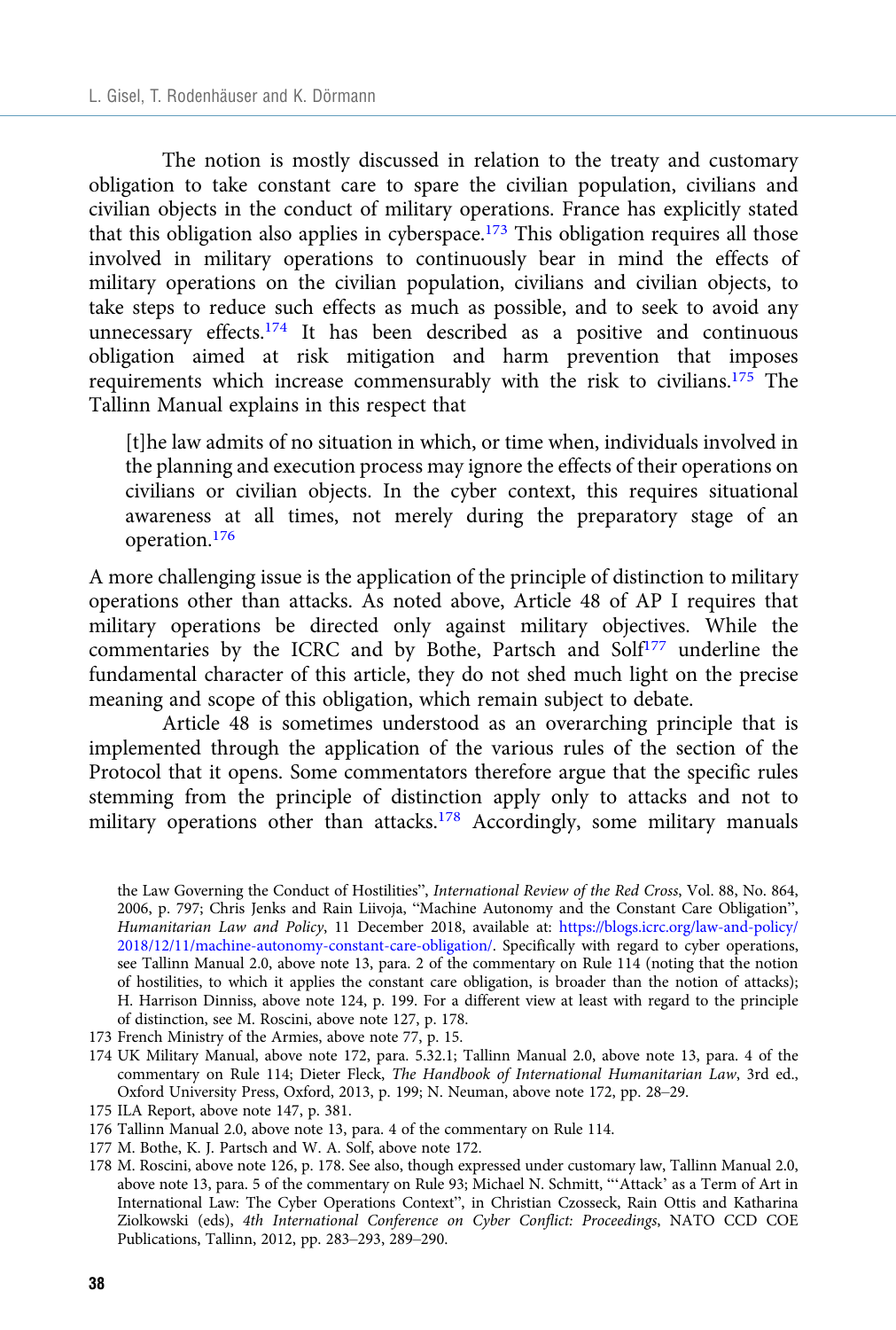The notion is mostly discussed in relation to the treaty and customary obligation to take constant care to spare the civilian population, civilians and civilian objects in the conduct of military operations. France has explicitly stated that this obligation also applies in cyberspace.[173] This obligation requires all those involved in military operations to continuously bear in mind the effects of military operations on the civilian population, civilians and civilian objects, to take steps to reduce such effects as much as possible, and to seek to avoid any unnecessary effects.[174] It has been described as a positive and continuous obligation aimed at risk mitigation and harm prevention that imposes requirements which increase commensurably with the risk to civilians.[175] The Tallinn Manual explains in this respect that

> [t]he law admits of no situation in which, or time when, individuals involved in the planning and execution process may ignore the effects of their operations on civilians or civilian objects. In the cyber context, this requires situational awareness at all times, not merely during the preparatory stage of an operation.[176]

A more challenging issue is the application of the principle of distinction to military operations other than attacks. As noted above, Article 48 of AP I requires that military operations be directed only against military objectives. While the commentaries by the ICRC and by Bothe, Partsch and Solf[177] underline the fundamental character of this article, they do not shed much light on the precise meaning and scope of this obligation, which remain subject to debate.

Article 48 is sometimes understood as an overarching principle that is implemented through the application of the various rules of the section of the Protocol that it opens. Some commentators therefore argue that the specific rules stemming from the principle of distinction apply only to attacks and not to military operations other than attacks.[178] Accordingly, some military manuals

---

the Law Governing the Conduct of Hostilities", *International Review of the Red Cross*, Vol. 88, No. 864, 2006, p. 797; Chris Jenks and Rain Liivoja, "Machine Autonomy and the Constant Care Obligation", *Humanitarian Law and Policy*, 11 December 2018, available at: https://blogs.icrc.org/law-and-policy/2018/12/11/machine-autonomy-constant-care-obligation/. Specifically with regard to cyber operations, see Tallinn Manual 2.0, above note 13, para. 2 of the commentary on Rule 114 (noting that the notion of hostilities, to which it applies the constant care obligation, is broader than the notion of attacks); H. Harrison Dinniss, above note 124, p. 199. For a different view at least with regard to the principle of distinction, see M. Roscini, above note 127, p. 178.

173 French Ministry of the Armies, above note 77, p. 15.

174 UK Military Manual, above note 172, para. 5.32.1; Tallinn Manual 2.0, above note 13, para. 4 of the commentary on Rule 114; Dieter Fleck, *The Handbook of International Humanitarian Law*, 3rd ed., Oxford University Press, Oxford, 2013, p. 199; N. Neuman, above note 172, pp. 28–29.

175 ILA Report, above note 147, p. 381.

176 Tallinn Manual 2.0, above note 13, para. 4 of the commentary on Rule 114.

177 M. Bothe, K. J. Partsch and W. A. Solf, above note 172.

178 M. Roscini, above note 126, p. 178. See also, though expressed under customary law, Tallinn Manual 2.0, above note 13, para. 5 of the commentary on Rule 93; Michael N. Schmitt, "'Attack' as a Term of Art in International Law: The Cyber Operations Context", in Christian Czosseck, Rain Ottis and Katharina Ziolkowski (eds), *4th International Conference on Cyber Conflict: Proceedings*, NATO CCD COE Publications, Tallinn, 2012, pp. 283–293, 289–290.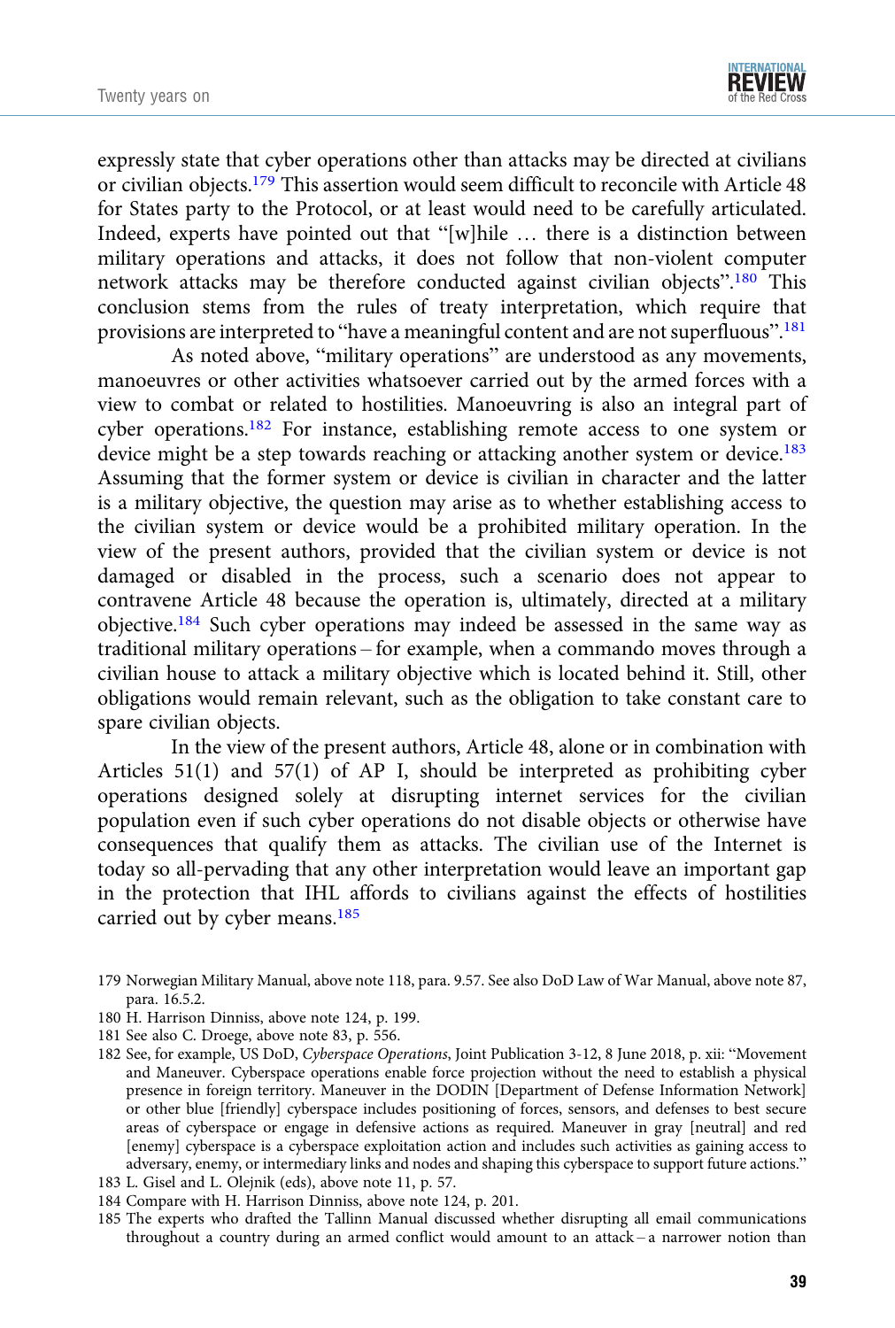expressly state that cyber operations other than attacks may be directed at civilians or civilian objects.[179] This assertion would seem difficult to reconcile with Article 48 for States party to the Protocol, or at least would need to be carefully articulated. Indeed, experts have pointed out that "[w]hile … there is a distinction between military operations and attacks, it does not follow that non-violent computer network attacks may be therefore conducted against civilian objects".[180] This conclusion stems from the rules of treaty interpretation, which require that provisions are interpreted to "have a meaningful content and are not superfluous".[181]

As noted above, "military operations" are understood as any movements, manoeuvres or other activities whatsoever carried out by the armed forces with a view to combat or related to hostilities. Manoeuvring is also an integral part of cyber operations.[182] For instance, establishing remote access to one system or device might be a step towards reaching or attacking another system or device.[183] Assuming that the former system or device is civilian in character and the latter is a military objective, the question may arise as to whether establishing access to the civilian system or device would be a prohibited military operation. In the view of the present authors, provided that the civilian system or device is not damaged or disabled in the process, such a scenario does not appear to contravene Article 48 because the operation is, ultimately, directed at a military objective.[184] Such cyber operations may indeed be assessed in the same way as traditional military operations – for example, when a commando moves through a civilian house to attack a military objective which is located behind it. Still, other obligations would remain relevant, such as the obligation to take constant care to spare civilian objects.

In the view of the present authors, Article 48, alone or in combination with Articles 51(1) and 57(1) of AP I, should be interpreted as prohibiting cyber operations designed solely at disrupting internet services for the civilian population even if such cyber operations do not disable objects or otherwise have consequences that qualify them as attacks. The civilian use of the Internet is today so all-pervading that any other interpretation would leave an important gap in the protection that IHL affords to civilians against the effects of hostilities carried out by cyber means.[185]

179 Norwegian Military Manual, above note 118, para. 9.57. See also DoD Law of War Manual, above note 87, para. 16.5.2.

180 H. Harrison Dinniss, above note 124, p. 199.

181 See also C. Droege, above note 83, p. 556.

182 See, for example, US DoD, *Cyberspace Operations*, Joint Publication 3-12, 8 June 2018, p. xii: "Movement and Maneuver. Cyberspace operations enable force projection without the need to establish a physical presence in foreign territory. Maneuver in the DODIN [Department of Defense Information Network] or other blue [friendly] cyberspace includes positioning of forces, sensors, and defenses to best secure areas of cyberspace or engage in defensive actions as required. Maneuver in gray [neutral] and red [enemy] cyberspace is a cyberspace exploitation action and includes such activities as gaining access to adversary, enemy, or intermediary links and nodes and shaping this cyberspace to support future actions."

183 L. Gisel and L. Olejnik (eds), above note 11, p. 57.

184 Compare with H. Harrison Dinniss, above note 124, p. 201.

185 The experts who drafted the Tallinn Manual discussed whether disrupting all email communications throughout a country during an armed conflict would amount to an attack – a narrower notion than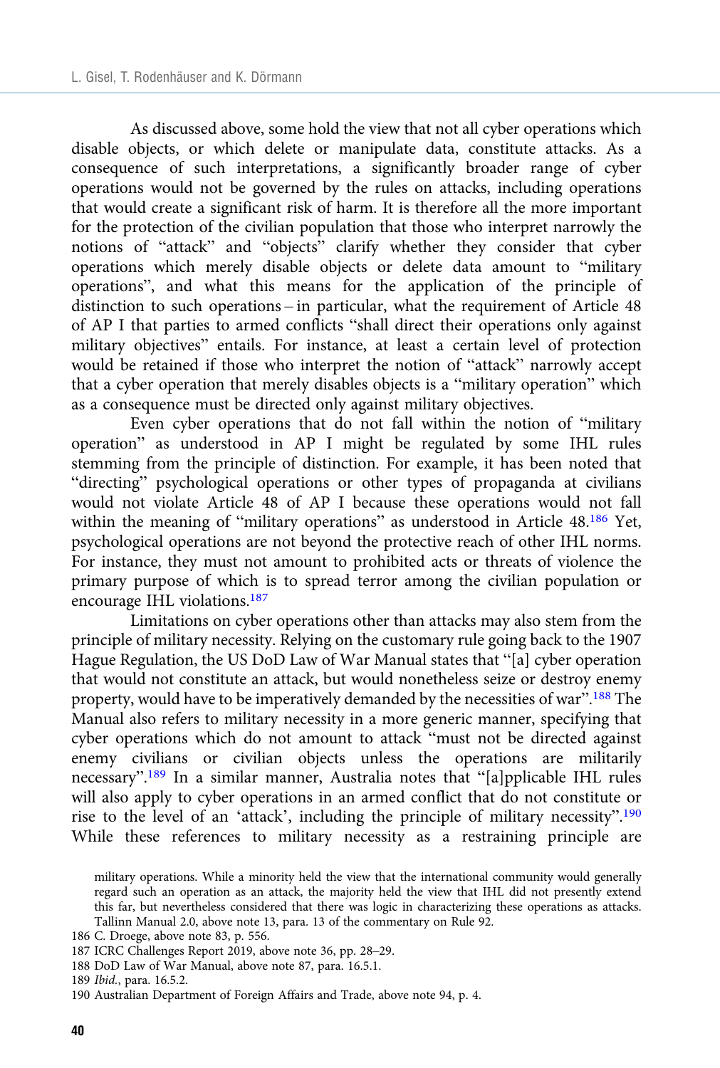As discussed above, some hold the view that not all cyber operations which disable objects, or which delete or manipulate data, constitute attacks. As a consequence of such interpretations, a significantly broader range of cyber operations would not be governed by the rules on attacks, including operations that would create a significant risk of harm. It is therefore all the more important for the protection of the civilian population that those who interpret narrowly the notions of "attack" and "objects" clarify whether they consider that cyber operations which merely disable objects or delete data amount to "military operations", and what this means for the application of the principle of distinction to such operations – in particular, what the requirement of Article 48 of AP I that parties to armed conflicts "shall direct their operations only against military objectives" entails. For instance, at least a certain level of protection would be retained if those who interpret the notion of "attack" narrowly accept that a cyber operation that merely disables objects is a "military operation" which as a consequence must be directed only against military objectives.

Even cyber operations that do not fall within the notion of "military operation" as understood in AP I might be regulated by some IHL rules stemming from the principle of distinction. For example, it has been noted that "directing" psychological operations or other types of propaganda at civilians would not violate Article 48 of AP I because these operations would not fall within the meaning of "military operations" as understood in Article 48.[186] Yet, psychological operations are not beyond the protective reach of other IHL norms. For instance, they must not amount to prohibited acts or threats of violence the primary purpose of which is to spread terror among the civilian population or encourage IHL violations.[187]

Limitations on cyber operations other than attacks may also stem from the principle of military necessity. Relying on the customary rule going back to the 1907 Hague Regulation, the US DoD Law of War Manual states that "[a] cyber operation that would not constitute an attack, but would nonetheless seize or destroy enemy property, would have to be imperatively demanded by the necessities of war".[188] The Manual also refers to military necessity in a more generic manner, specifying that cyber operations which do not amount to attack "must not be directed against enemy civilians or civilian objects unless the operations are militarily necessary".[189] In a similar manner, Australia notes that "[a]pplicable IHL rules will also apply to cyber operations in an armed conflict that do not constitute or rise to the level of an 'attack', including the principle of military necessity".[190] While these references to military necessity as a restraining principle are

---

military operations. While a minority held the view that the international community would generally regard such an operation as an attack, the majority held the view that IHL did not presently extend this far, but nevertheless considered that there was logic in characterizing these operations as attacks. Tallinn Manual 2.0, above note 13, para. 13 of the commentary on Rule 92.

186 C. Droege, above note 83, p. 556.

187 ICRC Challenges Report 2019, above note 36, pp. 28–29.

188 DoD Law of War Manual, above note 87, para. 16.5.1.

189 *Ibid.*, para. 16.5.2.

190 Australian Department of Foreign Affairs and Trade, above note 94, p. 4.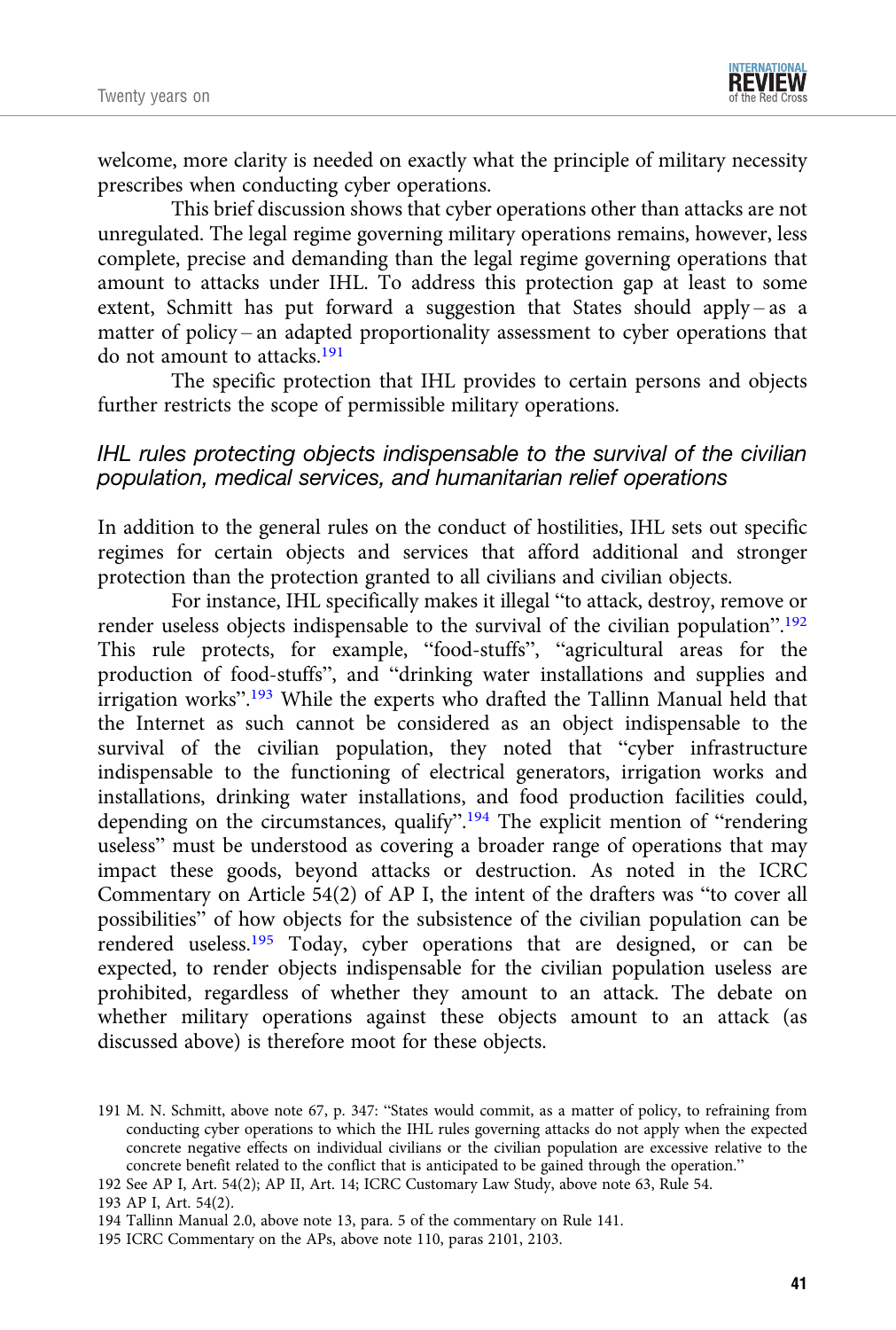welcome, more clarity is needed on exactly what the principle of military necessity prescribes when conducting cyber operations.

This brief discussion shows that cyber operations other than attacks are not unregulated. The legal regime governing military operations remains, however, less complete, precise and demanding than the legal regime governing operations that amount to attacks under IHL. To address this protection gap at least to some extent, Schmitt has put forward a suggestion that States should apply – as a matter of policy – an adapted proportionality assessment to cyber operations that do not amount to attacks.[191]

The specific protection that IHL provides to certain persons and objects further restricts the scope of permissible military operations.

### *IHL rules protecting objects indispensable to the survival of the civilian population, medical services, and humanitarian relief operations*

In addition to the general rules on the conduct of hostilities, IHL sets out specific regimes for certain objects and services that afford additional and stronger protection than the protection granted to all civilians and civilian objects.

For instance, IHL specifically makes it illegal "to attack, destroy, remove or render useless objects indispensable to the survival of the civilian population".[192] This rule protects, for example, "food-stuffs", "agricultural areas for the production of food-stuffs", and "drinking water installations and supplies and irrigation works".[193] While the experts who drafted the Tallinn Manual held that the Internet as such cannot be considered as an object indispensable to the survival of the civilian population, they noted that "cyber infrastructure indispensable to the functioning of electrical generators, irrigation works and installations, drinking water installations, and food production facilities could, depending on the circumstances, qualify".[194] The explicit mention of "rendering useless" must be understood as covering a broader range of operations that may impact these goods, beyond attacks or destruction. As noted in the ICRC Commentary on Article 54(2) of AP I, the intent of the drafters was "to cover all possibilities" of how objects for the subsistence of the civilian population can be rendered useless.[195] Today, cyber operations that are designed, or can be expected, to render objects indispensable for the civilian population useless are prohibited, regardless of whether they amount to an attack. The debate on whether military operations against these objects amount to an attack (as discussed above) is therefore moot for these objects.

---

191 M. N. Schmitt, above note 67, p. 347: "States would commit, as a matter of policy, to refraining from conducting cyber operations to which the IHL rules governing attacks do not apply when the expected concrete negative effects on individual civilians or the civilian population are excessive relative to the concrete benefit related to the conflict that is anticipated to be gained through the operation."

192 See AP I, Art. 54(2); AP II, Art. 14; ICRC Customary Law Study, above note 63, Rule 54.

193 AP I, Art. 54(2).

194 Tallinn Manual 2.0, above note 13, para. 5 of the commentary on Rule 141.

195 ICRC Commentary on the APs, above note 110, paras 2101, 2103.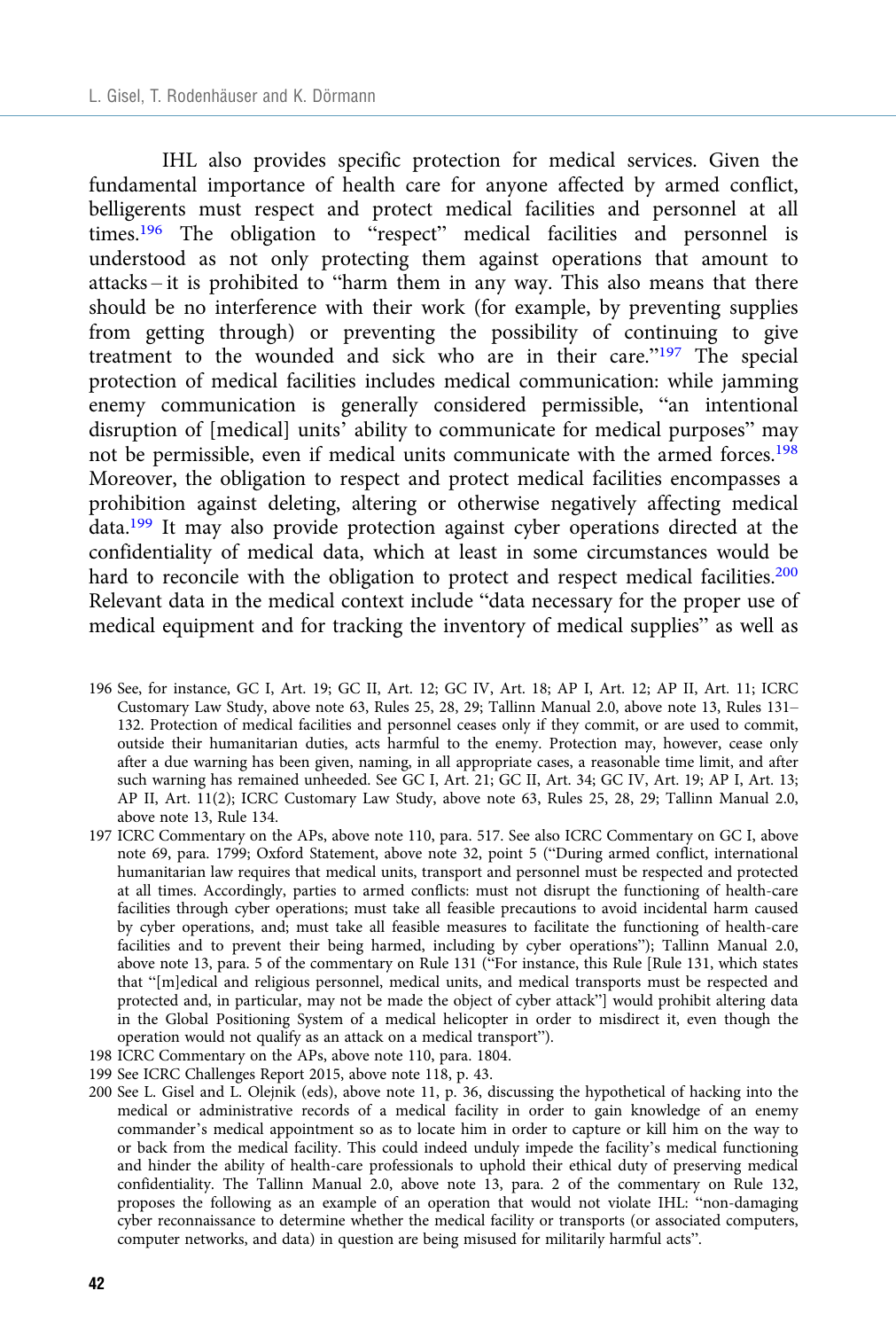IHL also provides specific protection for medical services. Given the fundamental importance of health care for anyone affected by armed conflict, belligerents must respect and protect medical facilities and personnel at all times.[196] The obligation to "respect" medical facilities and personnel is understood as not only protecting them against operations that amount to attacks – it is prohibited to "harm them in any way. This also means that there should be no interference with their work (for example, by preventing supplies from getting through) or preventing the possibility of continuing to give treatment to the wounded and sick who are in their care."[197] The special protection of medical facilities includes medical communication: while jamming enemy communication is generally considered permissible, "an intentional disruption of [medical] units' ability to communicate for medical purposes" may not be permissible, even if medical units communicate with the armed forces.[198] Moreover, the obligation to respect and protect medical facilities encompasses a prohibition against deleting, altering or otherwise negatively affecting medical data.[199] It may also provide protection against cyber operations directed at the confidentiality of medical data, which at least in some circumstances would be hard to reconcile with the obligation to protect and respect medical facilities.[200] Relevant data in the medical context include "data necessary for the proper use of medical equipment and for tracking the inventory of medical supplies" as well as

196 See, for instance, GC I, Art. 19; GC II, Art. 12; GC IV, Art. 18; AP I, Art. 12; AP II, Art. 11; ICRC Customary Law Study, above note 63, Rules 25, 28, 29; Tallinn Manual 2.0, above note 13, Rules 131–132. Protection of medical facilities and personnel ceases only if they commit, or are used to commit, outside their humanitarian duties, acts harmful to the enemy. Protection may, however, cease only after a due warning has been given, naming, in all appropriate cases, a reasonable time limit, and after such warning has remained unheeded. See GC I, Art. 21; GC II, Art. 34; GC IV, Art. 19; AP I, Art. 13; AP II, Art. 11(2); ICRC Customary Law Study, above note 63, Rules 25, 28, 29; Tallinn Manual 2.0, above note 13, Rule 134.

197 ICRC Commentary on the APs, above note 110, para. 517. See also ICRC Commentary on GC I, above note 69, para. 1799; Oxford Statement, above note 32, point 5 ("During armed conflict, international humanitarian law requires that medical units, transport and personnel must be respected and protected at all times. Accordingly, parties to armed conflicts: must not disrupt the functioning of health-care facilities through cyber operations; must take all feasible precautions to avoid incidental harm caused by cyber operations, and; must take all feasible measures to facilitate the functioning of health-care facilities and to prevent their being harmed, including by cyber operations"); Tallinn Manual 2.0, above note 13, para. 5 of the commentary on Rule 131 ("For instance, this Rule [Rule 131, which states that "[m]edical and religious personnel, medical units, and medical transports must be respected and protected and, in particular, may not be made the object of cyber attack"] would prohibit altering data in the Global Positioning System of a medical helicopter in order to misdirect it, even though the operation would not qualify as an attack on a medical transport").

198 ICRC Commentary on the APs, above note 110, para. 1804.

199 See ICRC Challenges Report 2015, above note 118, p. 43.

200 See L. Gisel and L. Olejnik (eds), above note 11, p. 36, discussing the hypothetical of hacking into the medical or administrative records of a medical facility in order to gain knowledge of an enemy commander's medical appointment so as to locate him in order to capture or kill him on the way to or back from the medical facility. This could indeed unduly impede the facility's medical functioning and hinder the ability of health-care professionals to uphold their ethical duty of preserving medical confidentiality. The Tallinn Manual 2.0, above note 13, para. 2 of the commentary on Rule 132, proposes the following as an example of an operation that would not violate IHL: "non-damaging cyber reconnaissance to determine whether the medical facility or transports (or associated computers, computer networks, and data) in question are being misused for militarily harmful acts".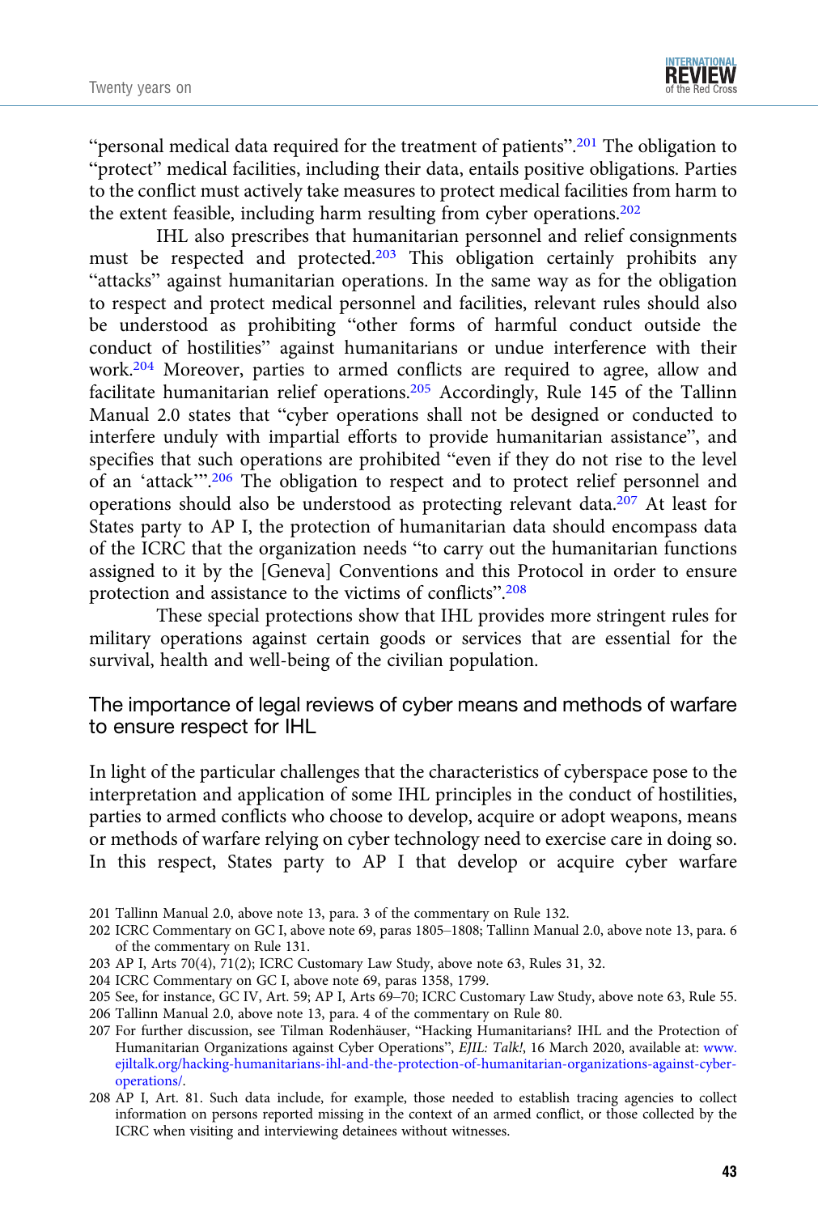"personal medical data required for the treatment of patients".[201] The obligation to "protect" medical facilities, including their data, entails positive obligations. Parties to the conflict must actively take measures to protect medical facilities from harm to the extent feasible, including harm resulting from cyber operations.[202]

IHL also prescribes that humanitarian personnel and relief consignments must be respected and protected.[203] This obligation certainly prohibits any "attacks" against humanitarian operations. In the same way as for the obligation to respect and protect medical personnel and facilities, relevant rules should also be understood as prohibiting "other forms of harmful conduct outside the conduct of hostilities" against humanitarians or undue interference with their work.[204] Moreover, parties to armed conflicts are required to agree, allow and facilitate humanitarian relief operations.[205] Accordingly, Rule 145 of the Tallinn Manual 2.0 states that "cyber operations shall not be designed or conducted to interfere unduly with impartial efforts to provide humanitarian assistance", and specifies that such operations are prohibited "even if they do not rise to the level of an 'attack'".[206] The obligation to respect and to protect relief personnel and operations should also be understood as protecting relevant data.[207] At least for States party to AP I, the protection of humanitarian data should encompass data of the ICRC that the organization needs "to carry out the humanitarian functions assigned to it by the [Geneva] Conventions and this Protocol in order to ensure protection and assistance to the victims of conflicts".[208]

These special protections show that IHL provides more stringent rules for military operations against certain goods or services that are essential for the survival, health and well-being of the civilian population.

## The importance of legal reviews of cyber means and methods of warfare to ensure respect for IHL

In light of the particular challenges that the characteristics of cyberspace pose to the interpretation and application of some IHL principles in the conduct of hostilities, parties to armed conflicts who choose to develop, acquire or adopt weapons, means or methods of warfare relying on cyber technology need to exercise care in doing so. In this respect, States party to AP I that develop or acquire cyber warfare

201 Tallinn Manual 2.0, above note 13, para. 3 of the commentary on Rule 132.

202 ICRC Commentary on GC I, above note 69, paras 1805–1808; Tallinn Manual 2.0, above note 13, para. 6 of the commentary on Rule 131.

203 AP I, Arts 70(4), 71(2); ICRC Customary Law Study, above note 63, Rules 31, 32.

204 ICRC Commentary on GC I, above note 69, paras 1358, 1799.

205 See, for instance, GC IV, Art. 59; AP I, Arts 69–70; ICRC Customary Law Study, above note 63, Rule 55.

206 Tallinn Manual 2.0, above note 13, para. 4 of the commentary on Rule 80.

207 For further discussion, see Tilman Rodenhäuser, "Hacking Humanitarians? IHL and the Protection of Humanitarian Organizations against Cyber Operations", *EJIL: Talk!*, 16 March 2020, available at: www.ejiltalk.org/hacking-humanitarians-ihl-and-the-protection-of-humanitarian-organizations-against-cyber-operations/.

208 AP I, Art. 81. Such data include, for example, those needed to establish tracing agencies to collect information on persons reported missing in the context of an armed conflict, or those collected by the ICRC when visiting and interviewing detainees without witnesses.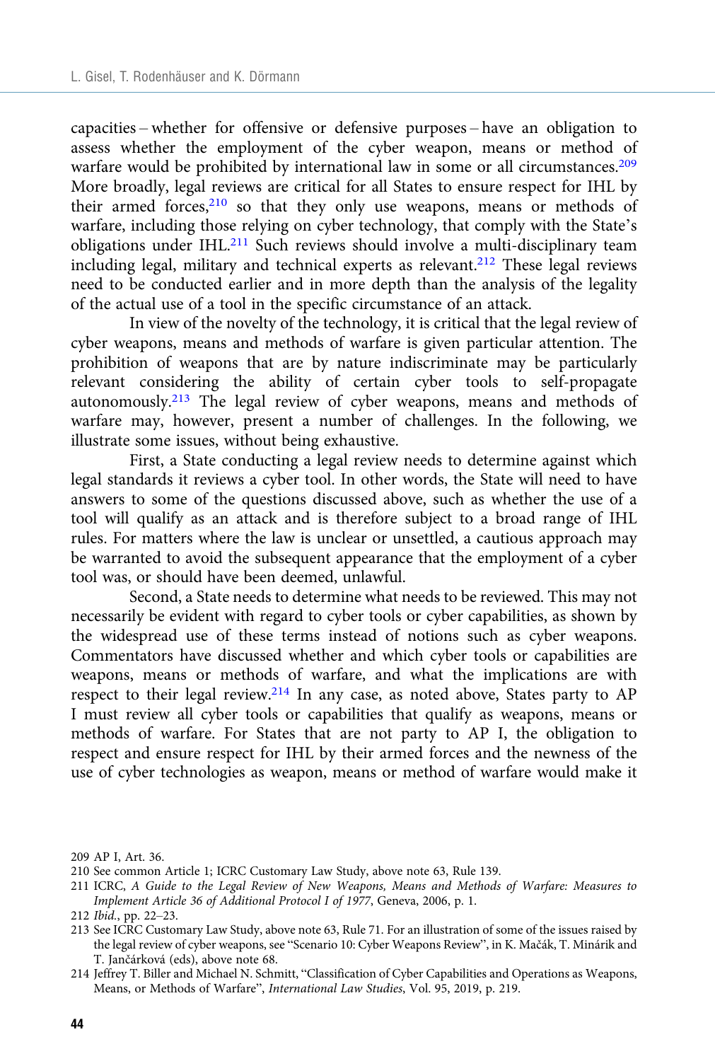capacities – whether for offensive or defensive purposes – have an obligation to assess whether the employment of the cyber weapon, means or method of warfare would be prohibited by international law in some or all circumstances.[209] More broadly, legal reviews are critical for all States to ensure respect for IHL by their armed forces,[210] so that they only use weapons, means or methods of warfare, including those relying on cyber technology, that comply with the State's obligations under IHL.[211] Such reviews should involve a multi-disciplinary team including legal, military and technical experts as relevant.[212] These legal reviews need to be conducted earlier and in more depth than the analysis of the legality of the actual use of a tool in the specific circumstance of an attack.

In view of the novelty of the technology, it is critical that the legal review of cyber weapons, means and methods of warfare is given particular attention. The prohibition of weapons that are by nature indiscriminate may be particularly relevant considering the ability of certain cyber tools to self-propagate autonomously.[213] The legal review of cyber weapons, means and methods of warfare may, however, present a number of challenges. In the following, we illustrate some issues, without being exhaustive.

First, a State conducting a legal review needs to determine against which legal standards it reviews a cyber tool. In other words, the State will need to have answers to some of the questions discussed above, such as whether the use of a tool will qualify as an attack and is therefore subject to a broad range of IHL rules. For matters where the law is unclear or unsettled, a cautious approach may be warranted to avoid the subsequent appearance that the employment of a cyber tool was, or should have been deemed, unlawful.

Second, a State needs to determine what needs to be reviewed. This may not necessarily be evident with regard to cyber tools or cyber capabilities, as shown by the widespread use of these terms instead of notions such as cyber weapons. Commentators have discussed whether and which cyber tools or capabilities are weapons, means or methods of warfare, and what the implications are with respect to their legal review.[214] In any case, as noted above, States party to AP I must review all cyber tools or capabilities that qualify as weapons, means or methods of warfare. For States that are not party to AP I, the obligation to respect and ensure respect for IHL by their armed forces and the newness of the use of cyber technologies as weapon, means or method of warfare would make it

209 AP I, Art. 36.

210 See common Article 1; ICRC Customary Law Study, above note 63, Rule 139.

211 ICRC, *A Guide to the Legal Review of New Weapons, Means and Methods of Warfare: Measures to Implement Article 36 of Additional Protocol I of 1977*, Geneva, 2006, p. 1.

212 *Ibid*., pp. 22–23.

213 See ICRC Customary Law Study, above note 63, Rule 71. For an illustration of some of the issues raised by the legal review of cyber weapons, see "Scenario 10: Cyber Weapons Review", in K. Mačák, T. Minárik and T. Jančárková (eds), above note 68.

214 Jeffrey T. Biller and Michael N. Schmitt, "Classification of Cyber Capabilities and Operations as Weapons, Means, or Methods of Warfare", *International Law Studies*, Vol. 95, 2019, p. 219.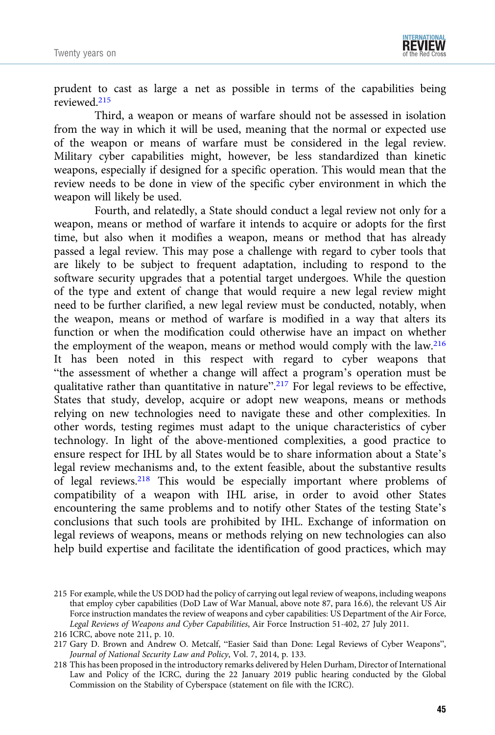prudent to cast as large a net as possible in terms of the capabilities being reviewed.[215]

Third, a weapon or means of warfare should not be assessed in isolation from the way in which it will be used, meaning that the normal or expected use of the weapon or means of warfare must be considered in the legal review. Military cyber capabilities might, however, be less standardized than kinetic weapons, especially if designed for a specific operation. This would mean that the review needs to be done in view of the specific cyber environment in which the weapon will likely be used.

Fourth, and relatedly, a State should conduct a legal review not only for a weapon, means or method of warfare it intends to acquire or adopts for the first time, but also when it modifies a weapon, means or method that has already passed a legal review. This may pose a challenge with regard to cyber tools that are likely to be subject to frequent adaptation, including to respond to the software security upgrades that a potential target undergoes. While the question of the type and extent of change that would require a new legal review might need to be further clarified, a new legal review must be conducted, notably, when the weapon, means or method of warfare is modified in a way that alters its function or when the modification could otherwise have an impact on whether the employment of the weapon, means or method would comply with the law.[216] It has been noted in this respect with regard to cyber weapons that "the assessment of whether a change will affect a program's operation must be qualitative rather than quantitative in nature".[217] For legal reviews to be effective, States that study, develop, acquire or adopt new weapons, means or methods relying on new technologies need to navigate these and other complexities. In other words, testing regimes must adapt to the unique characteristics of cyber technology. In light of the above-mentioned complexities, a good practice to ensure respect for IHL by all States would be to share information about a State's legal review mechanisms and, to the extent feasible, about the substantive results of legal reviews.[218] This would be especially important where problems of compatibility of a weapon with IHL arise, in order to avoid other States encountering the same problems and to notify other States of the testing State's conclusions that such tools are prohibited by IHL. Exchange of information on legal reviews of weapons, means or methods relying on new technologies can also help build expertise and facilitate the identification of good practices, which may

215 For example, while the US DOD had the policy of carrying out legal review of weapons, including weapons that employ cyber capabilities (DoD Law of War Manual, above note 87, para 16.6), the relevant US Air Force instruction mandates the review of weapons and cyber capabilities: US Department of the Air Force, *Legal Reviews of Weapons and Cyber Capabilities*, Air Force Instruction 51-402, 27 July 2011.

216 ICRC, above note 211, p. 10.

217 Gary D. Brown and Andrew O. Metcalf, "Easier Said than Done: Legal Reviews of Cyber Weapons", *Journal of National Security Law and Policy*, Vol. 7, 2014, p. 133.

218 This has been proposed in the introductory remarks delivered by Helen Durham, Director of International Law and Policy of the ICRC, during the 22 January 2019 public hearing conducted by the Global Commission on the Stability of Cyberspace (statement on file with the ICRC).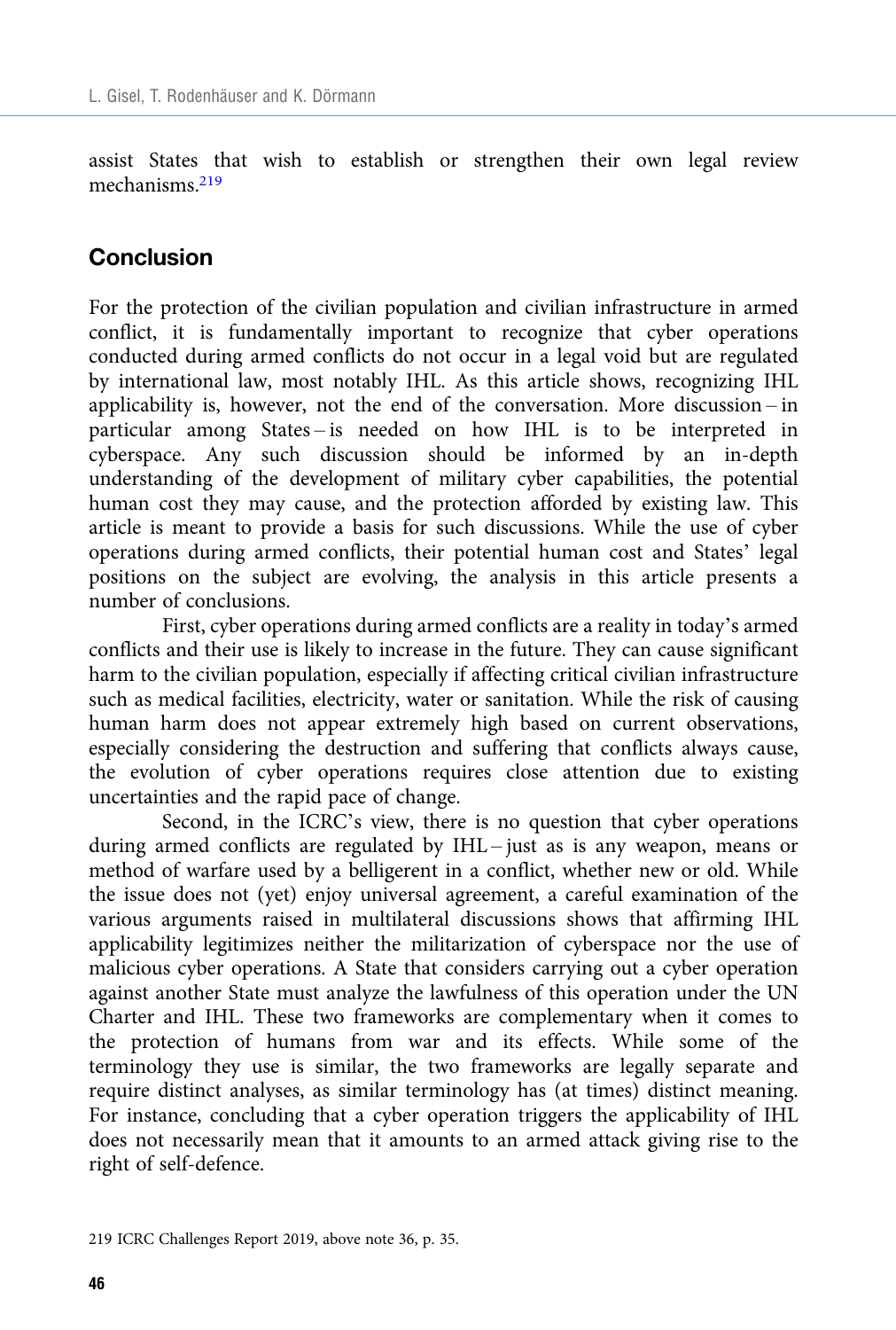assist States that wish to establish or strengthen their own legal review mechanisms.[219]

## Conclusion

For the protection of the civilian population and civilian infrastructure in armed conflict, it is fundamentally important to recognize that cyber operations conducted during armed conflicts do not occur in a legal void but are regulated by international law, most notably IHL. As this article shows, recognizing IHL applicability is, however, not the end of the conversation. More discussion – in particular among States – is needed on how IHL is to be interpreted in cyberspace. Any such discussion should be informed by an in-depth understanding of the development of military cyber capabilities, the potential human cost they may cause, and the protection afforded by existing law. This article is meant to provide a basis for such discussions. While the use of cyber operations during armed conflicts, their potential human cost and States' legal positions on the subject are evolving, the analysis in this article presents a number of conclusions.

First, cyber operations during armed conflicts are a reality in today's armed conflicts and their use is likely to increase in the future. They can cause significant harm to the civilian population, especially if affecting critical civilian infrastructure such as medical facilities, electricity, water or sanitation. While the risk of causing human harm does not appear extremely high based on current observations, especially considering the destruction and suffering that conflicts always cause, the evolution of cyber operations requires close attention due to existing uncertainties and the rapid pace of change.

Second, in the ICRC's view, there is no question that cyber operations during armed conflicts are regulated by IHL – just as is any weapon, means or method of warfare used by a belligerent in a conflict, whether new or old. While the issue does not (yet) enjoy universal agreement, a careful examination of the various arguments raised in multilateral discussions shows that affirming IHL applicability legitimizes neither the militarization of cyberspace nor the use of malicious cyber operations. A State that considers carrying out a cyber operation against another State must analyze the lawfulness of this operation under the UN Charter and IHL. These two frameworks are complementary when it comes to the protection of humans from war and its effects. While some of the terminology they use is similar, the two frameworks are legally separate and require distinct analyses, as similar terminology has (at times) distinct meaning. For instance, concluding that a cyber operation triggers the applicability of IHL does not necessarily mean that it amounts to an armed attack giving rise to the right of self-defence.

219 ICRC Challenges Report 2019, above note 36, p. 35.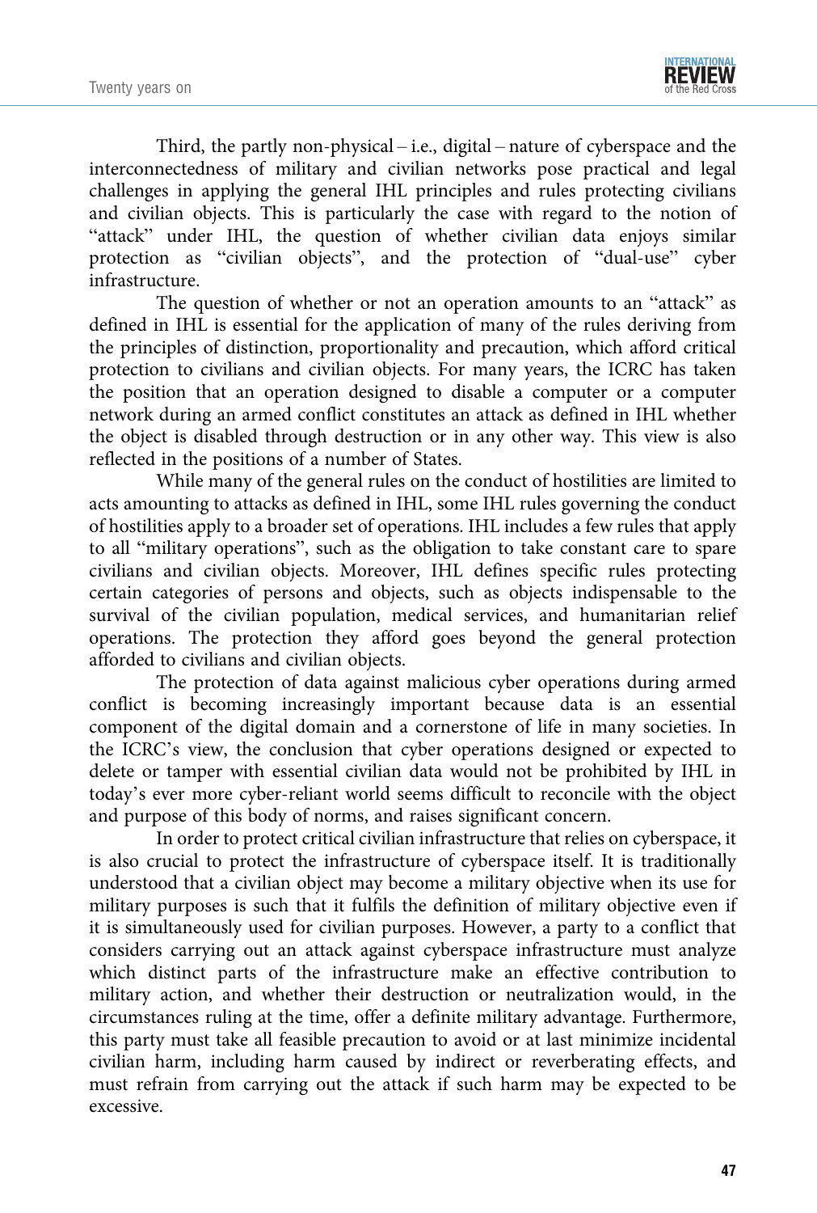Third, the partly non-physical – i.e., digital – nature of cyberspace and the interconnectedness of military and civilian networks pose practical and legal challenges in applying the general IHL principles and rules protecting civilians and civilian objects. This is particularly the case with regard to the notion of "attack" under IHL, the question of whether civilian data enjoys similar protection as "civilian objects", and the protection of "dual-use" cyber infrastructure.

The question of whether or not an operation amounts to an "attack" as defined in IHL is essential for the application of many of the rules deriving from the principles of distinction, proportionality and precaution, which afford critical protection to civilians and civilian objects. For many years, the ICRC has taken the position that an operation designed to disable a computer or a computer network during an armed conflict constitutes an attack as defined in IHL whether the object is disabled through destruction or in any other way. This view is also reflected in the positions of a number of States.

While many of the general rules on the conduct of hostilities are limited to acts amounting to attacks as defined in IHL, some IHL rules governing the conduct of hostilities apply to a broader set of operations. IHL includes a few rules that apply to all "military operations", such as the obligation to take constant care to spare civilians and civilian objects. Moreover, IHL defines specific rules protecting certain categories of persons and objects, such as objects indispensable to the survival of the civilian population, medical services, and humanitarian relief operations. The protection they afford goes beyond the general protection afforded to civilians and civilian objects.

The protection of data against malicious cyber operations during armed conflict is becoming increasingly important because data is an essential component of the digital domain and a cornerstone of life in many societies. In the ICRC's view, the conclusion that cyber operations designed or expected to delete or tamper with essential civilian data would not be prohibited by IHL in today's ever more cyber-reliant world seems difficult to reconcile with the object and purpose of this body of norms, and raises significant concern.

In order to protect critical civilian infrastructure that relies on cyberspace, it is also crucial to protect the infrastructure of cyberspace itself. It is traditionally understood that a civilian object may become a military objective when its use for military purposes is such that it fulfils the definition of military objective even if it is simultaneously used for civilian purposes. However, a party to a conflict that considers carrying out an attack against cyberspace infrastructure must analyze which distinct parts of the infrastructure make an effective contribution to military action, and whether their destruction or neutralization would, in the circumstances ruling at the time, offer a definite military advantage. Furthermore, this party must take all feasible precaution to avoid or at last minimize incidental civilian harm, including harm caused by indirect or reverberating effects, and must refrain from carrying out the attack if such harm may be expected to be excessive.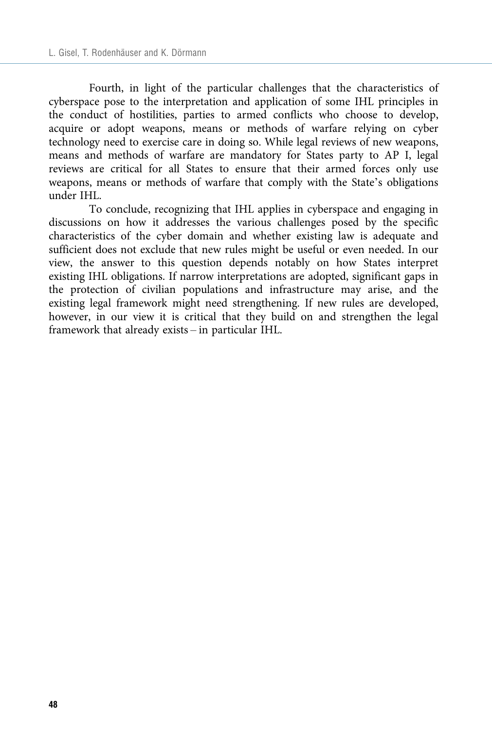Fourth, in light of the particular challenges that the characteristics of cyberspace pose to the interpretation and application of some IHL principles in the conduct of hostilities, parties to armed conflicts who choose to develop, acquire or adopt weapons, means or methods of warfare relying on cyber technology need to exercise care in doing so. While legal reviews of new weapons, means and methods of warfare are mandatory for States party to AP I, legal reviews are critical for all States to ensure that their armed forces only use weapons, means or methods of warfare that comply with the State's obligations under IHL.

To conclude, recognizing that IHL applies in cyberspace and engaging in discussions on how it addresses the various challenges posed by the specific characteristics of the cyber domain and whether existing law is adequate and sufficient does not exclude that new rules might be useful or even needed. In our view, the answer to this question depends notably on how States interpret existing IHL obligations. If narrow interpretations are adopted, significant gaps in the protection of civilian populations and infrastructure may arise, and the existing legal framework might need strengthening. If new rules are developed, however, in our view it is critical that they build on and strengthen the legal framework that already exists – in particular IHL.